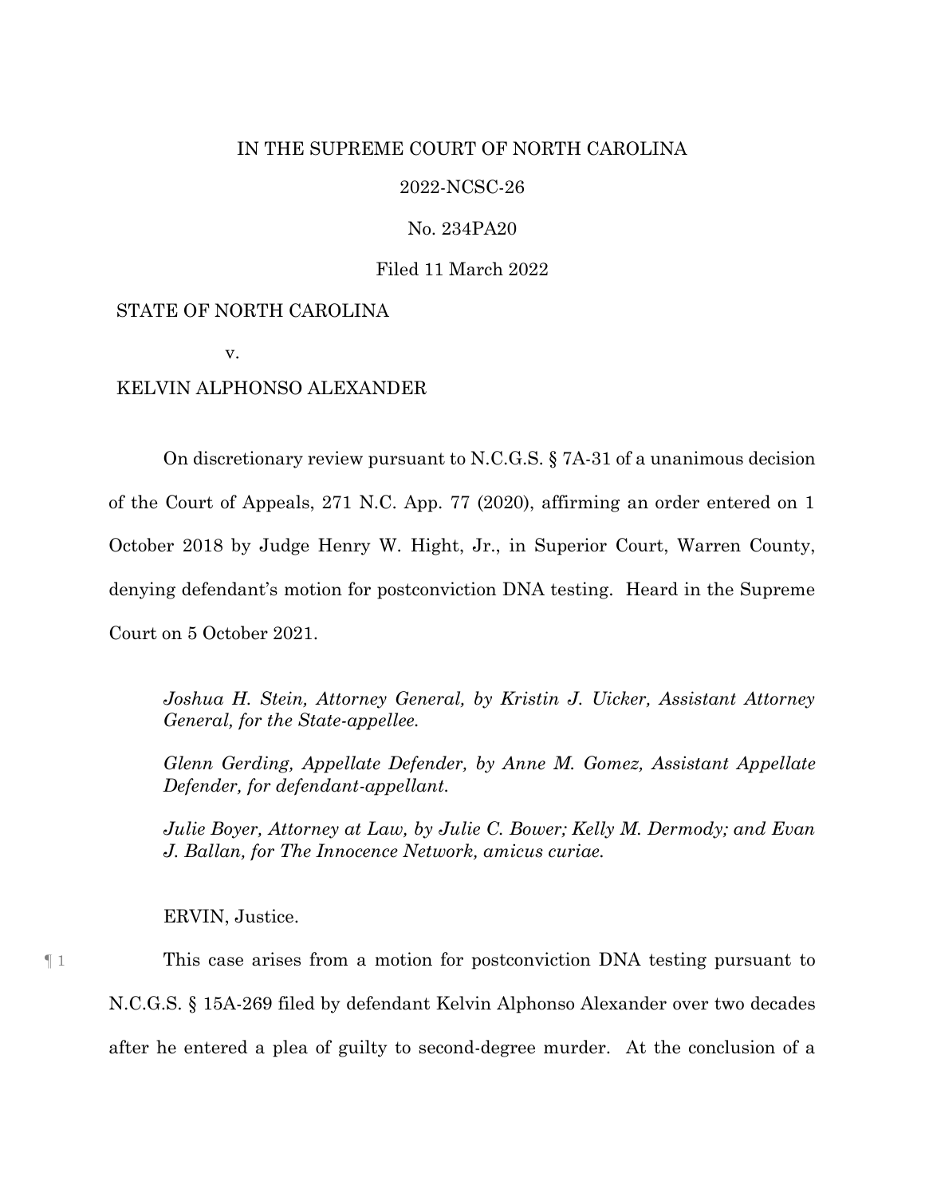IN THE SUPREME COURT OF NORTH CAROLINA

2022-NCSC-26

No. 234PA20

Filed 11 March 2022

STATE OF NORTH CAROLINA

v.

KELVIN ALPHONSO ALEXANDER

On discretionary review pursuant to N.C.G.S. § 7A-31 of a unanimous decision of the Court of Appeals, 271 N.C. App. 77 (2020), affirming an order entered on 1 October 2018 by Judge Henry W. Hight, Jr., in Superior Court, Warren County, denying defendant's motion for postconviction DNA testing. Heard in the Supreme Court on 5 October 2021.

*Joshua H. Stein, Attorney General, by Kristin J. Uicker, Assistant Attorney General, for the State-appellee.*

*Glenn Gerding, Appellate Defender, by Anne M. Gomez, Assistant Appellate Defender, for defendant-appellant.*

*Julie Boyer, Attorney at Law, by Julie C. Bower; Kelly M. Dermody; and Evan J. Ballan, for The Innocence Network, amicus curiae.*

ERVIN, Justice.

¶ 1 This case arises from a motion for postconviction DNA testing pursuant to N.C.G.S. § 15A-269 filed by defendant Kelvin Alphonso Alexander over two decades after he entered a plea of guilty to second-degree murder. At the conclusion of a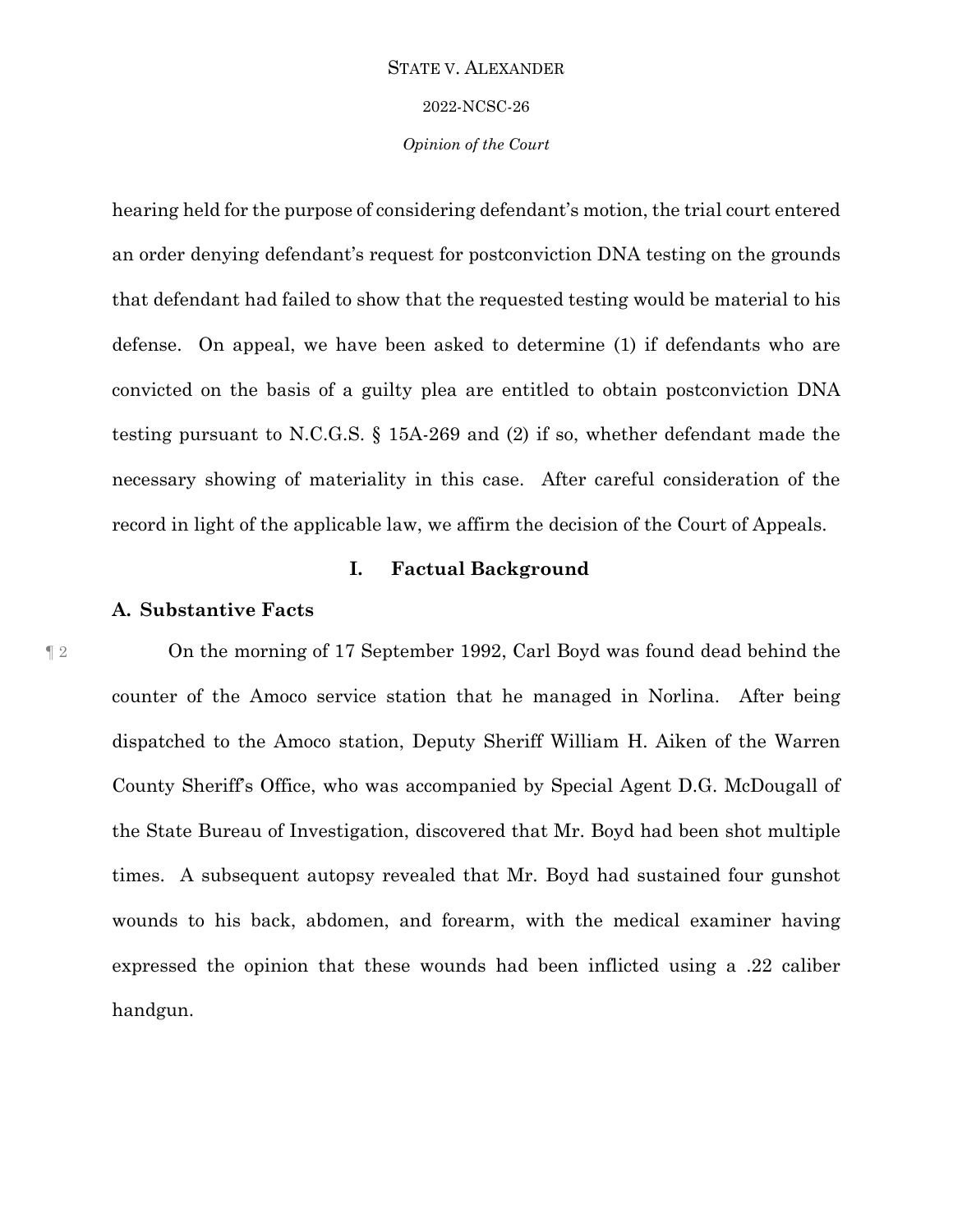hearing held for the purpose of considering defendant's motion, the trial court entered an order denying defendant's request for postconviction DNA testing on the grounds that defendant had failed to show that the requested testing would be material to his defense. On appeal, we have been asked to determine (1) if defendants who are convicted on the basis of a guilty plea are entitled to obtain postconviction DNA testing pursuant to N.C.G.S. § 15A-269 and (2) if so, whether defendant made the necessary showing of materiality in this case. After careful consideration of the record in light of the applicable law, we affirm the decision of the Court of Appeals.

## I. Factual Background

### A. Substantive Facts

¶ 2 On the morning of 17 September 1992, Carl Boyd was found dead behind the counter of the Amoco service station that he managed in Norlina. After being dispatched to the Amoco station, Deputy Sheriff William H. Aiken of the Warren County Sheriff's Office, who was accompanied by Special Agent D.G. McDougall of the State Bureau of Investigation, discovered that Mr. Boyd had been shot multiple times. A subsequent autopsy revealed that Mr. Boyd had sustained four gunshot wounds to his back, abdomen, and forearm, with the medical examiner having expressed the opinion that these wounds had been inflicted using a .22 caliber handgun.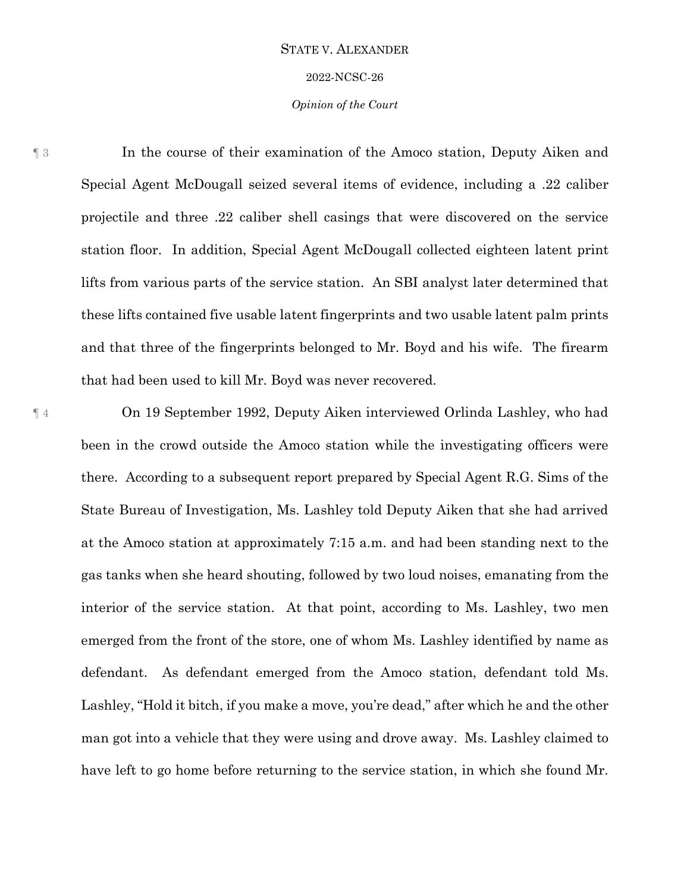¶ 3 In the course of their examination of the Amoco station, Deputy Aiken and Special Agent McDougall seized several items of evidence, including a .22 caliber projectile and three .22 caliber shell casings that were discovered on the service station floor. In addition, Special Agent McDougall collected eighteen latent print lifts from various parts of the service station. An SBI analyst later determined that these lifts contained five usable latent fingerprints and two usable latent palm prints and that three of the fingerprints belonged to Mr. Boyd and his wife. The firearm that had been used to kill Mr. Boyd was never recovered.

¶ 4 On 19 September 1992, Deputy Aiken interviewed Orlinda Lashley, who had been in the crowd outside the Amoco station while the investigating officers were there. According to a subsequent report prepared by Special Agent R.G. Sims of the State Bureau of Investigation, Ms. Lashley told Deputy Aiken that she had arrived at the Amoco station at approximately 7:15 a.m. and had been standing next to the gas tanks when she heard shouting, followed by two loud noises, emanating from the interior of the service station. At that point, according to Ms. Lashley, two men emerged from the front of the store, one of whom Ms. Lashley identified by name as defendant. As defendant emerged from the Amoco station, defendant told Ms. Lashley, "Hold it bitch, if you make a move, you're dead," after which he and the other man got into a vehicle that they were using and drove away. Ms. Lashley claimed to have left to go home before returning to the service station, in which she found Mr.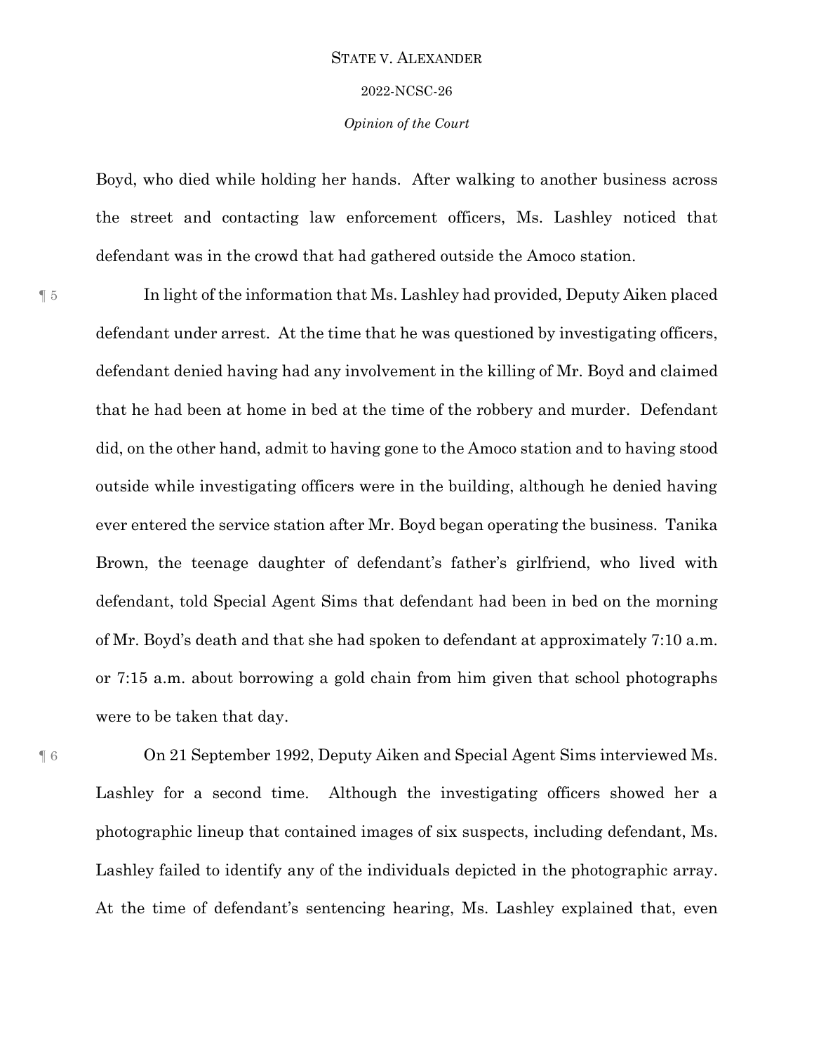Boyd, who died while holding her hands. After walking to another business across the street and contacting law enforcement officers, Ms. Lashley noticed that defendant was in the crowd that had gathered outside the Amoco station.

¶ 5 In light of the information that Ms. Lashley had provided, Deputy Aiken placed defendant under arrest. At the time that he was questioned by investigating officers, defendant denied having had any involvement in the killing of Mr. Boyd and claimed that he had been at home in bed at the time of the robbery and murder. Defendant did, on the other hand, admit to having gone to the Amoco station and to having stood outside while investigating officers were in the building, although he denied having ever entered the service station after Mr. Boyd began operating the business. Tanika Brown, the teenage daughter of defendant's father's girlfriend, who lived with defendant, told Special Agent Sims that defendant had been in bed on the morning of Mr. Boyd's death and that she had spoken to defendant at approximately 7:10 a.m. or 7:15 a.m. about borrowing a gold chain from him given that school photographs were to be taken that day.

¶ 6 On 21 September 1992, Deputy Aiken and Special Agent Sims interviewed Ms. Lashley for a second time. Although the investigating officers showed her a photographic lineup that contained images of six suspects, including defendant, Ms. Lashley failed to identify any of the individuals depicted in the photographic array. At the time of defendant's sentencing hearing, Ms. Lashley explained that, even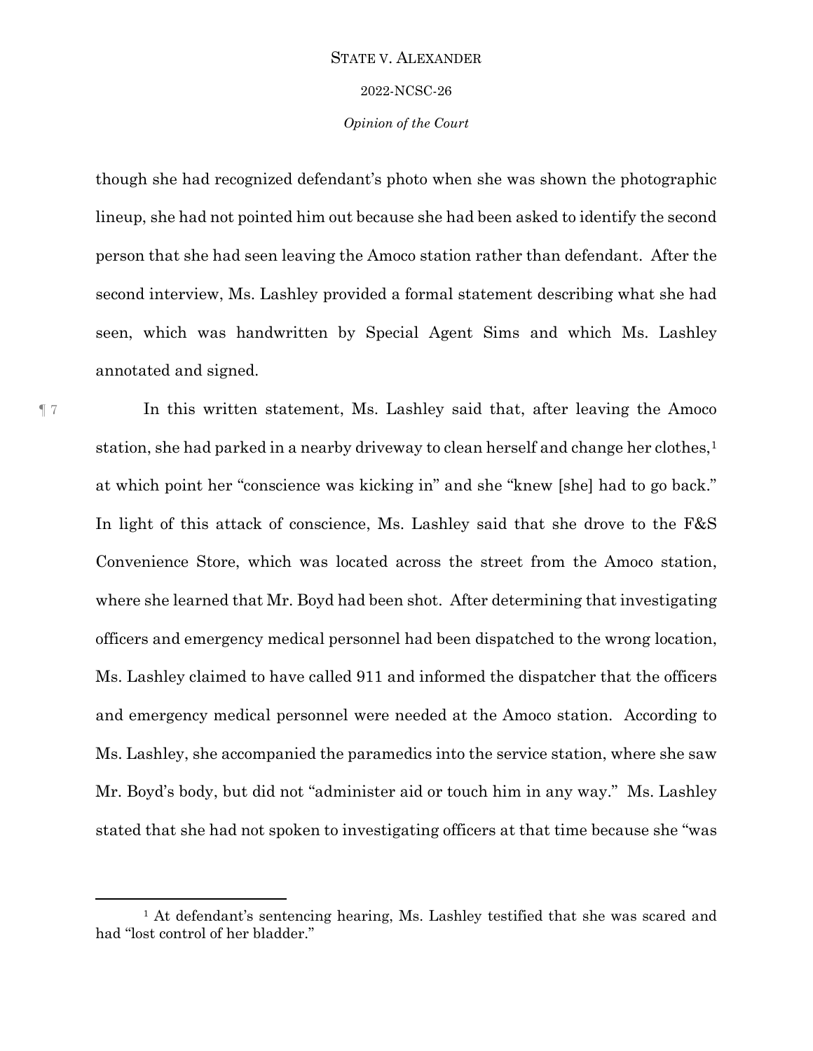though she had recognized defendant's photo when she was shown the photographic lineup, she had not pointed him out because she had been asked to identify the second person that she had seen leaving the Amoco station rather than defendant. After the second interview, Ms. Lashley provided a formal statement describing what she had seen, which was handwritten by Special Agent Sims and which Ms. Lashley annotated and signed.

¶ 7 In this written statement, Ms. Lashley said that, after leaving the Amoco station, she had parked in a nearby driveway to clean herself and change her clothes,[1] at which point her "conscience was kicking in" and she "knew [she] had to go back." In light of this attack of conscience, Ms. Lashley said that she drove to the F&S Convenience Store, which was located across the street from the Amoco station, where she learned that Mr. Boyd had been shot. After determining that investigating officers and emergency medical personnel had been dispatched to the wrong location, Ms. Lashley claimed to have called 911 and informed the dispatcher that the officers and emergency medical personnel were needed at the Amoco station. According to Ms. Lashley, she accompanied the paramedics into the service station, where she saw Mr. Boyd's body, but did not "administer aid or touch him in any way." Ms. Lashley stated that she had not spoken to investigating officers at that time because she "was

[1] At defendant's sentencing hearing, Ms. Lashley testified that she was scared and had "lost control of her bladder."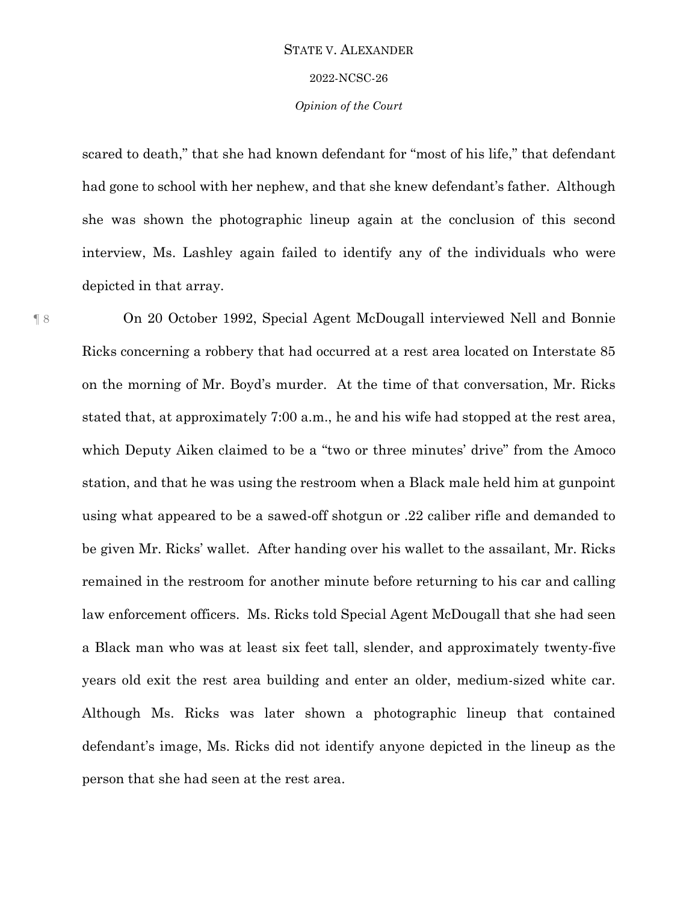scared to death," that she had known defendant for "most of his life," that defendant had gone to school with her nephew, and that she knew defendant's father. Although she was shown the photographic lineup again at the conclusion of this second interview, Ms. Lashley again failed to identify any of the individuals who were depicted in that array.

¶ 8 On 20 October 1992, Special Agent McDougall interviewed Nell and Bonnie Ricks concerning a robbery that had occurred at a rest area located on Interstate 85 on the morning of Mr. Boyd's murder. At the time of that conversation, Mr. Ricks stated that, at approximately 7:00 a.m., he and his wife had stopped at the rest area, which Deputy Aiken claimed to be a "two or three minutes' drive" from the Amoco station, and that he was using the restroom when a Black male held him at gunpoint using what appeared to be a sawed-off shotgun or .22 caliber rifle and demanded to be given Mr. Ricks' wallet. After handing over his wallet to the assailant, Mr. Ricks remained in the restroom for another minute before returning to his car and calling law enforcement officers. Ms. Ricks told Special Agent McDougall that she had seen a Black man who was at least six feet tall, slender, and approximately twenty-five years old exit the rest area building and enter an older, medium-sized white car. Although Ms. Ricks was later shown a photographic lineup that contained defendant's image, Ms. Ricks did not identify anyone depicted in the lineup as the person that she had seen at the rest area.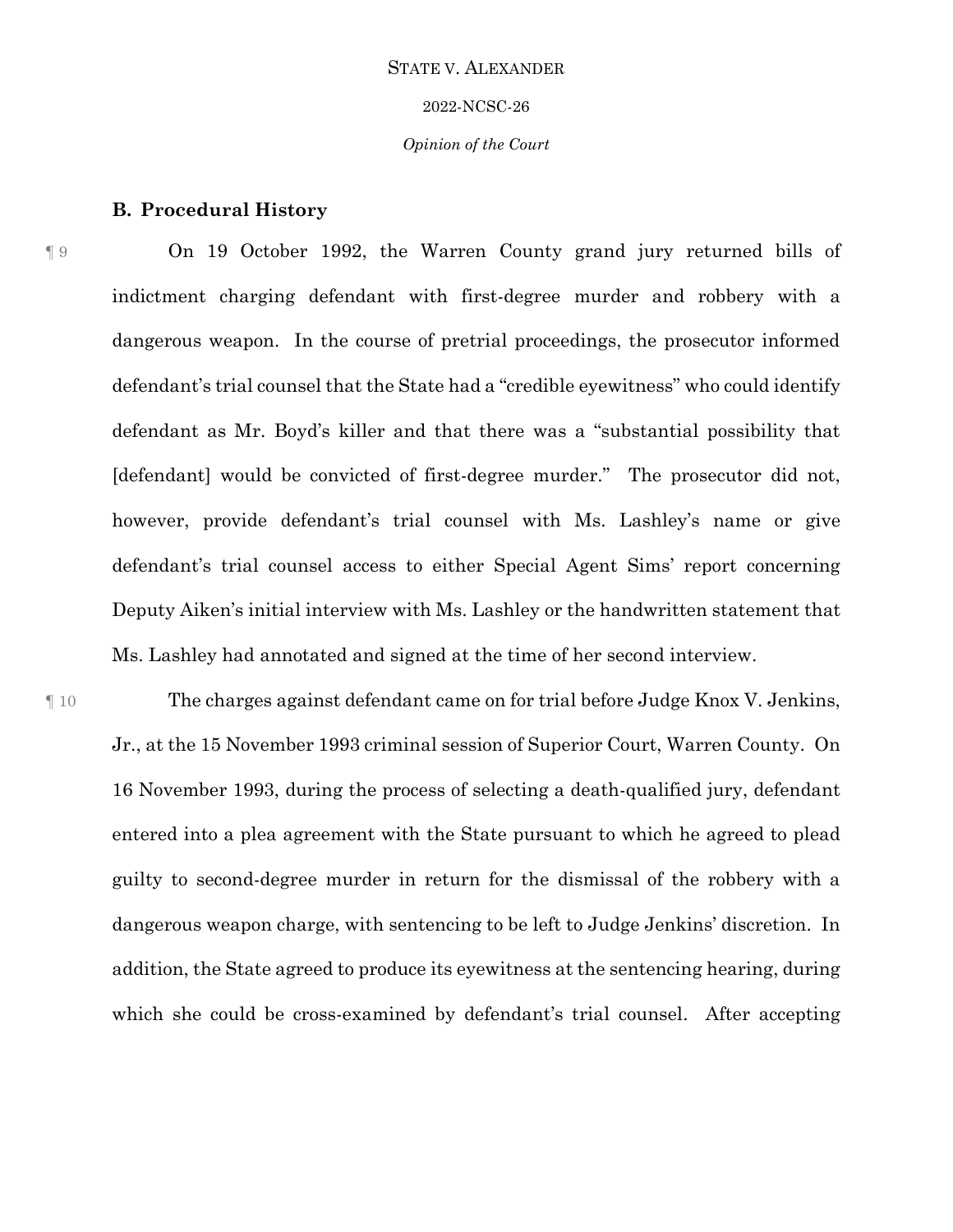### B. Procedural History

¶ 9 On 19 October 1992, the Warren County grand jury returned bills of indictment charging defendant with first-degree murder and robbery with a dangerous weapon. In the course of pretrial proceedings, the prosecutor informed defendant's trial counsel that the State had a "credible eyewitness" who could identify defendant as Mr. Boyd's killer and that there was a "substantial possibility that [defendant] would be convicted of first-degree murder." The prosecutor did not, however, provide defendant's trial counsel with Ms. Lashley's name or give defendant's trial counsel access to either Special Agent Sims' report concerning Deputy Aiken's initial interview with Ms. Lashley or the handwritten statement that Ms. Lashley had annotated and signed at the time of her second interview.

¶ 10 The charges against defendant came on for trial before Judge Knox V. Jenkins, Jr., at the 15 November 1993 criminal session of Superior Court, Warren County. On 16 November 1993, during the process of selecting a death-qualified jury, defendant entered into a plea agreement with the State pursuant to which he agreed to plead guilty to second-degree murder in return for the dismissal of the robbery with a dangerous weapon charge, with sentencing to be left to Judge Jenkins' discretion. In addition, the State agreed to produce its eyewitness at the sentencing hearing, during which she could be cross-examined by defendant's trial counsel. After accepting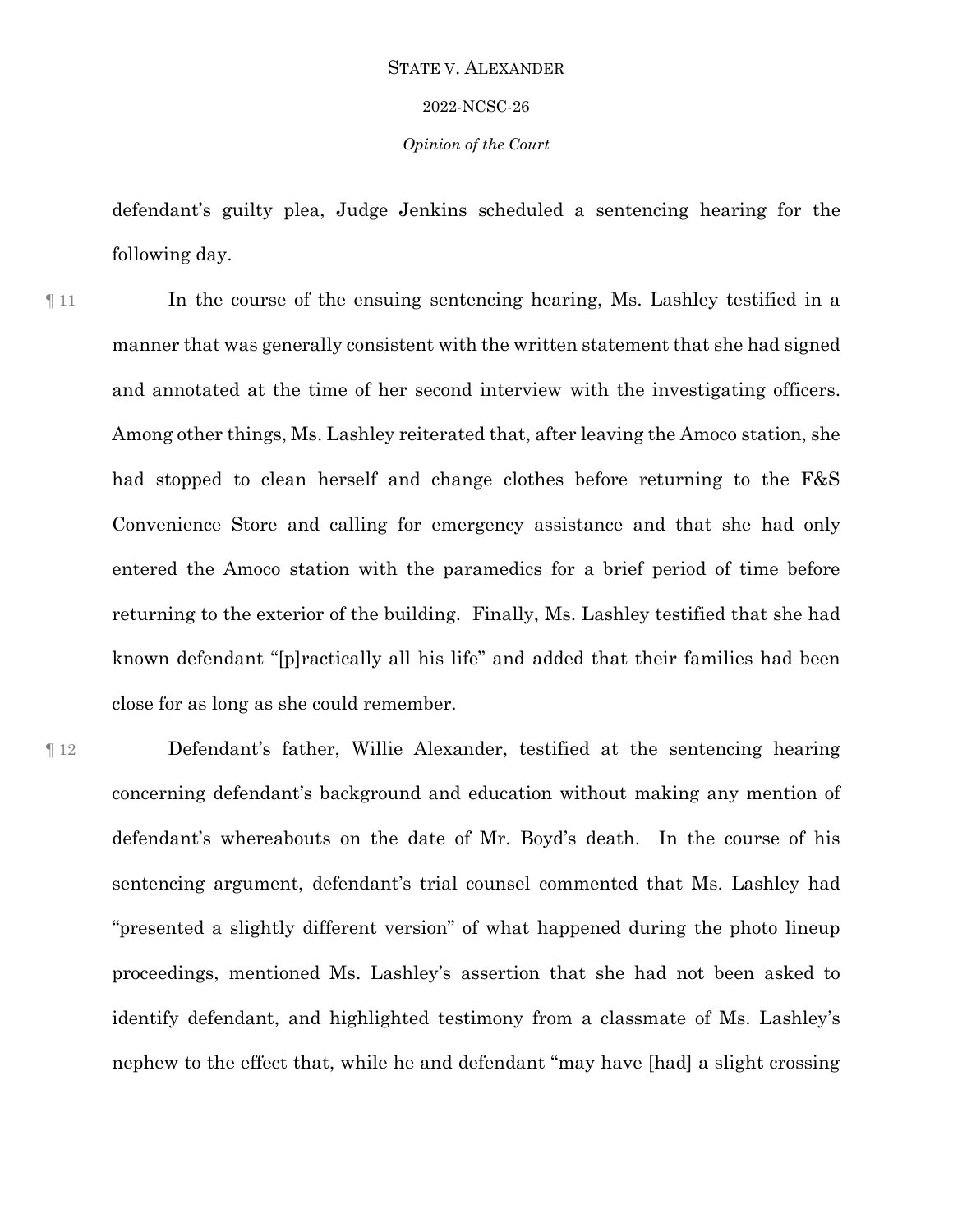defendant's guilty plea, Judge Jenkins scheduled a sentencing hearing for the following day.

¶ 11 In the course of the ensuing sentencing hearing, Ms. Lashley testified in a manner that was generally consistent with the written statement that she had signed and annotated at the time of her second interview with the investigating officers. Among other things, Ms. Lashley reiterated that, after leaving the Amoco station, she had stopped to clean herself and change clothes before returning to the F&S Convenience Store and calling for emergency assistance and that she had only entered the Amoco station with the paramedics for a brief period of time before returning to the exterior of the building. Finally, Ms. Lashley testified that she had known defendant "[p]ractically all his life" and added that their families had been close for as long as she could remember.

¶ 12 Defendant's father, Willie Alexander, testified at the sentencing hearing concerning defendant's background and education without making any mention of defendant's whereabouts on the date of Mr. Boyd's death. In the course of his sentencing argument, defendant's trial counsel commented that Ms. Lashley had "presented a slightly different version" of what happened during the photo lineup proceedings, mentioned Ms. Lashley's assertion that she had not been asked to identify defendant, and highlighted testimony from a classmate of Ms. Lashley's nephew to the effect that, while he and defendant "may have [had] a slight crossing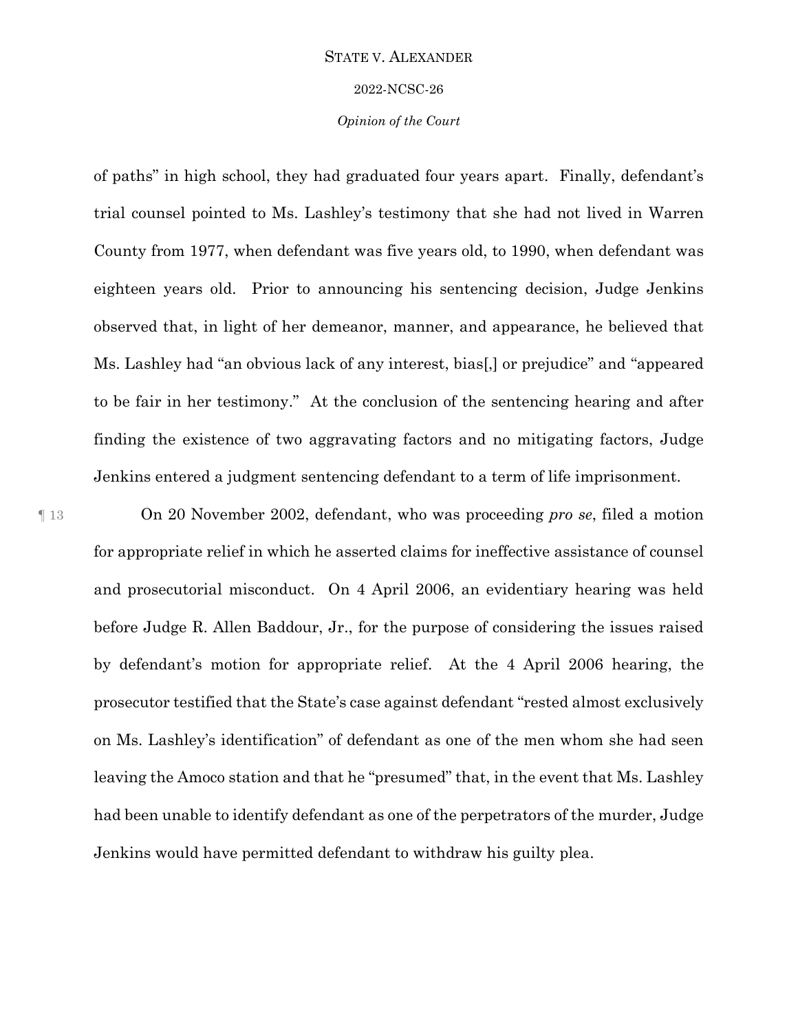of paths" in high school, they had graduated four years apart. Finally, defendant's trial counsel pointed to Ms. Lashley's testimony that she had not lived in Warren County from 1977, when defendant was five years old, to 1990, when defendant was eighteen years old. Prior to announcing his sentencing decision, Judge Jenkins observed that, in light of her demeanor, manner, and appearance, he believed that Ms. Lashley had "an obvious lack of any interest, bias[,] or prejudice" and "appeared to be fair in her testimony." At the conclusion of the sentencing hearing and after finding the existence of two aggravating factors and no mitigating factors, Judge Jenkins entered a judgment sentencing defendant to a term of life imprisonment.

¶ 13 On 20 November 2002, defendant, who was proceeding *pro se*, filed a motion for appropriate relief in which he asserted claims for ineffective assistance of counsel and prosecutorial misconduct. On 4 April 2006, an evidentiary hearing was held before Judge R. Allen Baddour, Jr., for the purpose of considering the issues raised by defendant's motion for appropriate relief. At the 4 April 2006 hearing, the prosecutor testified that the State's case against defendant "rested almost exclusively on Ms. Lashley's identification" of defendant as one of the men whom she had seen leaving the Amoco station and that he "presumed" that, in the event that Ms. Lashley had been unable to identify defendant as one of the perpetrators of the murder, Judge Jenkins would have permitted defendant to withdraw his guilty plea.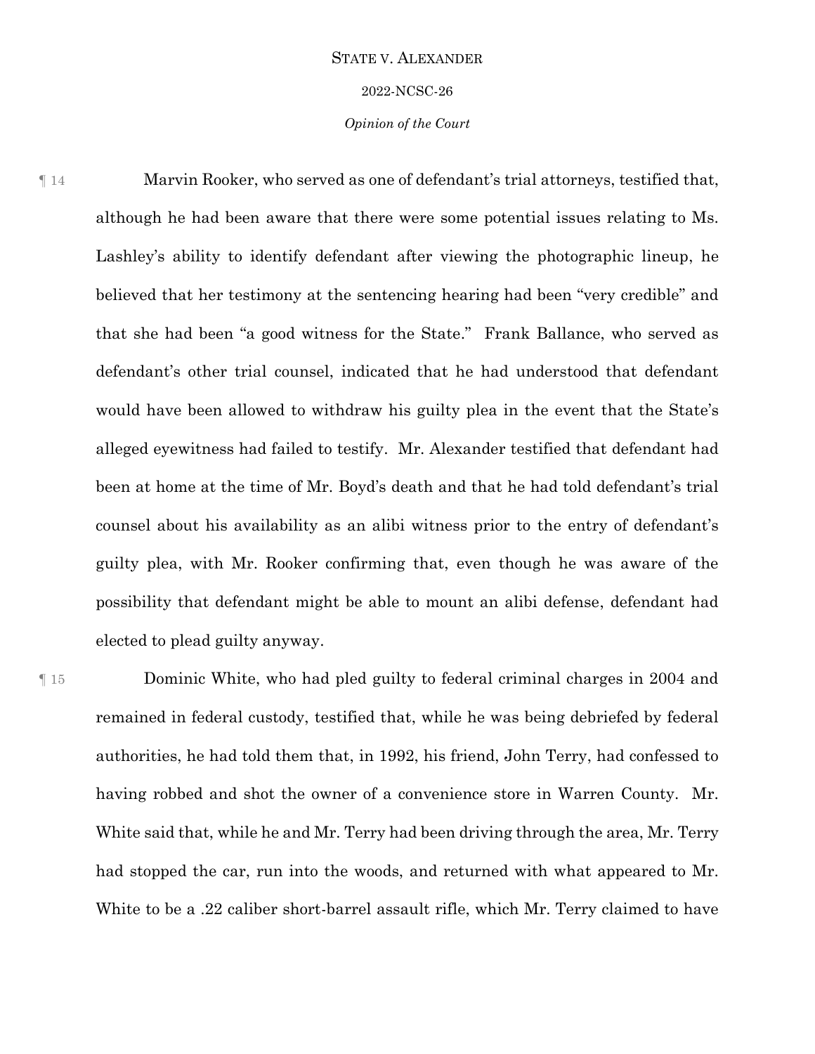¶ 14 Marvin Rooker, who served as one of defendant's trial attorneys, testified that, although he had been aware that there were some potential issues relating to Ms. Lashley's ability to identify defendant after viewing the photographic lineup, he believed that her testimony at the sentencing hearing had been "very credible" and that she had been "a good witness for the State." Frank Ballance, who served as defendant's other trial counsel, indicated that he had understood that defendant would have been allowed to withdraw his guilty plea in the event that the State's alleged eyewitness had failed to testify. Mr. Alexander testified that defendant had been at home at the time of Mr. Boyd's death and that he had told defendant's trial counsel about his availability as an alibi witness prior to the entry of defendant's guilty plea, with Mr. Rooker confirming that, even though he was aware of the possibility that defendant might be able to mount an alibi defense, defendant had elected to plead guilty anyway.

¶ 15 Dominic White, who had pled guilty to federal criminal charges in 2004 and remained in federal custody, testified that, while he was being debriefed by federal authorities, he had told them that, in 1992, his friend, John Terry, had confessed to having robbed and shot the owner of a convenience store in Warren County. Mr. White said that, while he and Mr. Terry had been driving through the area, Mr. Terry had stopped the car, run into the woods, and returned with what appeared to Mr. White to be a .22 caliber short-barrel assault rifle, which Mr. Terry claimed to have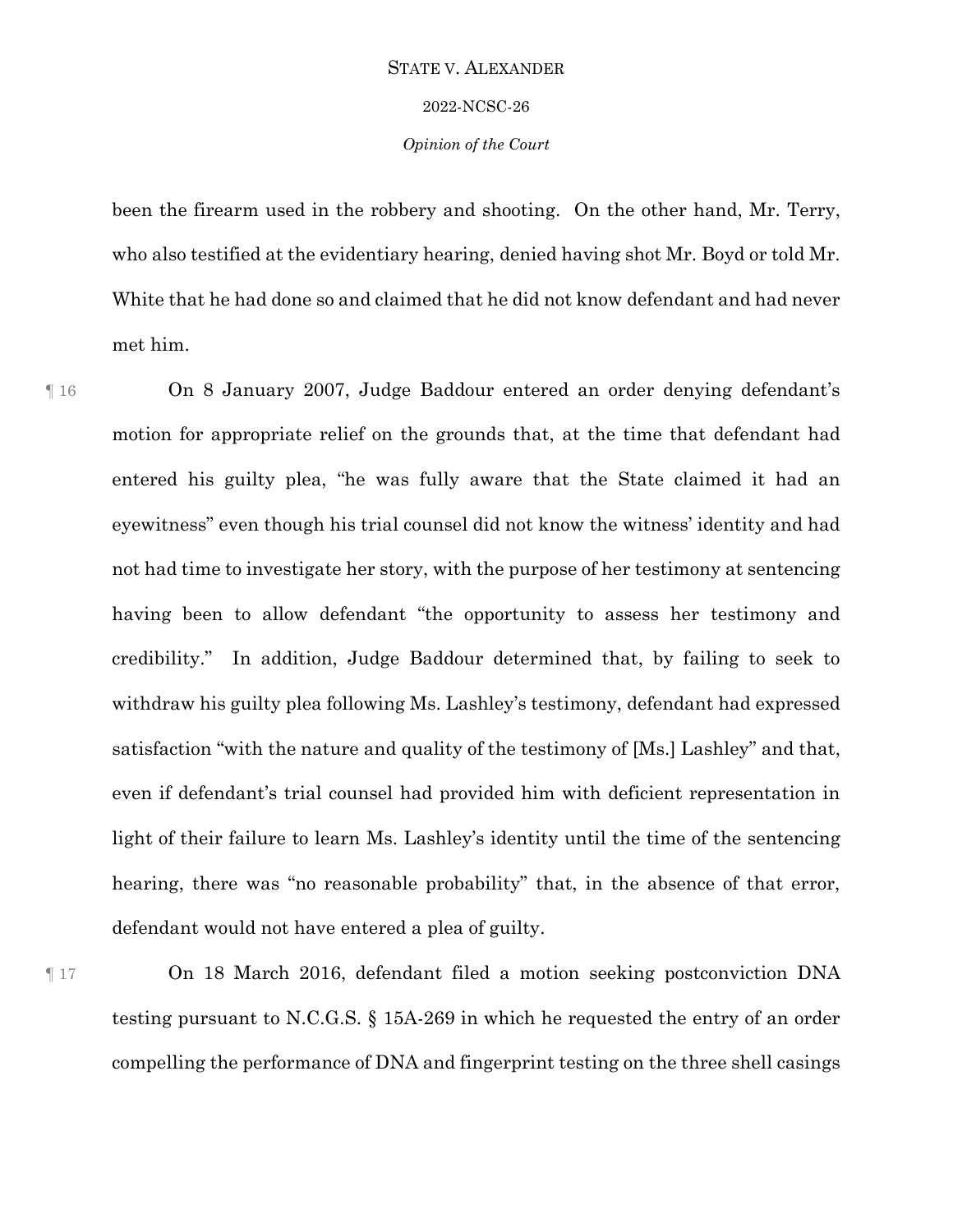been the firearm used in the robbery and shooting. On the other hand, Mr. Terry, who also testified at the evidentiary hearing, denied having shot Mr. Boyd or told Mr. White that he had done so and claimed that he did not know defendant and had never met him.

¶ 16 On 8 January 2007, Judge Baddour entered an order denying defendant's motion for appropriate relief on the grounds that, at the time that defendant had entered his guilty plea, "he was fully aware that the State claimed it had an eyewitness" even though his trial counsel did not know the witness' identity and had not had time to investigate her story, with the purpose of her testimony at sentencing having been to allow defendant "the opportunity to assess her testimony and credibility." In addition, Judge Baddour determined that, by failing to seek to withdraw his guilty plea following Ms. Lashley's testimony, defendant had expressed satisfaction "with the nature and quality of the testimony of [Ms.] Lashley" and that, even if defendant's trial counsel had provided him with deficient representation in light of their failure to learn Ms. Lashley's identity until the time of the sentencing hearing, there was "no reasonable probability" that, in the absence of that error, defendant would not have entered a plea of guilty.

¶ 17 On 18 March 2016, defendant filed a motion seeking postconviction DNA testing pursuant to N.C.G.S. § 15A-269 in which he requested the entry of an order compelling the performance of DNA and fingerprint testing on the three shell casings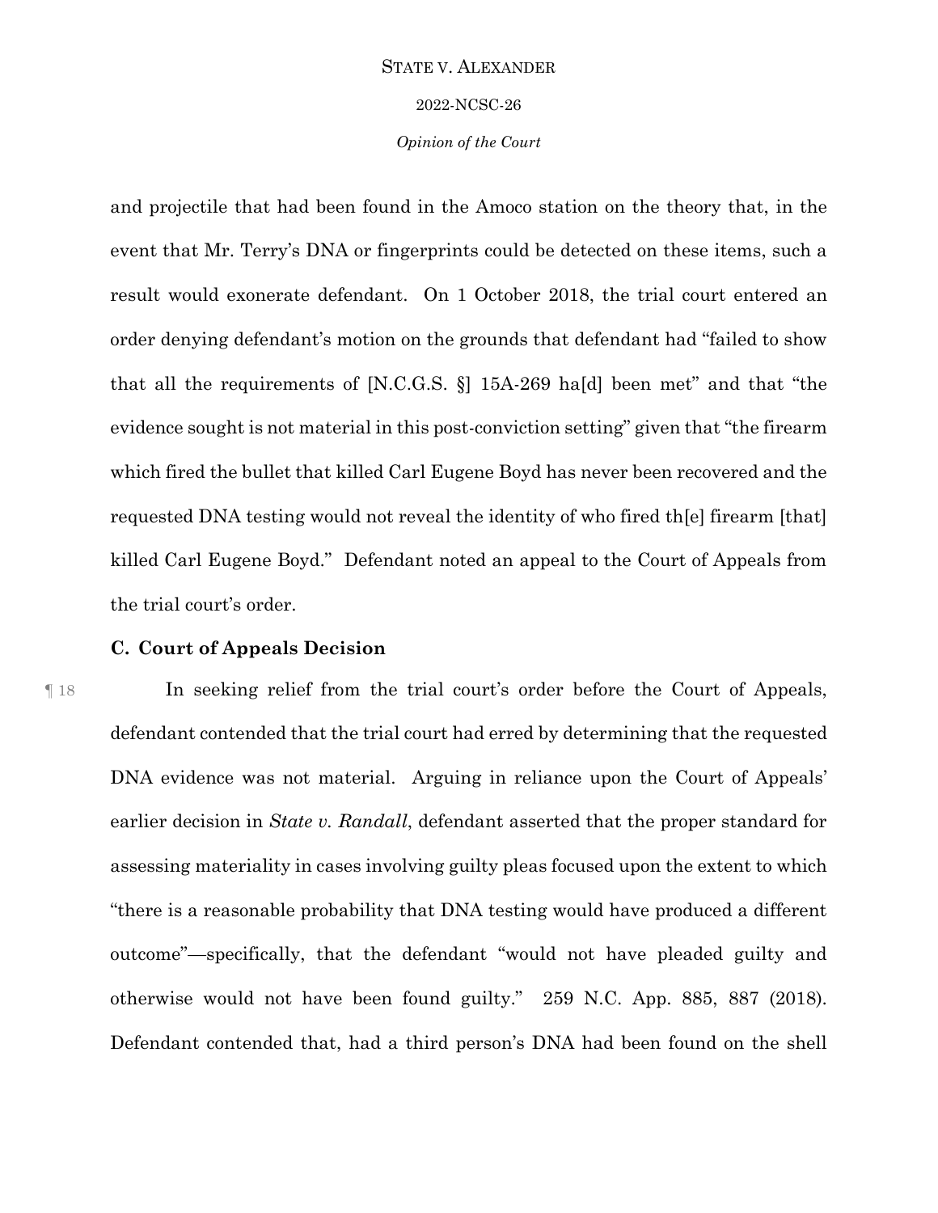and projectile that had been found in the Amoco station on the theory that, in the event that Mr. Terry's DNA or fingerprints could be detected on these items, such a result would exonerate defendant. On 1 October 2018, the trial court entered an order denying defendant's motion on the grounds that defendant had "failed to show that all the requirements of [N.C.G.S. §] 15A-269 ha[d] been met" and that "the evidence sought is not material in this post-conviction setting" given that "the firearm which fired the bullet that killed Carl Eugene Boyd has never been recovered and the requested DNA testing would not reveal the identity of who fired th[e] firearm [that] killed Carl Eugene Boyd." Defendant noted an appeal to the Court of Appeals from the trial court's order.

### C. Court of Appeals Decision

¶ 18 In seeking relief from the trial court's order before the Court of Appeals, defendant contended that the trial court had erred by determining that the requested DNA evidence was not material. Arguing in reliance upon the Court of Appeals' earlier decision in *State v. Randall*, defendant asserted that the proper standard for assessing materiality in cases involving guilty pleas focused upon the extent to which "there is a reasonable probability that DNA testing would have produced a different outcome"—specifically, that the defendant "would not have pleaded guilty and otherwise would not have been found guilty." 259 N.C. App. 885, 887 (2018). Defendant contended that, had a third person's DNA had been found on the shell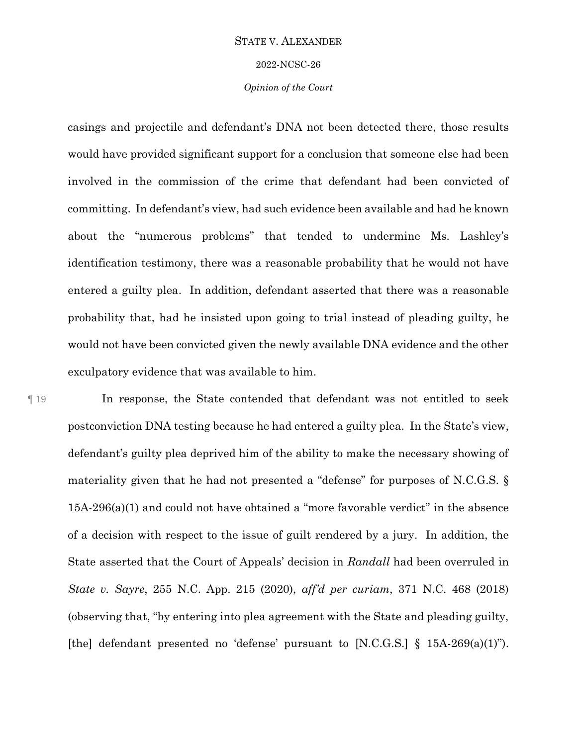casings and projectile and defendant's DNA not been detected there, those results would have provided significant support for a conclusion that someone else had been involved in the commission of the crime that defendant had been convicted of committing. In defendant's view, had such evidence been available and had he known about the "numerous problems" that tended to undermine Ms. Lashley's identification testimony, there was a reasonable probability that he would not have entered a guilty plea. In addition, defendant asserted that there was a reasonable probability that, had he insisted upon going to trial instead of pleading guilty, he would not have been convicted given the newly available DNA evidence and the other exculpatory evidence that was available to him.

¶ 19 In response, the State contended that defendant was not entitled to seek postconviction DNA testing because he had entered a guilty plea. In the State's view, defendant's guilty plea deprived him of the ability to make the necessary showing of materiality given that he had not presented a "defense" for purposes of N.C.G.S. § 15A-296(a)(1) and could not have obtained a "more favorable verdict" in the absence of a decision with respect to the issue of guilt rendered by a jury. In addition, the State asserted that the Court of Appeals' decision in *Randall* had been overruled in *State v. Sayre*, 255 N.C. App. 215 (2020), *aff'd per curiam*, 371 N.C. 468 (2018) (observing that, "by entering into plea agreement with the State and pleading guilty, [the] defendant presented no 'defense' pursuant to [N.C.G.S.] § 15A-269(a)(1)").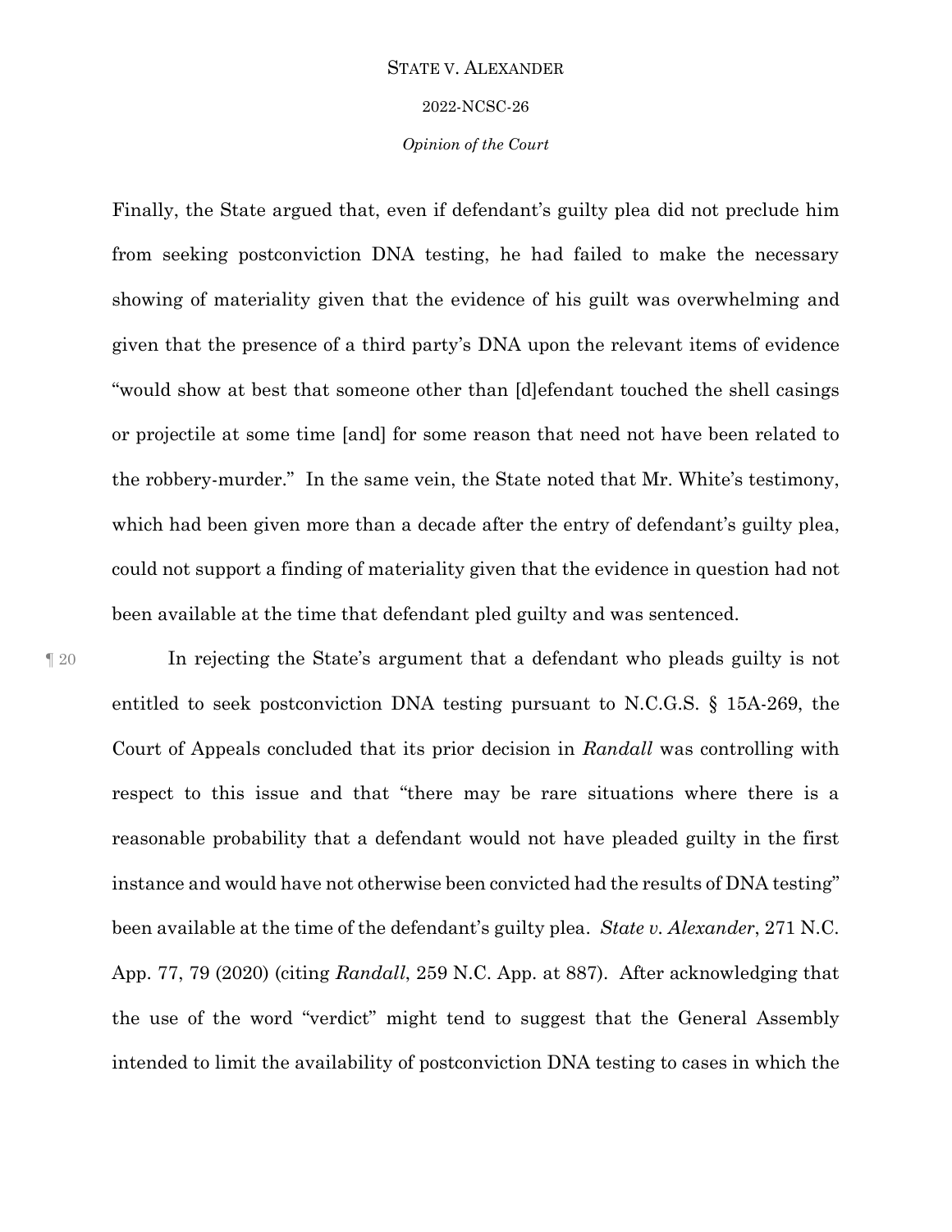Finally, the State argued that, even if defendant's guilty plea did not preclude him from seeking postconviction DNA testing, he had failed to make the necessary showing of materiality given that the evidence of his guilt was overwhelming and given that the presence of a third party's DNA upon the relevant items of evidence "would show at best that someone other than [d]efendant touched the shell casings or projectile at some time [and] for some reason that need not have been related to the robbery-murder." In the same vein, the State noted that Mr. White's testimony, which had been given more than a decade after the entry of defendant's guilty plea, could not support a finding of materiality given that the evidence in question had not been available at the time that defendant pled guilty and was sentenced.

¶ 20 In rejecting the State's argument that a defendant who pleads guilty is not entitled to seek postconviction DNA testing pursuant to N.C.G.S. § 15A-269, the Court of Appeals concluded that its prior decision in *Randall* was controlling with respect to this issue and that "there may be rare situations where there is a reasonable probability that a defendant would not have pleaded guilty in the first instance and would have not otherwise been convicted had the results of DNA testing" been available at the time of the defendant's guilty plea. *State v. Alexander*, 271 N.C. App. 77, 79 (2020) (citing *Randall*, 259 N.C. App. at 887). After acknowledging that the use of the word "verdict" might tend to suggest that the General Assembly intended to limit the availability of postconviction DNA testing to cases in which the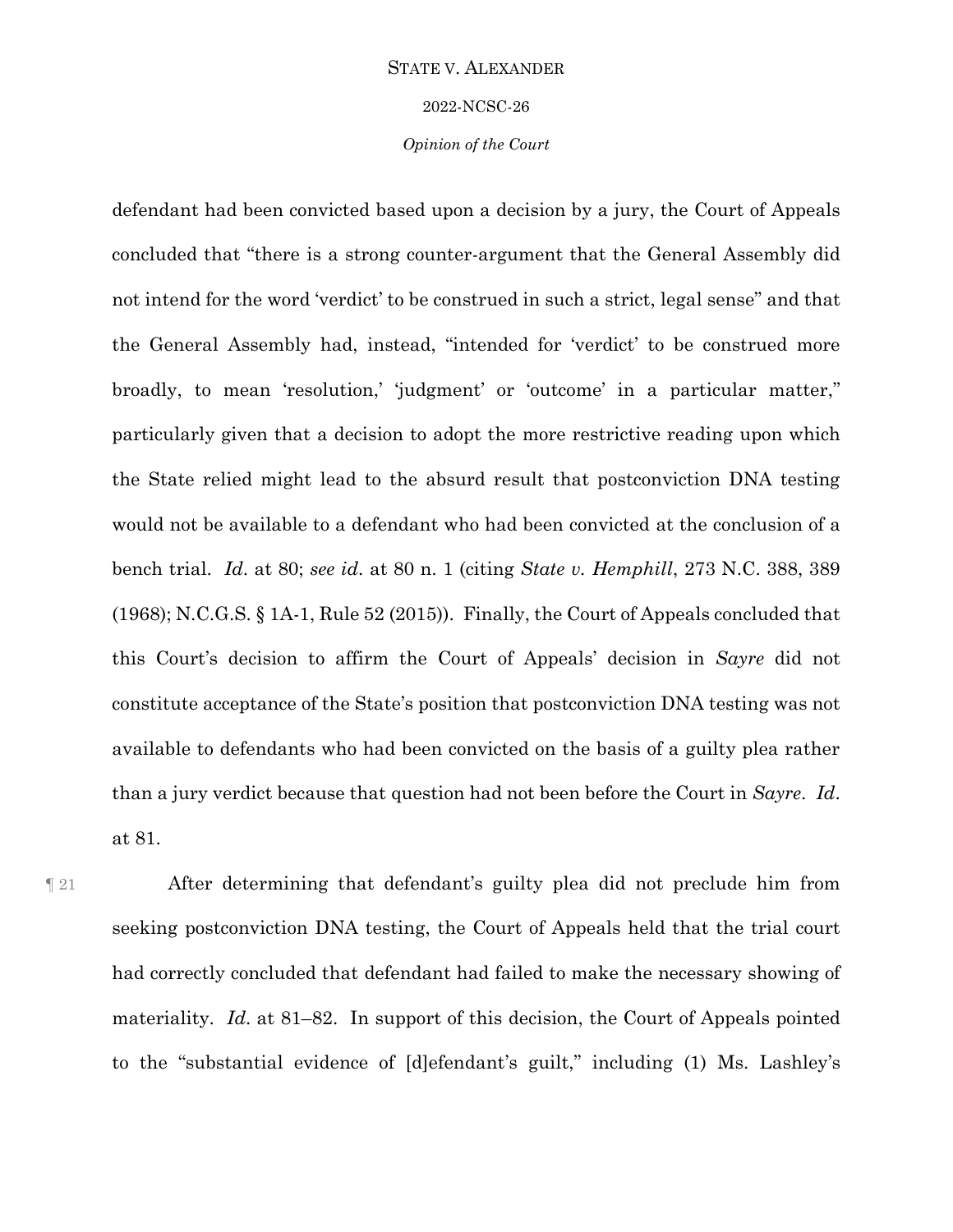defendant had been convicted based upon a decision by a jury, the Court of Appeals concluded that "there is a strong counter-argument that the General Assembly did not intend for the word 'verdict' to be construed in such a strict, legal sense" and that the General Assembly had, instead, "intended for 'verdict' to be construed more broadly, to mean 'resolution,' 'judgment' or 'outcome' in a particular matter," particularly given that a decision to adopt the more restrictive reading upon which the State relied might lead to the absurd result that postconviction DNA testing would not be available to a defendant who had been convicted at the conclusion of a bench trial. *Id.* at 80; *see id.* at 80 n. 1 (citing *State v. Hemphill*, 273 N.C. 388, 389 (1968); N.C.G.S. § 1A-1, Rule 52 (2015)). Finally, the Court of Appeals concluded that this Court's decision to affirm the Court of Appeals' decision in *Sayre* did not constitute acceptance of the State's position that postconviction DNA testing was not available to defendants who had been convicted on the basis of a guilty plea rather than a jury verdict because that question had not been before the Court in *Sayre*. *Id.* at 81.

¶ 21 After determining that defendant's guilty plea did not preclude him from seeking postconviction DNA testing, the Court of Appeals held that the trial court had correctly concluded that defendant had failed to make the necessary showing of materiality. *Id.* at 81–82. In support of this decision, the Court of Appeals pointed to the "substantial evidence of [d]efendant's guilt," including (1) Ms. Lashley's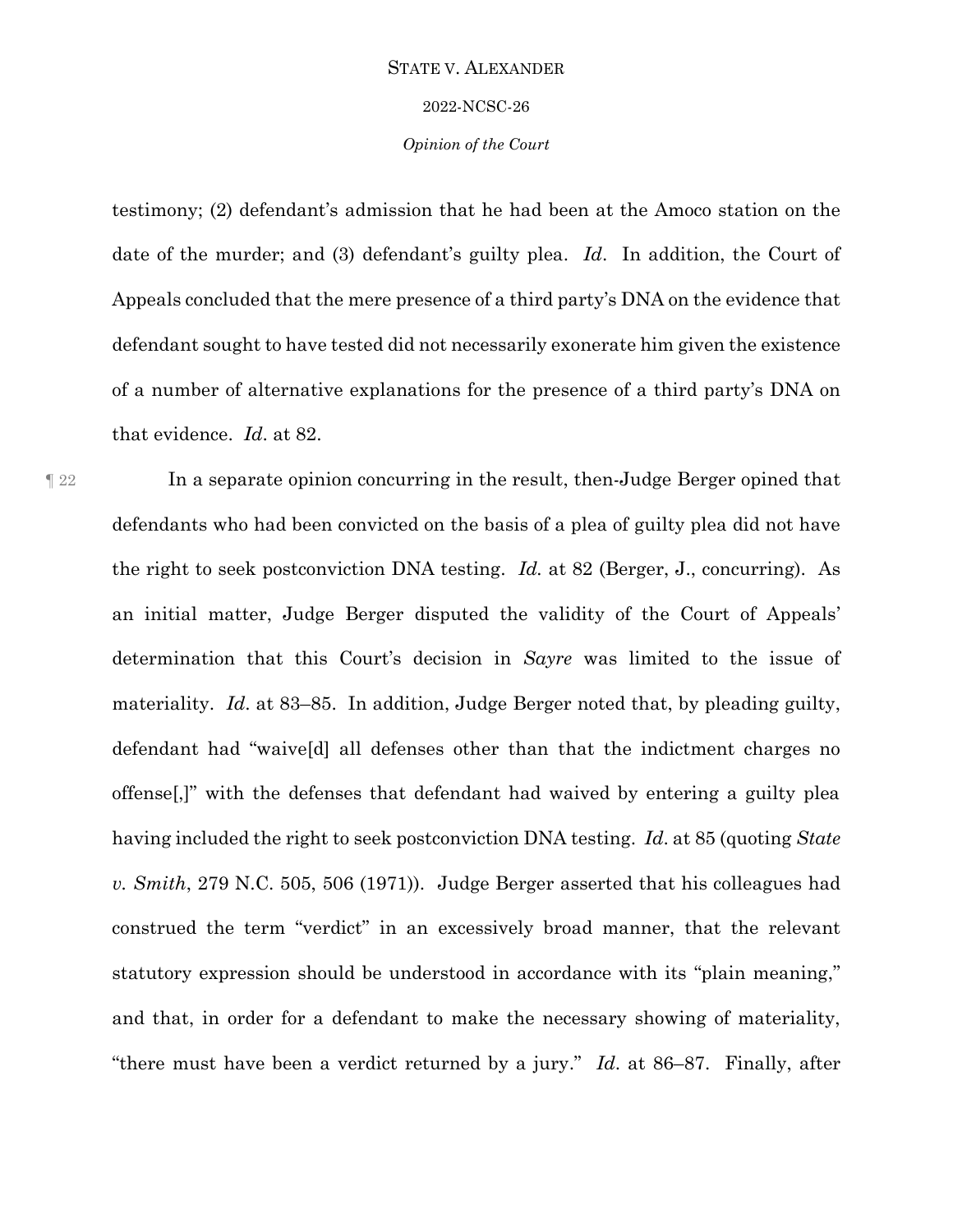testimony; (2) defendant's admission that he had been at the Amoco station on the date of the murder; and (3) defendant's guilty plea. *Id*. In addition, the Court of Appeals concluded that the mere presence of a third party's DNA on the evidence that defendant sought to have tested did not necessarily exonerate him given the existence of a number of alternative explanations for the presence of a third party's DNA on that evidence. *Id*. at 82.

¶ 22 In a separate opinion concurring in the result, then-Judge Berger opined that defendants who had been convicted on the basis of a plea of guilty plea did not have the right to seek postconviction DNA testing. *Id.* at 82 (Berger, J., concurring). As an initial matter, Judge Berger disputed the validity of the Court of Appeals' determination that this Court's decision in *Sayre* was limited to the issue of materiality. *Id*. at 83–85. In addition, Judge Berger noted that, by pleading guilty, defendant had "waive[d] all defenses other than that the indictment charges no offense[,]" with the defenses that defendant had waived by entering a guilty plea having included the right to seek postconviction DNA testing. *Id*. at 85 (quoting *State v. Smith*, 279 N.C. 505, 506 (1971)). Judge Berger asserted that his colleagues had construed the term "verdict" in an excessively broad manner, that the relevant statutory expression should be understood in accordance with its "plain meaning," and that, in order for a defendant to make the necessary showing of materiality, "there must have been a verdict returned by a jury." *Id*. at 86–87. Finally, after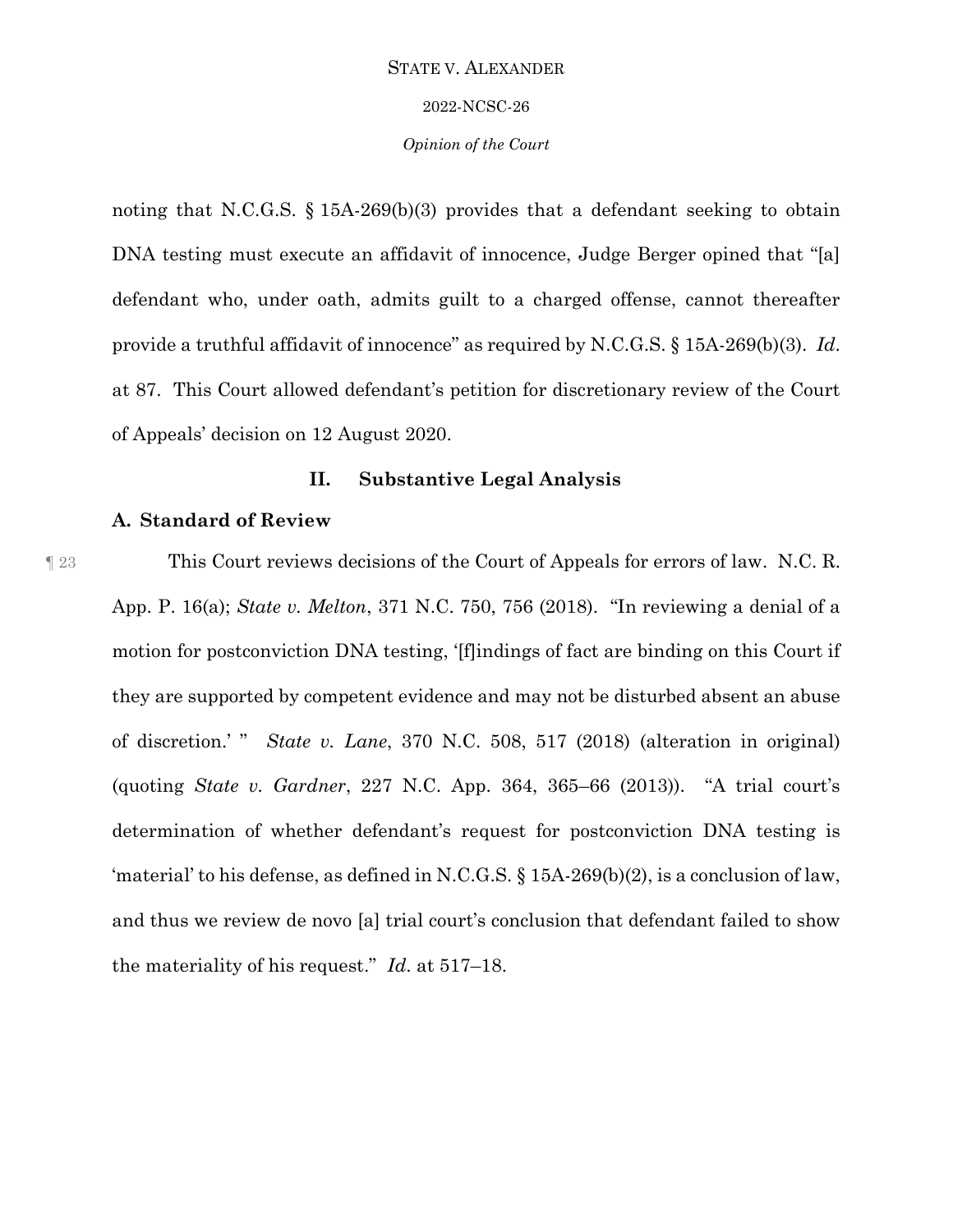noting that N.C.G.S. § 15A-269(b)(3) provides that a defendant seeking to obtain DNA testing must execute an affidavit of innocence, Judge Berger opined that "[a] defendant who, under oath, admits guilt to a charged offense, cannot thereafter provide a truthful affidavit of innocence" as required by N.C.G.S. § 15A-269(b)(3). *Id.* at 87. This Court allowed defendant's petition for discretionary review of the Court of Appeals' decision on 12 August 2020.

## II. Substantive Legal Analysis

### A. Standard of Review

¶ 23 This Court reviews decisions of the Court of Appeals for errors of law. N.C. R. App. P. 16(a); *State v. Melton*, 371 N.C. 750, 756 (2018). "In reviewing a denial of a motion for postconviction DNA testing, '[f]indings of fact are binding on this Court if they are supported by competent evidence and may not be disturbed absent an abuse of discretion.' " *State v. Lane*, 370 N.C. 508, 517 (2018) (alteration in original) (quoting *State v. Gardner*, 227 N.C. App. 364, 365–66 (2013)). "A trial court's determination of whether defendant's request for postconviction DNA testing is 'material' to his defense, as defined in N.C.G.S. § 15A-269(b)(2), is a conclusion of law, and thus we review de novo [a] trial court's conclusion that defendant failed to show the materiality of his request." *Id.* at 517–18.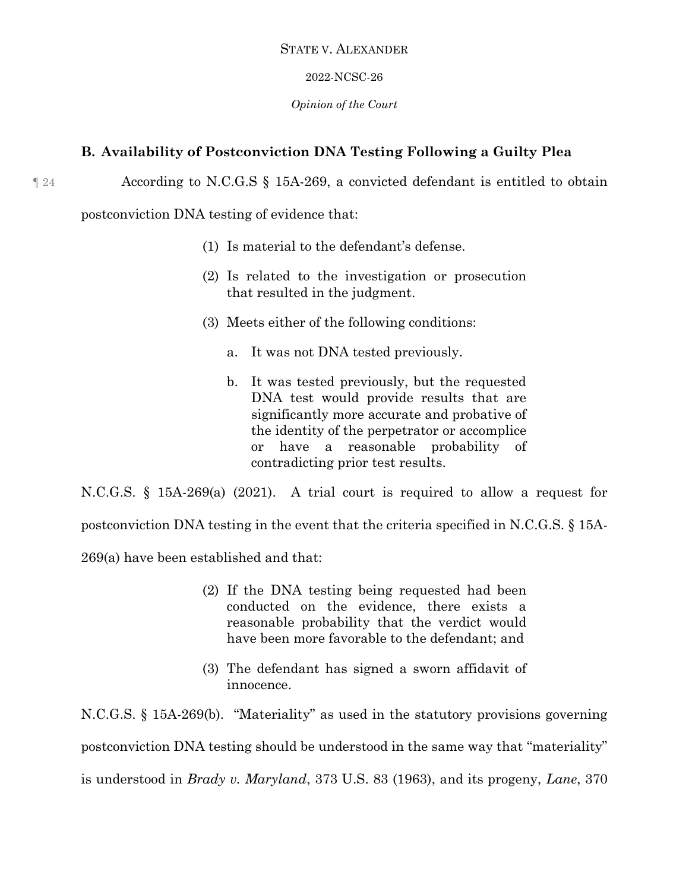### B. Availability of Postconviction DNA Testing Following a Guilty Plea

¶ 24 According to N.C.G.S § 15A-269, a convicted defendant is entitled to obtain postconviction DNA testing of evidence that:

> (1) Is material to the defendant's defense.
>
> (2) Is related to the investigation or prosecution that resulted in the judgment.
>
> (3) Meets either of the following conditions:
>
> a. It was not DNA tested previously.
>
> b. It was tested previously, but the requested DNA test would provide results that are significantly more accurate and probative of the identity of the perpetrator or accomplice or have a reasonable probability of contradicting prior test results.

N.C.G.S. § 15A-269(a) (2021). A trial court is required to allow a request for postconviction DNA testing in the event that the criteria specified in N.C.G.S. § 15A-269(a) have been established and that:

> (2) If the DNA testing being requested had been conducted on the evidence, there exists a reasonable probability that the verdict would have been more favorable to the defendant; and
>
> (3) The defendant has signed a sworn affidavit of innocence.

N.C.G.S. § 15A-269(b). "Materiality" as used in the statutory provisions governing postconviction DNA testing should be understood in the same way that "materiality" is understood in *Brady v. Maryland*, 373 U.S. 83 (1963), and its progeny, *Lane*, 370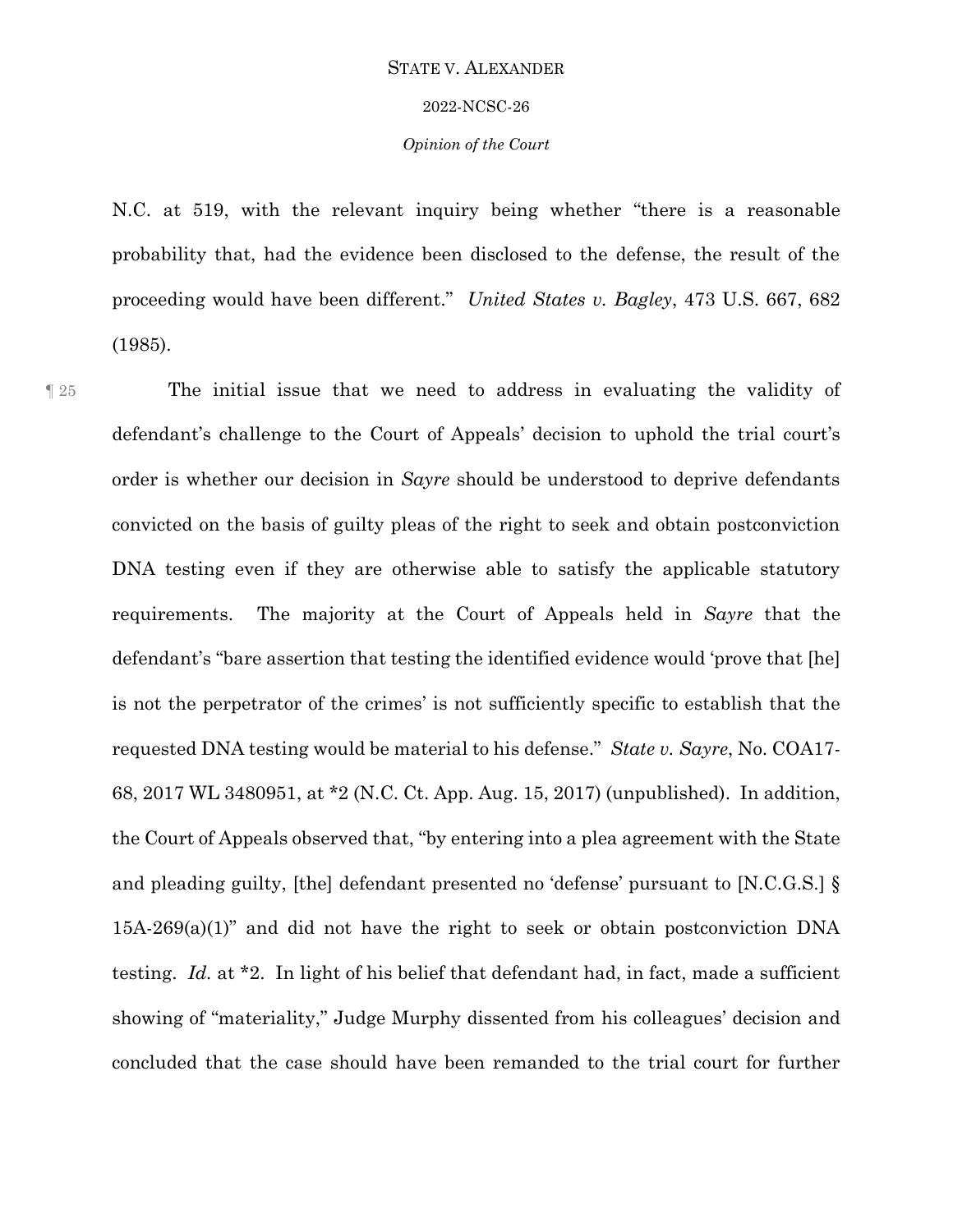N.C. at 519, with the relevant inquiry being whether "there is a reasonable probability that, had the evidence been disclosed to the defense, the result of the proceeding would have been different." *United States v. Bagley*, 473 U.S. 667, 682 (1985).

¶ 25 The initial issue that we need to address in evaluating the validity of defendant's challenge to the Court of Appeals' decision to uphold the trial court's order is whether our decision in *Sayre* should be understood to deprive defendants convicted on the basis of guilty pleas of the right to seek and obtain postconviction DNA testing even if they are otherwise able to satisfy the applicable statutory requirements. The majority at the Court of Appeals held in *Sayre* that the defendant's "bare assertion that testing the identified evidence would 'prove that [he] is not the perpetrator of the crimes' is not sufficiently specific to establish that the requested DNA testing would be material to his defense." *State v. Sayre*, No. COA17-68, 2017 WL 3480951, at *2 (N.C. Ct. App. Aug. 15, 2017) (unpublished). In addition, the Court of Appeals observed that, "by entering into a plea agreement with the State and pleading guilty, [the] defendant presented no 'defense' pursuant to [N.C.G.S.] § 15A-269(a)(1)" and did not have the right to seek or obtain postconviction DNA testing. *Id.* at *2. In light of his belief that defendant had, in fact, made a sufficient showing of "materiality," Judge Murphy dissented from his colleagues' decision and concluded that the case should have been remanded to the trial court for further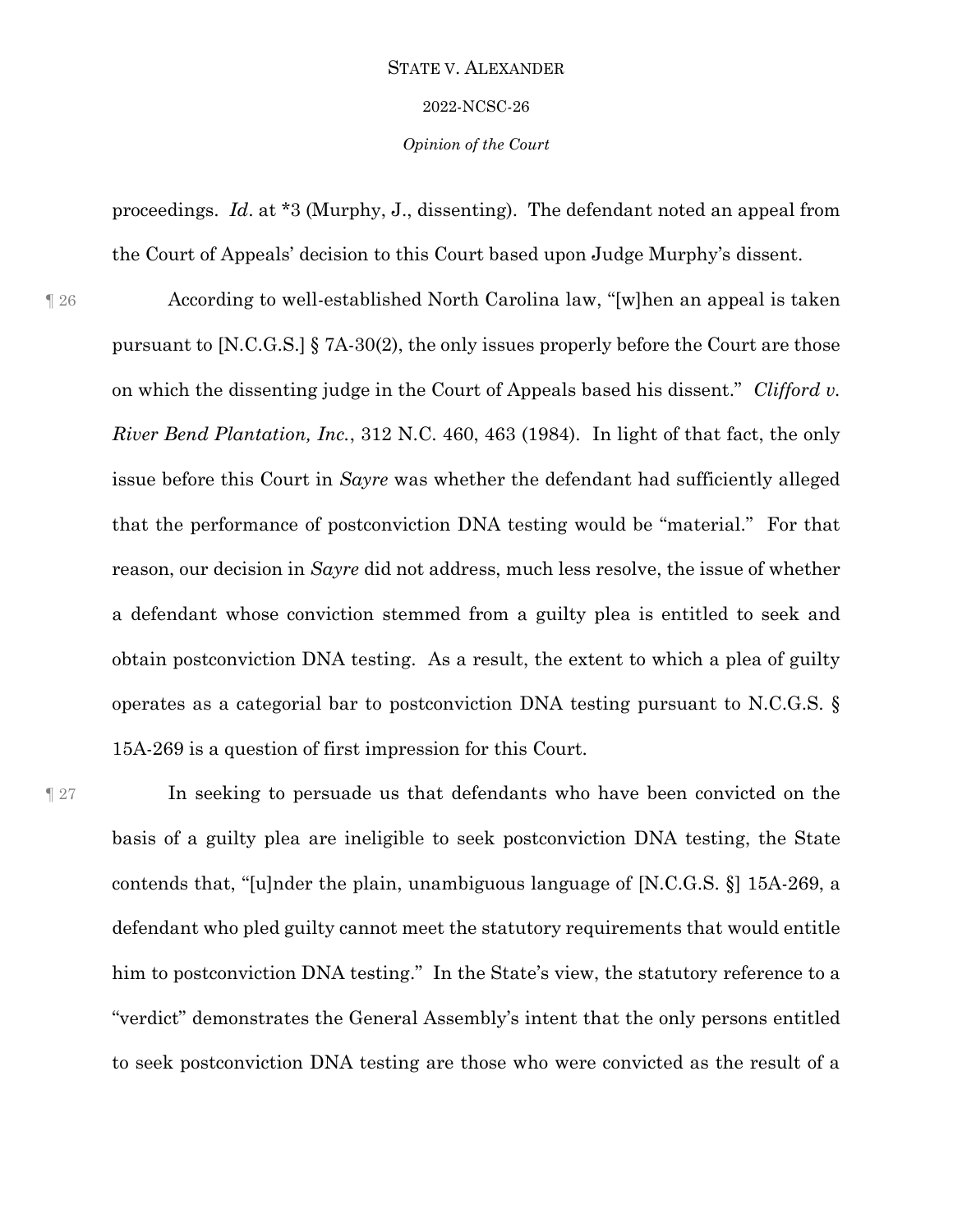proceedings. *Id*. at *3 (Murphy, J., dissenting). The defendant noted an appeal from the Court of Appeals' decision to this Court based upon Judge Murphy's dissent.

¶ 26 According to well-established North Carolina law, "[w]hen an appeal is taken pursuant to [N.C.G.S.] § 7A-30(2), the only issues properly before the Court are those on which the dissenting judge in the Court of Appeals based his dissent." *Clifford v. River Bend Plantation, Inc.*, 312 N.C. 460, 463 (1984). In light of that fact, the only issue before this Court in *Sayre* was whether the defendant had sufficiently alleged that the performance of postconviction DNA testing would be "material." For that reason, our decision in *Sayre* did not address, much less resolve, the issue of whether a defendant whose conviction stemmed from a guilty plea is entitled to seek and obtain postconviction DNA testing. As a result, the extent to which a plea of guilty operates as a categorial bar to postconviction DNA testing pursuant to N.C.G.S. § 15A-269 is a question of first impression for this Court.

¶ 27 In seeking to persuade us that defendants who have been convicted on the basis of a guilty plea are ineligible to seek postconviction DNA testing, the State contends that, "[u]nder the plain, unambiguous language of [N.C.G.S. §] 15A-269, a defendant who pled guilty cannot meet the statutory requirements that would entitle him to postconviction DNA testing." In the State's view, the statutory reference to a "verdict" demonstrates the General Assembly's intent that the only persons entitled to seek postconviction DNA testing are those who were convicted as the result of a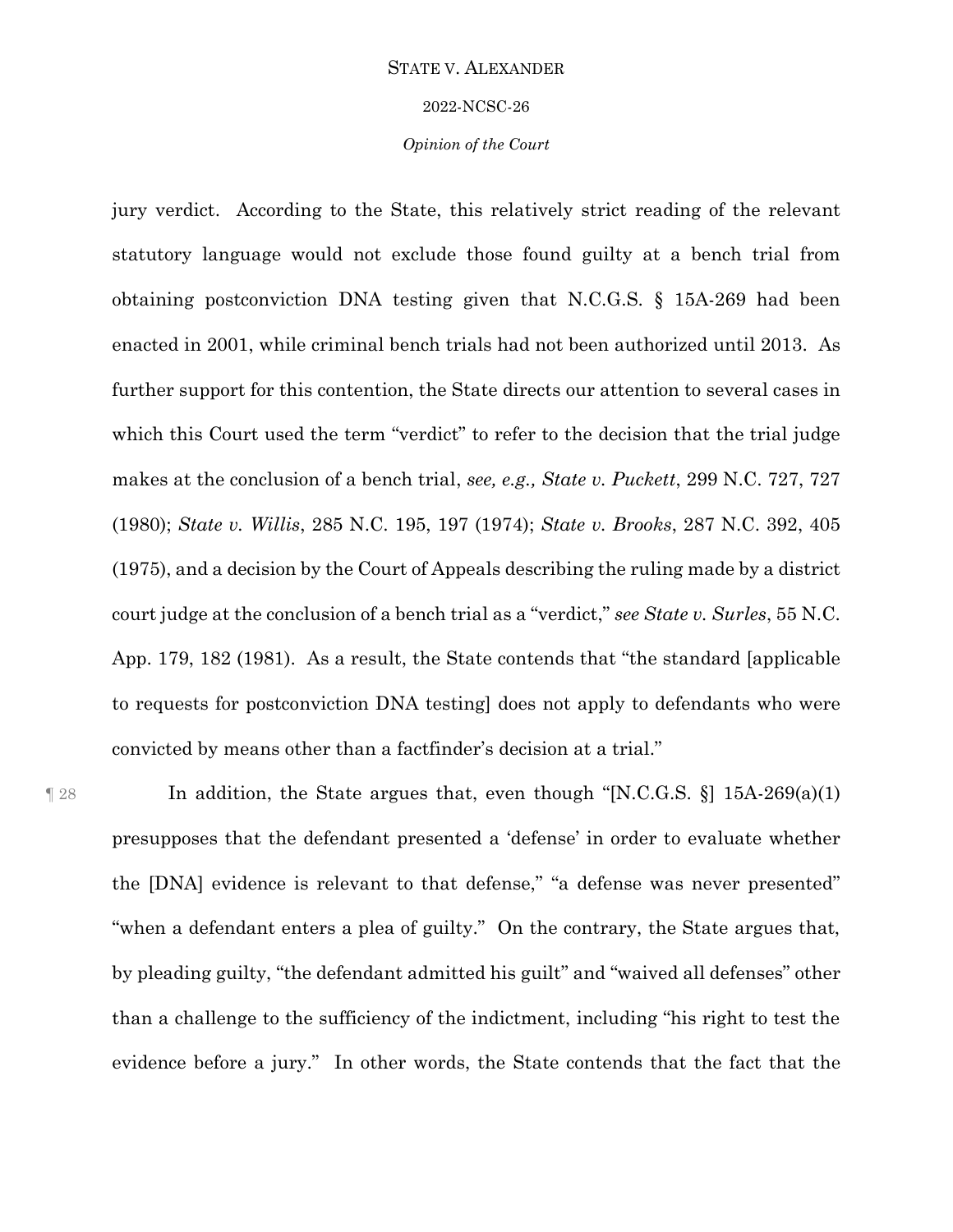jury verdict. According to the State, this relatively strict reading of the relevant statutory language would not exclude those found guilty at a bench trial from obtaining postconviction DNA testing given that N.C.G.S. § 15A-269 had been enacted in 2001, while criminal bench trials had not been authorized until 2013. As further support for this contention, the State directs our attention to several cases in which this Court used the term "verdict" to refer to the decision that the trial judge makes at the conclusion of a bench trial, *see, e.g., State v. Puckett*, 299 N.C. 727, 727 (1980); *State v. Willis*, 285 N.C. 195, 197 (1974); *State v. Brooks*, 287 N.C. 392, 405 (1975), and a decision by the Court of Appeals describing the ruling made by a district court judge at the conclusion of a bench trial as a "verdict," *see State v. Surles*, 55 N.C. App. 179, 182 (1981). As a result, the State contends that "the standard [applicable to requests for postconviction DNA testing] does not apply to defendants who were convicted by means other than a factfinder's decision at a trial."

¶ 28 In addition, the State argues that, even though "[N.C.G.S. §] 15A-269(a)(1) presupposes that the defendant presented a 'defense' in order to evaluate whether the [DNA] evidence is relevant to that defense," "a defense was never presented" "when a defendant enters a plea of guilty." On the contrary, the State argues that, by pleading guilty, "the defendant admitted his guilt" and "waived all defenses" other than a challenge to the sufficiency of the indictment, including "his right to test the evidence before a jury." In other words, the State contends that the fact that the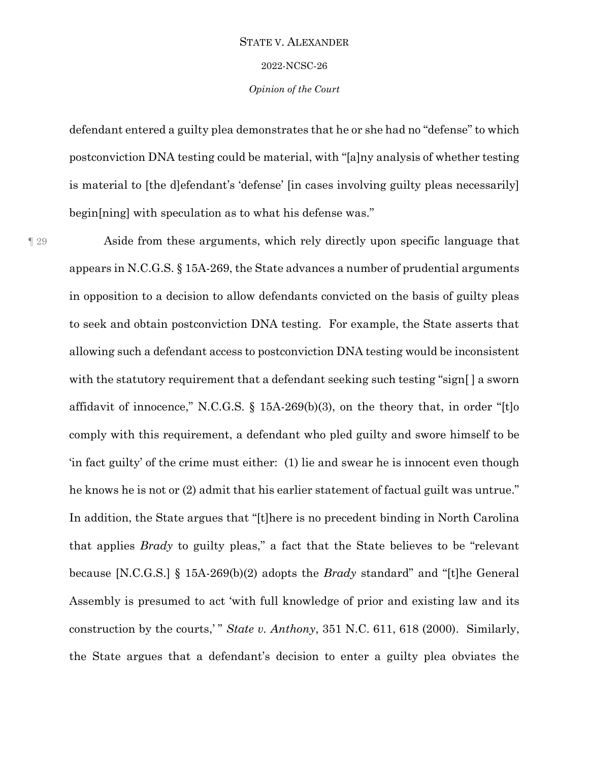defendant entered a guilty plea demonstrates that he or she had no "defense" to which postconviction DNA testing could be material, with "[a]ny analysis of whether testing is material to [the d]efendant's 'defense' [in cases involving guilty pleas necessarily] begin[ning] with speculation as to what his defense was."

¶ 29 Aside from these arguments, which rely directly upon specific language that appears in N.C.G.S. § 15A-269, the State advances a number of prudential arguments in opposition to a decision to allow defendants convicted on the basis of guilty pleas to seek and obtain postconviction DNA testing. For example, the State asserts that allowing such a defendant access to postconviction DNA testing would be inconsistent with the statutory requirement that a defendant seeking such testing "sign[ ] a sworn affidavit of innocence," N.C.G.S. § 15A-269(b)(3), on the theory that, in order "[t]o comply with this requirement, a defendant who pled guilty and swore himself to be 'in fact guilty' of the crime must either: (1) lie and swear he is innocent even though he knows he is not or (2) admit that his earlier statement of factual guilt was untrue." In addition, the State argues that "[t]here is no precedent binding in North Carolina that applies *Brady* to guilty pleas," a fact that the State believes to be "relevant because [N.C.G.S.] § 15A-269(b)(2) adopts the *Brady* standard" and "[t]he General Assembly is presumed to act 'with full knowledge of prior and existing law and its construction by the courts,' " *State v. Anthony*, 351 N.C. 611, 618 (2000). Similarly, the State argues that a defendant's decision to enter a guilty plea obviates the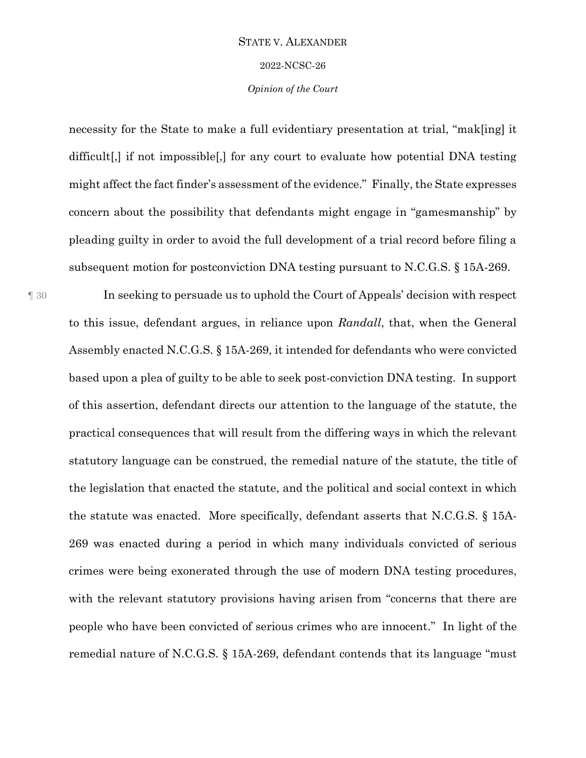necessity for the State to make a full evidentiary presentation at trial, "mak[ing] it difficult[,] if not impossible[,] for any court to evaluate how potential DNA testing might affect the fact finder's assessment of the evidence." Finally, the State expresses concern about the possibility that defendants might engage in "gamesmanship" by pleading guilty in order to avoid the full development of a trial record before filing a subsequent motion for postconviction DNA testing pursuant to N.C.G.S. § 15A-269.

¶ 30 In seeking to persuade us to uphold the Court of Appeals' decision with respect to this issue, defendant argues, in reliance upon *Randall*, that, when the General Assembly enacted N.C.G.S. § 15A-269, it intended for defendants who were convicted based upon a plea of guilty to be able to seek post-conviction DNA testing. In support of this assertion, defendant directs our attention to the language of the statute, the practical consequences that will result from the differing ways in which the relevant statutory language can be construed, the remedial nature of the statute, the title of the legislation that enacted the statute, and the political and social context in which the statute was enacted. More specifically, defendant asserts that N.C.G.S. § 15A-269 was enacted during a period in which many individuals convicted of serious crimes were being exonerated through the use of modern DNA testing procedures, with the relevant statutory provisions having arisen from "concerns that there are people who have been convicted of serious crimes who are innocent." In light of the remedial nature of N.C.G.S. § 15A-269, defendant contends that its language "must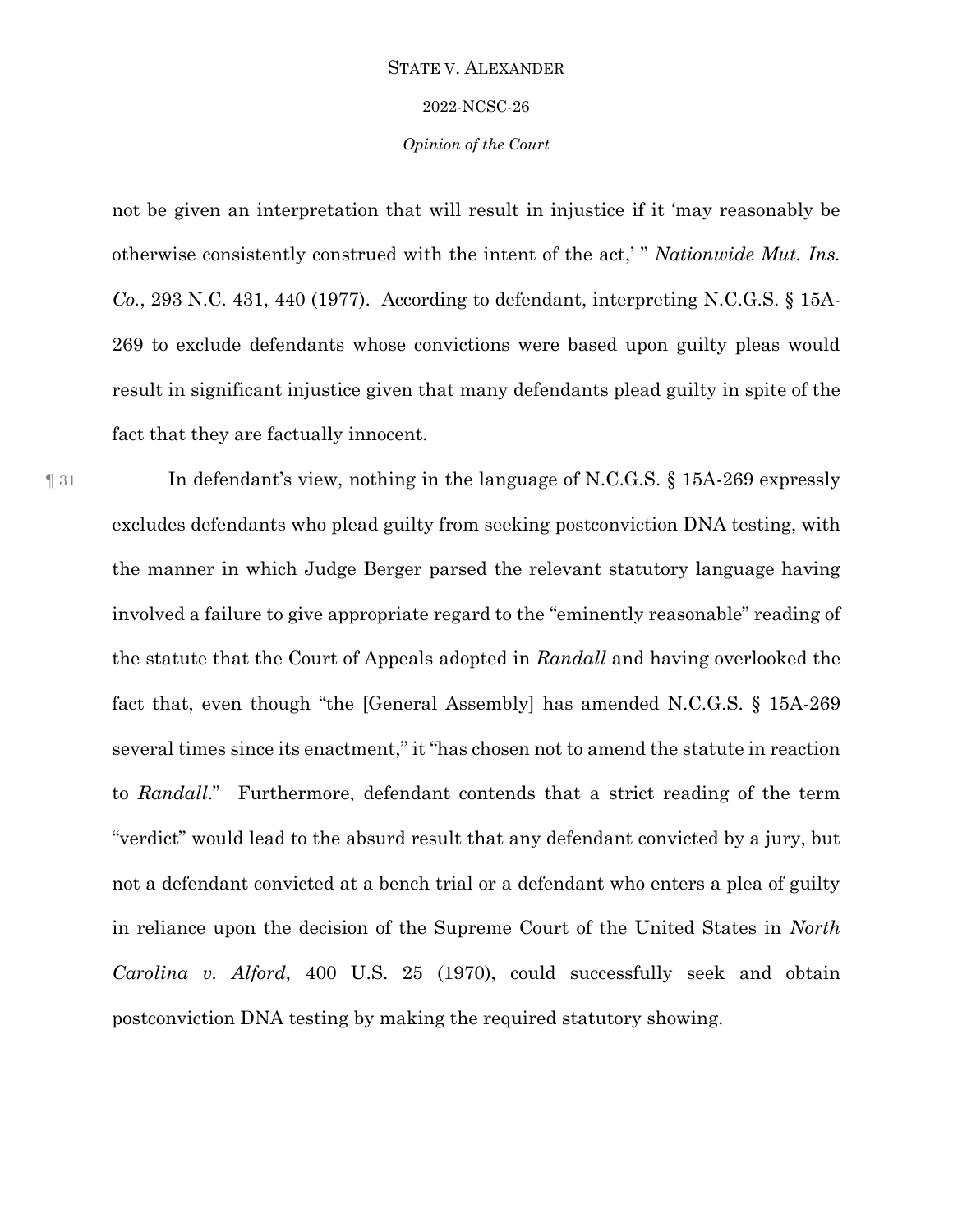not be given an interpretation that will result in injustice if it 'may reasonably be otherwise consistently construed with the intent of the act,' " *Nationwide Mut. Ins. Co.*, 293 N.C. 431, 440 (1977). According to defendant, interpreting N.C.G.S. § 15A-269 to exclude defendants whose convictions were based upon guilty pleas would result in significant injustice given that many defendants plead guilty in spite of the fact that they are factually innocent.

¶ 31 In defendant's view, nothing in the language of N.C.G.S. § 15A-269 expressly excludes defendants who plead guilty from seeking postconviction DNA testing, with the manner in which Judge Berger parsed the relevant statutory language having involved a failure to give appropriate regard to the "eminently reasonable" reading of the statute that the Court of Appeals adopted in *Randall* and having overlooked the fact that, even though "the [General Assembly] has amended N.C.G.S. § 15A-269 several times since its enactment," it "has chosen not to amend the statute in reaction to *Randall*." Furthermore, defendant contends that a strict reading of the term "verdict" would lead to the absurd result that any defendant convicted by a jury, but not a defendant convicted at a bench trial or a defendant who enters a plea of guilty in reliance upon the decision of the Supreme Court of the United States in *North Carolina v. Alford*, 400 U.S. 25 (1970), could successfully seek and obtain postconviction DNA testing by making the required statutory showing.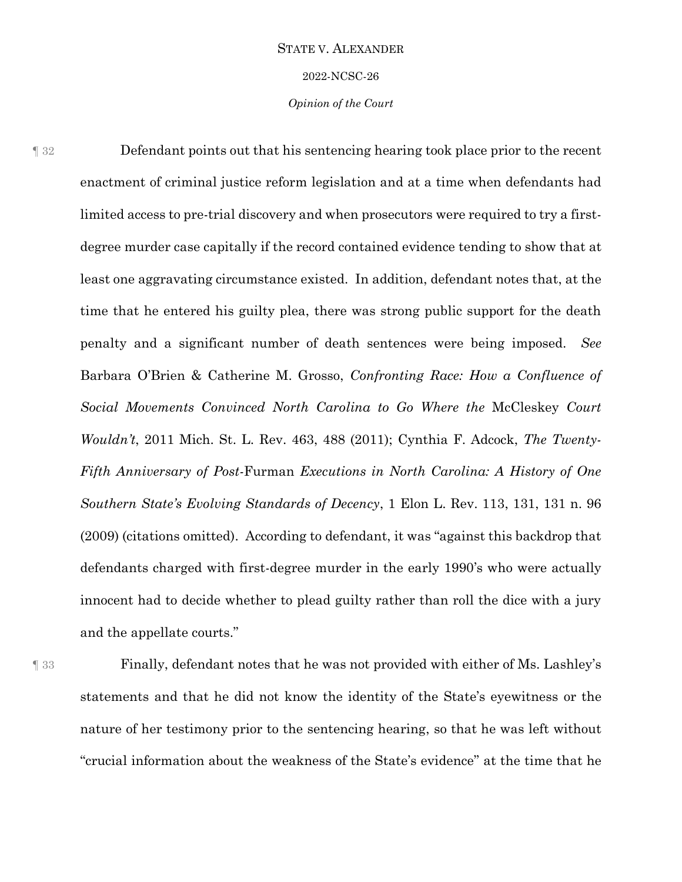¶ 32 Defendant points out that his sentencing hearing took place prior to the recent enactment of criminal justice reform legislation and at a time when defendants had limited access to pre-trial discovery and when prosecutors were required to try a first-degree murder case capitally if the record contained evidence tending to show that at least one aggravating circumstance existed. In addition, defendant notes that, at the time that he entered his guilty plea, there was strong public support for the death penalty and a significant number of death sentences were being imposed. *See* Barbara O'Brien & Catherine M. Grosso, *Confronting Race: How a Confluence of Social Movements Convinced North Carolina to Go Where the* McCleskey *Court Wouldn't*, 2011 Mich. St. L. Rev. 463, 488 (2011); Cynthia F. Adcock, *The Twenty-Fifth Anniversary of Post-*Furman *Executions in North Carolina: A History of One Southern State's Evolving Standards of Decency*, 1 Elon L. Rev. 113, 131, 131 n. 96 (2009) (citations omitted). According to defendant, it was "against this backdrop that defendants charged with first-degree murder in the early 1990's who were actually innocent had to decide whether to plead guilty rather than roll the dice with a jury and the appellate courts."

¶ 33 Finally, defendant notes that he was not provided with either of Ms. Lashley's statements and that he did not know the identity of the State's eyewitness or the nature of her testimony prior to the sentencing hearing, so that he was left without "crucial information about the weakness of the State's evidence" at the time that he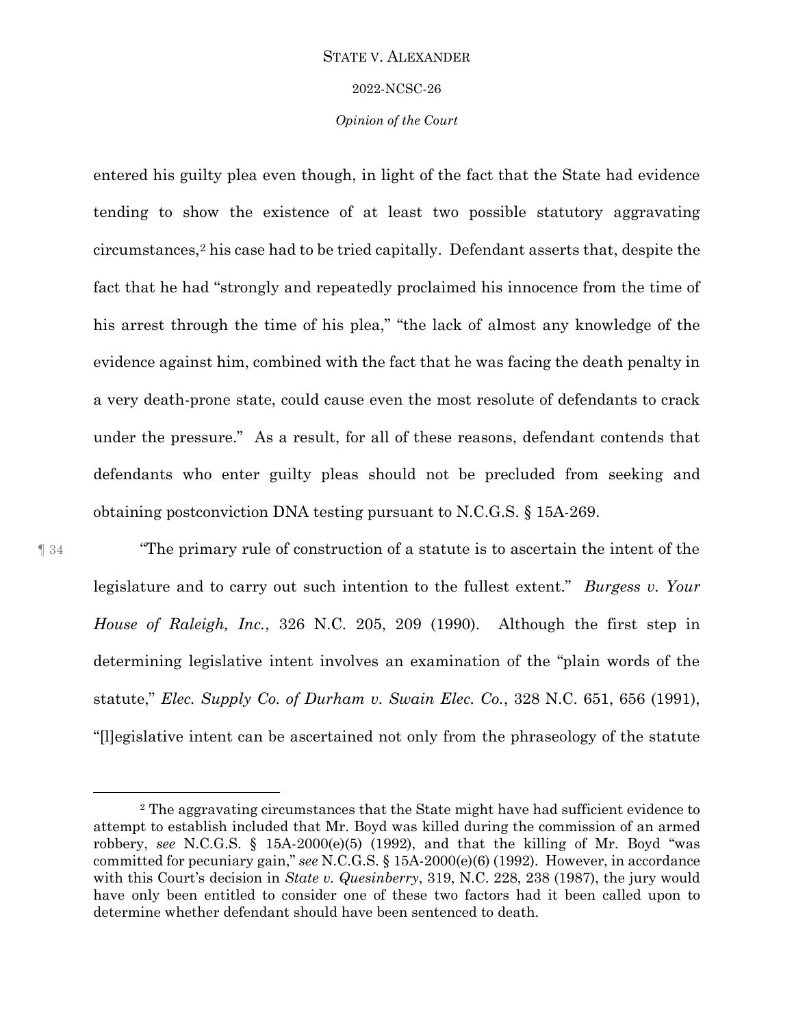entered his guilty plea even though, in light of the fact that the State had evidence tending to show the existence of at least two possible statutory aggravating circumstances,[2] his case had to be tried capitally. Defendant asserts that, despite the fact that he had "strongly and repeatedly proclaimed his innocence from the time of his arrest through the time of his plea," "the lack of almost any knowledge of the evidence against him, combined with the fact that he was facing the death penalty in a very death-prone state, could cause even the most resolute of defendants to crack under the pressure." As a result, for all of these reasons, defendant contends that defendants who enter guilty pleas should not be precluded from seeking and obtaining postconviction DNA testing pursuant to N.C.G.S. § 15A-269.

¶ 34 "The primary rule of construction of a statute is to ascertain the intent of the legislature and to carry out such intention to the fullest extent." *Burgess v. Your House of Raleigh, Inc.*, 326 N.C. 205, 209 (1990). Although the first step in determining legislative intent involves an examination of the "plain words of the statute," *Elec. Supply Co. of Durham v. Swain Elec. Co.*, 328 N.C. 651, 656 (1991), "[l]egislative intent can be ascertained not only from the phraseology of the statute

[2] The aggravating circumstances that the State might have had sufficient evidence to attempt to establish included that Mr. Boyd was killed during the commission of an armed robbery, *see* N.C.G.S. § 15A-2000(e)(5) (1992), and that the killing of Mr. Boyd "was committed for pecuniary gain," *see* N.C.G.S. § 15A-2000(e)(6) (1992). However, in accordance with this Court's decision in *State v. Quesinberry*, 319, N.C. 228, 238 (1987), the jury would have only been entitled to consider one of these two factors had it been called upon to determine whether defendant should have been sentenced to death.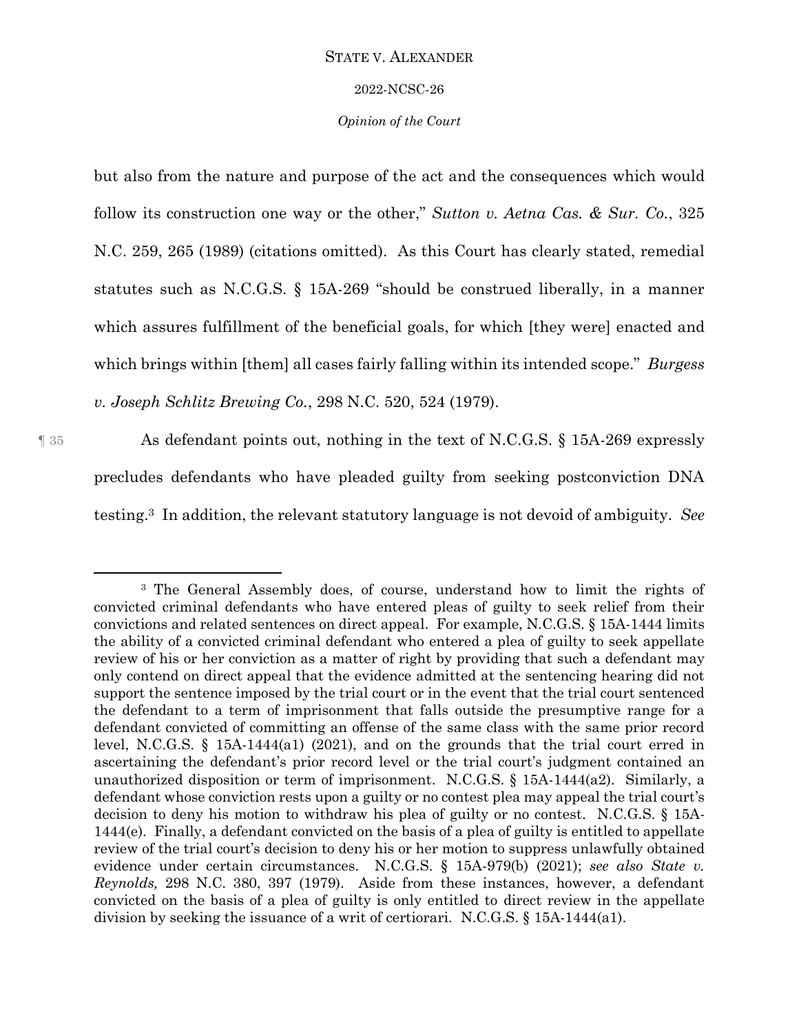but also from the nature and purpose of the act and the consequences which would follow its construction one way or the other," *Sutton v. Aetna Cas. & Sur. Co.*, 325 N.C. 259, 265 (1989) (citations omitted). As this Court has clearly stated, remedial statutes such as N.C.G.S. § 15A-269 "should be construed liberally, in a manner which assures fulfillment of the beneficial goals, for which [they were] enacted and which brings within [them] all cases fairly falling within its intended scope." *Burgess v. Joseph Schlitz Brewing Co.*, 298 N.C. 520, 524 (1979).

¶ 35 As defendant points out, nothing in the text of N.C.G.S. § 15A-269 expressly precludes defendants who have pleaded guilty from seeking postconviction DNA testing.[3] In addition, the relevant statutory language is not devoid of ambiguity. *See*

---

[3] The General Assembly does, of course, understand how to limit the rights of convicted criminal defendants who have entered pleas of guilty to seek relief from their convictions and related sentences on direct appeal. For example, N.C.G.S. § 15A-1444 limits the ability of a convicted criminal defendant who entered a plea of guilty to seek appellate review of his or her conviction as a matter of right by providing that such a defendant may only contend on direct appeal that the evidence admitted at the sentencing hearing did not support the sentence imposed by the trial court or in the event that the trial court sentenced the defendant to a term of imprisonment that falls outside the presumptive range for a defendant convicted of committing an offense of the same class with the same prior record level, N.C.G.S. § 15A-1444(a1) (2021), and on the grounds that the trial court erred in ascertaining the defendant's prior record level or the trial court's judgment contained an unauthorized disposition or term of imprisonment. N.C.G.S. § 15A-1444(a2). Similarly, a defendant whose conviction rests upon a guilty or no contest plea may appeal the trial court's decision to deny his motion to withdraw his plea of guilty or no contest. N.C.G.S. § 15A-1444(e). Finally, a defendant convicted on the basis of a plea of guilty is entitled to appellate review of the trial court's decision to deny his or her motion to suppress unlawfully obtained evidence under certain circumstances. N.C.G.S. § 15A-979(b) (2021); *see also State v. Reynolds,* 298 N.C. 380, 397 (1979). Aside from these instances, however, a defendant convicted on the basis of a plea of guilty is only entitled to direct review in the appellate division by seeking the issuance of a writ of certiorari. N.C.G.S. § 15A-1444(a1).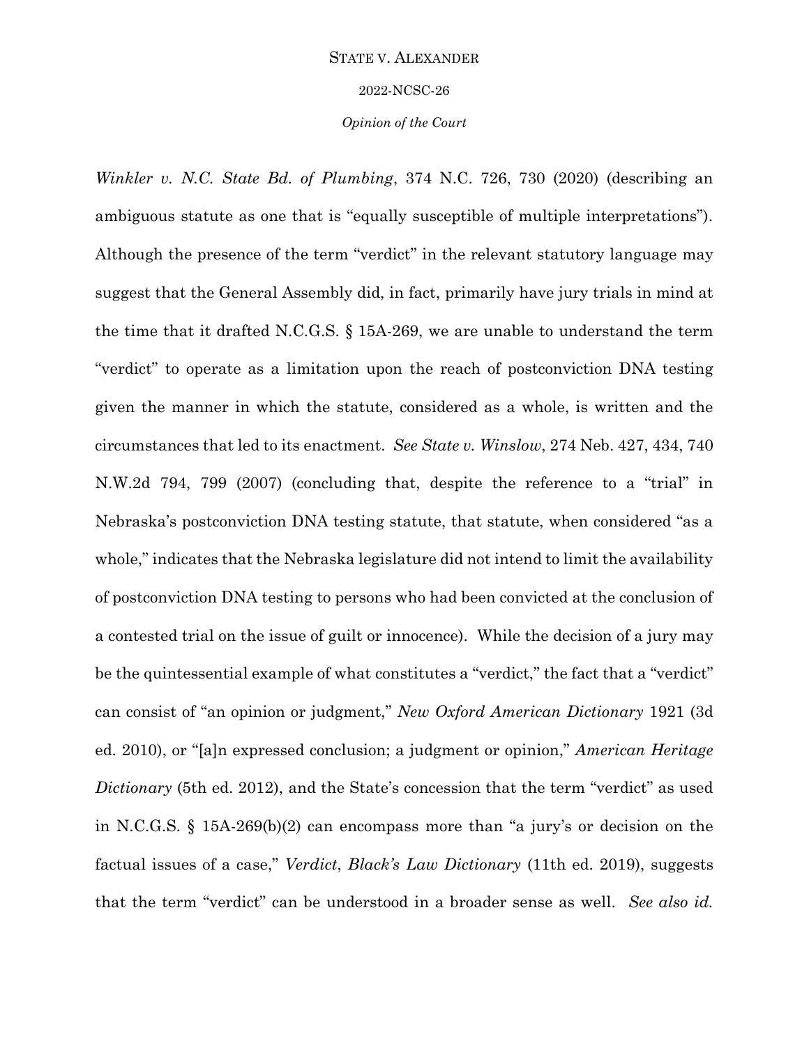*Winkler v. N.C. State Bd. of Plumbing*, 374 N.C. 726, 730 (2020) (describing an ambiguous statute as one that is "equally susceptible of multiple interpretations"). Although the presence of the term "verdict" in the relevant statutory language may suggest that the General Assembly did, in fact, primarily have jury trials in mind at the time that it drafted N.C.G.S. § 15A-269, we are unable to understand the term "verdict" to operate as a limitation upon the reach of postconviction DNA testing given the manner in which the statute, considered as a whole, is written and the circumstances that led to its enactment. *See State v. Winslow*, 274 Neb. 427, 434, 740 N.W.2d 794, 799 (2007) (concluding that, despite the reference to a "trial" in Nebraska's postconviction DNA testing statute, that statute, when considered "as a whole," indicates that the Nebraska legislature did not intend to limit the availability of postconviction DNA testing to persons who had been convicted at the conclusion of a contested trial on the issue of guilt or innocence). While the decision of a jury may be the quintessential example of what constitutes a "verdict," the fact that a "verdict" can consist of "an opinion or judgment," *New Oxford American Dictionary* 1921 (3d ed. 2010), or "[a]n expressed conclusion; a judgment or opinion," *American Heritage Dictionary* (5th ed. 2012), and the State's concession that the term "verdict" as used in N.C.G.S. § 15A-269(b)(2) can encompass more than "a jury's or decision on the factual issues of a case," *Verdict*, *Black's Law Dictionary* (11th ed. 2019), suggests that the term "verdict" can be understood in a broader sense as well. *See also id.*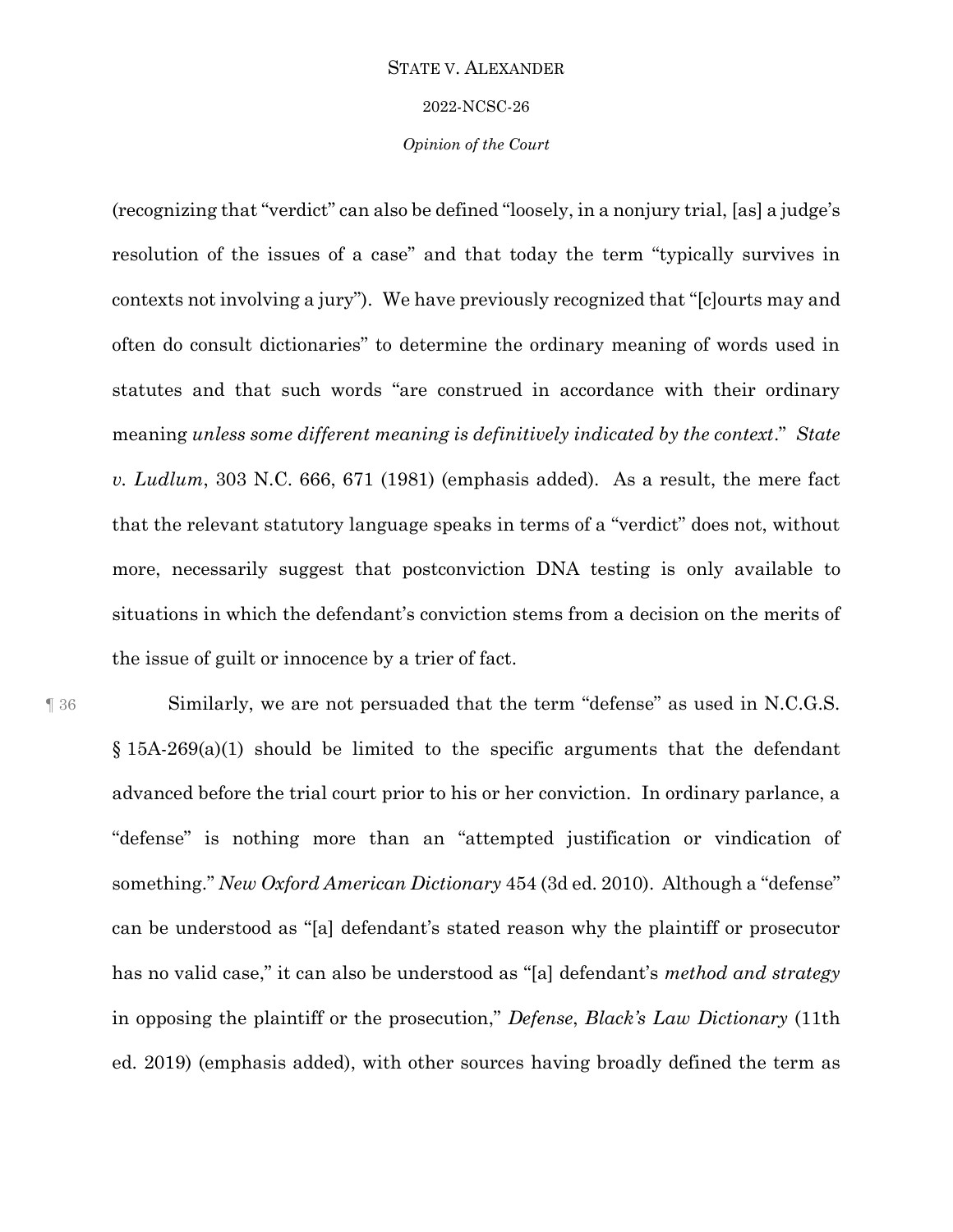(recognizing that "verdict" can also be defined "loosely, in a nonjury trial, [as] a judge's resolution of the issues of a case" and that today the term "typically survives in contexts not involving a jury"). We have previously recognized that "[c]ourts may and often do consult dictionaries" to determine the ordinary meaning of words used in statutes and that such words "are construed in accordance with their ordinary meaning *unless some different meaning is definitively indicated by the context*." *State v. Ludlum*, 303 N.C. 666, 671 (1981) (emphasis added). As a result, the mere fact that the relevant statutory language speaks in terms of a "verdict" does not, without more, necessarily suggest that postconviction DNA testing is only available to situations in which the defendant's conviction stems from a decision on the merits of the issue of guilt or innocence by a trier of fact.

¶ 36 Similarly, we are not persuaded that the term "defense" as used in N.C.G.S. § 15A-269(a)(1) should be limited to the specific arguments that the defendant advanced before the trial court prior to his or her conviction. In ordinary parlance, a "defense" is nothing more than an "attempted justification or vindication of something." *New Oxford American Dictionary* 454 (3d ed. 2010). Although a "defense" can be understood as "[a] defendant's stated reason why the plaintiff or prosecutor has no valid case," it can also be understood as "[a] defendant's *method and strategy* in opposing the plaintiff or the prosecution," *Defense*, *Black's Law Dictionary* (11th ed. 2019) (emphasis added), with other sources having broadly defined the term as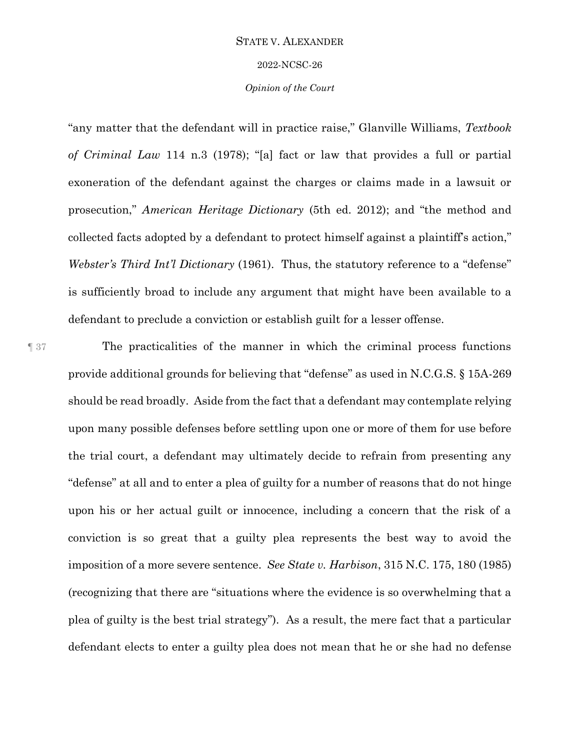"any matter that the defendant will in practice raise," Glanville Williams, *Textbook of Criminal Law* 114 n.3 (1978); "[a] fact or law that provides a full or partial exoneration of the defendant against the charges or claims made in a lawsuit or prosecution," *American Heritage Dictionary* (5th ed. 2012); and "the method and collected facts adopted by a defendant to protect himself against a plaintiff's action," *Webster's Third Int'l Dictionary* (1961). Thus, the statutory reference to a "defense" is sufficiently broad to include any argument that might have been available to a defendant to preclude a conviction or establish guilt for a lesser offense.

¶ 37 The practicalities of the manner in which the criminal process functions provide additional grounds for believing that "defense" as used in N.C.G.S. § 15A-269 should be read broadly. Aside from the fact that a defendant may contemplate relying upon many possible defenses before settling upon one or more of them for use before the trial court, a defendant may ultimately decide to refrain from presenting any "defense" at all and to enter a plea of guilty for a number of reasons that do not hinge upon his or her actual guilt or innocence, including a concern that the risk of a conviction is so great that a guilty plea represents the best way to avoid the imposition of a more severe sentence. *See State v. Harbison*, 315 N.C. 175, 180 (1985) (recognizing that there are "situations where the evidence is so overwhelming that a plea of guilty is the best trial strategy"). As a result, the mere fact that a particular defendant elects to enter a guilty plea does not mean that he or she had no defense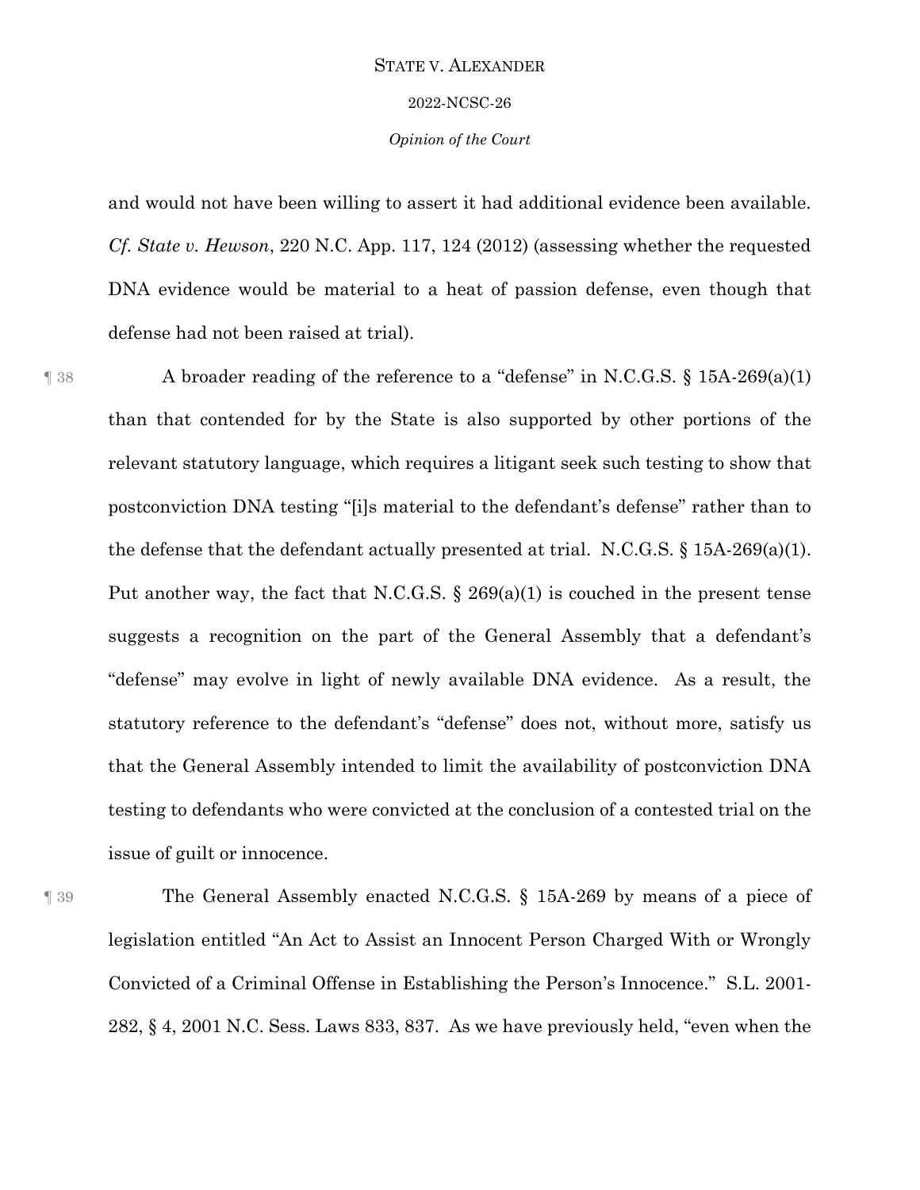and would not have been willing to assert it had additional evidence been available. *Cf. State v. Hewson*, 220 N.C. App. 117, 124 (2012) (assessing whether the requested DNA evidence would be material to a heat of passion defense, even though that defense had not been raised at trial).

¶ 38 A broader reading of the reference to a "defense" in N.C.G.S. § 15A-269(a)(1) than that contended for by the State is also supported by other portions of the relevant statutory language, which requires a litigant seek such testing to show that postconviction DNA testing "[i]s material to the defendant's defense" rather than to the defense that the defendant actually presented at trial. N.C.G.S. § 15A-269(a)(1). Put another way, the fact that N.C.G.S. § 269(a)(1) is couched in the present tense suggests a recognition on the part of the General Assembly that a defendant's "defense" may evolve in light of newly available DNA evidence. As a result, the statutory reference to the defendant's "defense" does not, without more, satisfy us that the General Assembly intended to limit the availability of postconviction DNA testing to defendants who were convicted at the conclusion of a contested trial on the issue of guilt or innocence.

¶ 39 The General Assembly enacted N.C.G.S. § 15A-269 by means of a piece of legislation entitled "An Act to Assist an Innocent Person Charged With or Wrongly Convicted of a Criminal Offense in Establishing the Person's Innocence." S.L. 2001-282, § 4, 2001 N.C. Sess. Laws 833, 837. As we have previously held, "even when the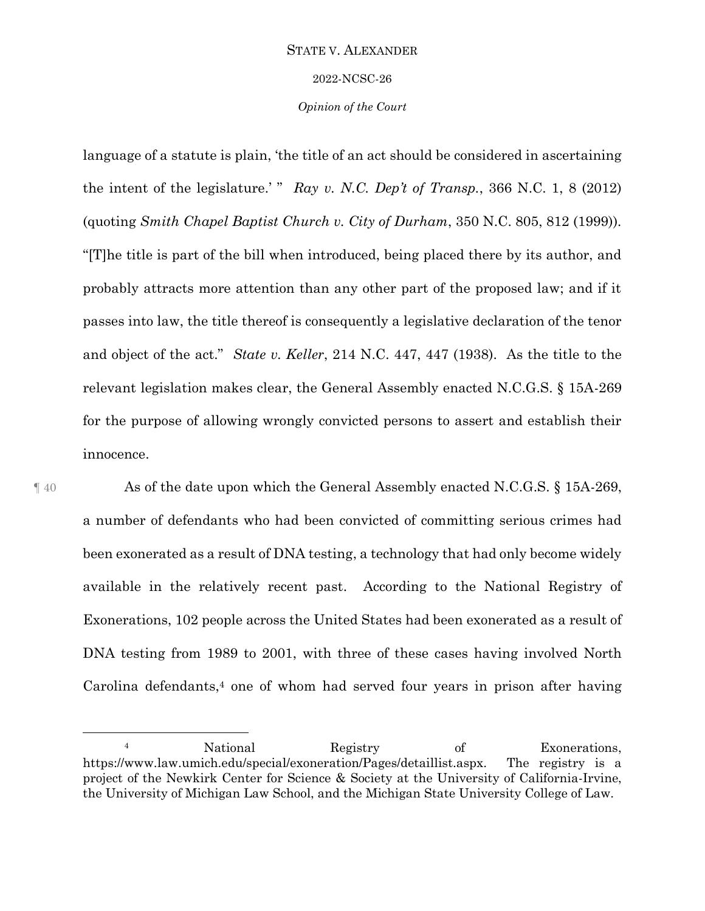language of a statute is plain, 'the title of an act should be considered in ascertaining the intent of the legislature.' " *Ray v. N.C. Dep't of Transp.*, 366 N.C. 1, 8 (2012) (quoting *Smith Chapel Baptist Church v. City of Durham*, 350 N.C. 805, 812 (1999)). "[T]he title is part of the bill when introduced, being placed there by its author, and probably attracts more attention than any other part of the proposed law; and if it passes into law, the title thereof is consequently a legislative declaration of the tenor and object of the act." *State v. Keller*, 214 N.C. 447, 447 (1938). As the title to the relevant legislation makes clear, the General Assembly enacted N.C.G.S. § 15A-269 for the purpose of allowing wrongly convicted persons to assert and establish their innocence.

¶ 40 As of the date upon which the General Assembly enacted N.C.G.S. § 15A-269, a number of defendants who had been convicted of committing serious crimes had been exonerated as a result of DNA testing, a technology that had only become widely available in the relatively recent past. According to the National Registry of Exonerations, 102 people across the United States had been exonerated as a result of DNA testing from 1989 to 2001, with three of these cases having involved North Carolina defendants,[4] one of whom had served four years in prison after having

---

[4] National Registry of Exonerations, https://www.law.umich.edu/special/exoneration/Pages/detaillist.aspx. The registry is a project of the Newkirk Center for Science & Society at the University of California-Irvine, the University of Michigan Law School, and the Michigan State University College of Law.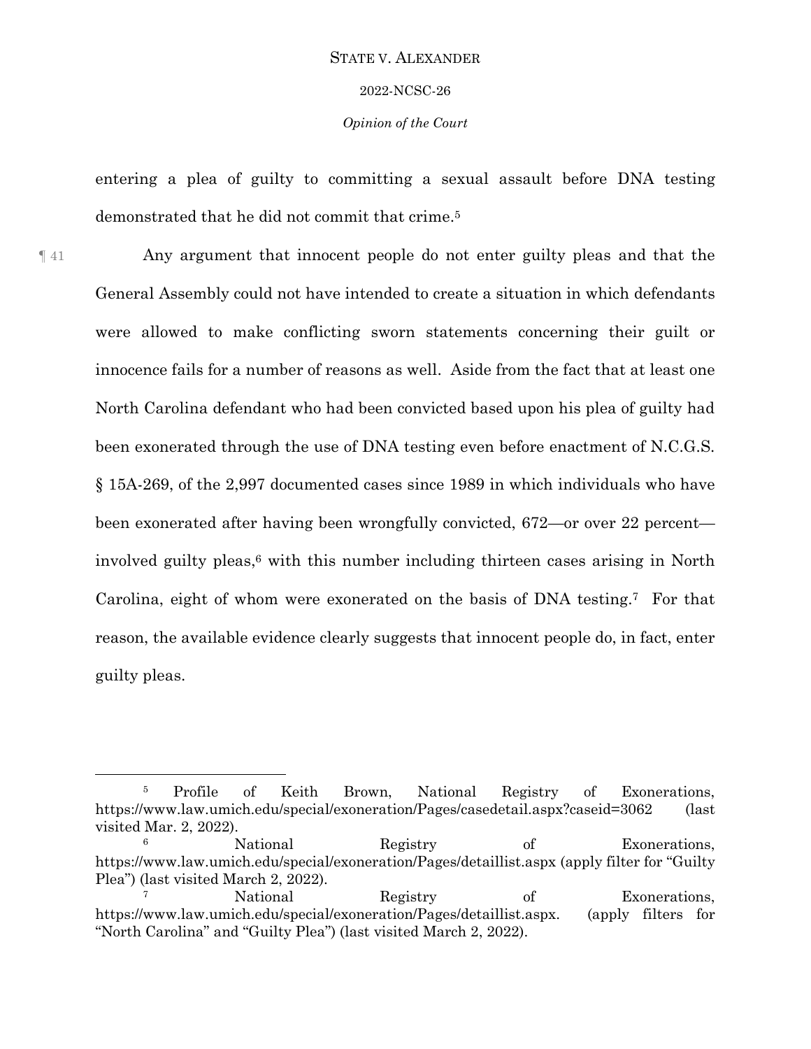entering a plea of guilty to committing a sexual assault before DNA testing demonstrated that he did not commit that crime.[5]

¶ 41 Any argument that innocent people do not enter guilty pleas and that the General Assembly could not have intended to create a situation in which defendants were allowed to make conflicting sworn statements concerning their guilt or innocence fails for a number of reasons as well. Aside from the fact that at least one North Carolina defendant who had been convicted based upon his plea of guilty had been exonerated through the use of DNA testing even before enactment of N.C.G.S. § 15A-269, of the 2,997 documented cases since 1989 in which individuals who have been exonerated after having been wrongfully convicted, 672—or over 22 percent—involved guilty pleas,[6] with this number including thirteen cases arising in North Carolina, eight of whom were exonerated on the basis of DNA testing.[7] For that reason, the available evidence clearly suggests that innocent people do, in fact, enter guilty pleas.

---

[5] Profile of Keith Brown, National Registry of Exonerations, https://www.law.umich.edu/special/exoneration/Pages/casedetail.aspx?caseid=3062 (last visited Mar. 2, 2022).

[6] National Registry of Exonerations, https://www.law.umich.edu/special/exoneration/Pages/detaillist.aspx (apply filter for "Guilty Plea") (last visited March 2, 2022).

[7] National Registry of Exonerations, https://www.law.umich.edu/special/exoneration/Pages/detaillist.aspx. (apply filters for "North Carolina" and "Guilty Plea") (last visited March 2, 2022).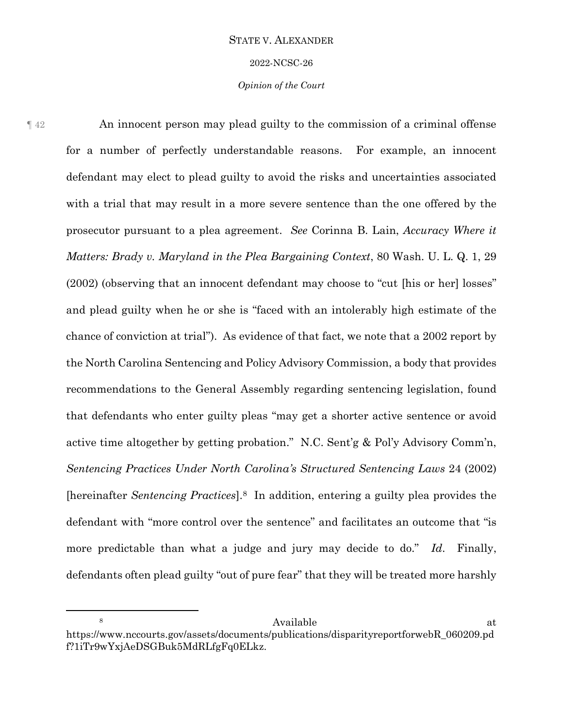¶ 42 An innocent person may plead guilty to the commission of a criminal offense for a number of perfectly understandable reasons. For example, an innocent defendant may elect to plead guilty to avoid the risks and uncertainties associated with a trial that may result in a more severe sentence than the one offered by the prosecutor pursuant to a plea agreement. *See* Corinna B. Lain, *Accuracy Where it Matters: Brady v. Maryland in the Plea Bargaining Context*, 80 Wash. U. L. Q. 1, 29 (2002) (observing that an innocent defendant may choose to "cut [his or her] losses" and plead guilty when he or she is "faced with an intolerably high estimate of the chance of conviction at trial"). As evidence of that fact, we note that a 2002 report by the North Carolina Sentencing and Policy Advisory Commission, a body that provides recommendations to the General Assembly regarding sentencing legislation, found that defendants who enter guilty pleas "may get a shorter active sentence or avoid active time altogether by getting probation." N.C. Sent'g & Pol'y Advisory Comm'n, *Sentencing Practices Under North Carolina's Structured Sentencing Laws* 24 (2002) [hereinafter *Sentencing Practices*].[8] In addition, entering a guilty plea provides the defendant with "more control over the sentence" and facilitates an outcome that "is more predictable than what a judge and jury may decide to do." *Id*. Finally, defendants often plead guilty "out of pure fear" that they will be treated more harshly

---

[8] Available at https://www.nccourts.gov/assets/documents/publications/disparityreportforwebR_060209.pdf?1iTr9wYxjAeDSGBuk5MdRLfgFq0ELkz.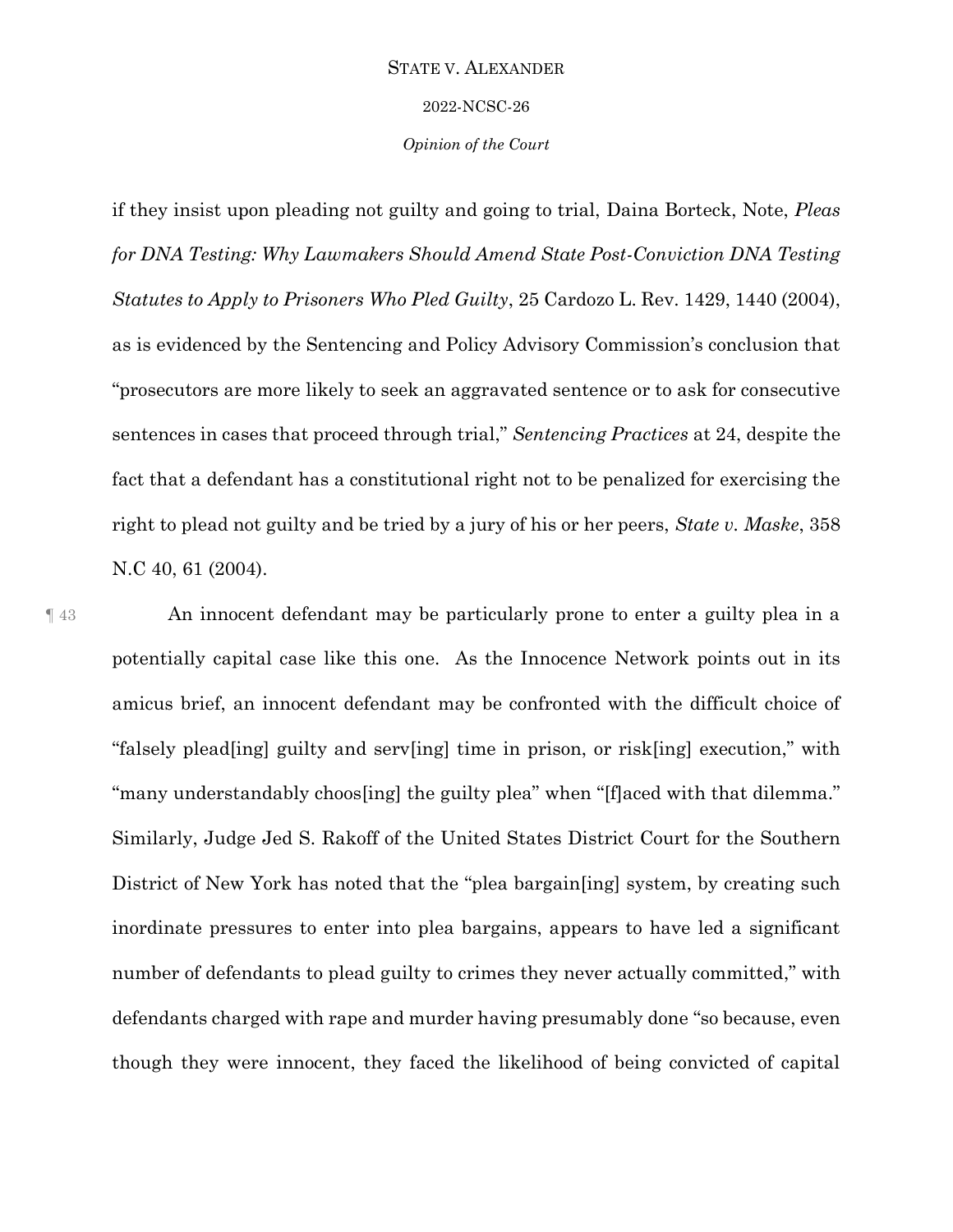if they insist upon pleading not guilty and going to trial, Daina Borteck, Note, *Pleas for DNA Testing: Why Lawmakers Should Amend State Post-Conviction DNA Testing Statutes to Apply to Prisoners Who Pled Guilty*, 25 Cardozo L. Rev. 1429, 1440 (2004), as is evidenced by the Sentencing and Policy Advisory Commission's conclusion that "prosecutors are more likely to seek an aggravated sentence or to ask for consecutive sentences in cases that proceed through trial," *Sentencing Practices* at 24, despite the fact that a defendant has a constitutional right not to be penalized for exercising the right to plead not guilty and be tried by a jury of his or her peers, *State v. Maske*, 358 N.C 40, 61 (2004).

¶ 43 An innocent defendant may be particularly prone to enter a guilty plea in a potentially capital case like this one. As the Innocence Network points out in its amicus brief, an innocent defendant may be confronted with the difficult choice of "falsely plead[ing] guilty and serv[ing] time in prison, or risk[ing] execution," with "many understandably choos[ing] the guilty plea" when "[f]aced with that dilemma." Similarly, Judge Jed S. Rakoff of the United States District Court for the Southern District of New York has noted that the "plea bargain[ing] system, by creating such inordinate pressures to enter into plea bargains, appears to have led a significant number of defendants to plead guilty to crimes they never actually committed," with defendants charged with rape and murder having presumably done "so because, even though they were innocent, they faced the likelihood of being convicted of capital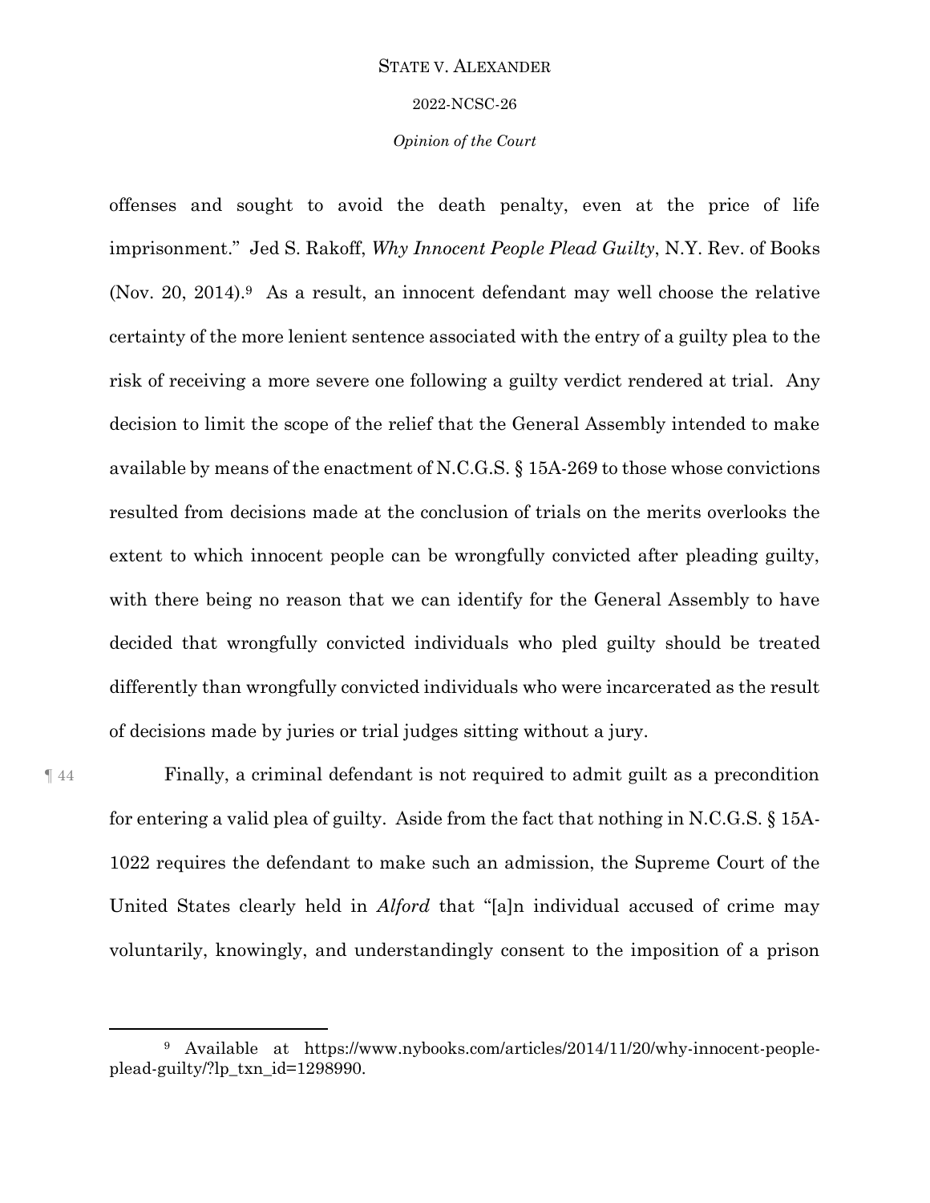offenses and sought to avoid the death penalty, even at the price of life imprisonment." Jed S. Rakoff, *Why Innocent People Plead Guilty*, N.Y. Rev. of Books (Nov. 20, 2014).[9] As a result, an innocent defendant may well choose the relative certainty of the more lenient sentence associated with the entry of a guilty plea to the risk of receiving a more severe one following a guilty verdict rendered at trial. Any decision to limit the scope of the relief that the General Assembly intended to make available by means of the enactment of N.C.G.S. § 15A-269 to those whose convictions resulted from decisions made at the conclusion of trials on the merits overlooks the extent to which innocent people can be wrongfully convicted after pleading guilty, with there being no reason that we can identify for the General Assembly to have decided that wrongfully convicted individuals who pled guilty should be treated differently than wrongfully convicted individuals who were incarcerated as the result of decisions made by juries or trial judges sitting without a jury.

¶ 44 Finally, a criminal defendant is not required to admit guilt as a precondition for entering a valid plea of guilty. Aside from the fact that nothing in N.C.G.S. § 15A-1022 requires the defendant to make such an admission, the Supreme Court of the United States clearly held in *Alford* that "[a]n individual accused of crime may voluntarily, knowingly, and understandingly consent to the imposition of a prison

---

[9] Available at https://www.nybooks.com/articles/2014/11/20/why-innocent-people-plead-guilty/?lp_txn_id=1298990.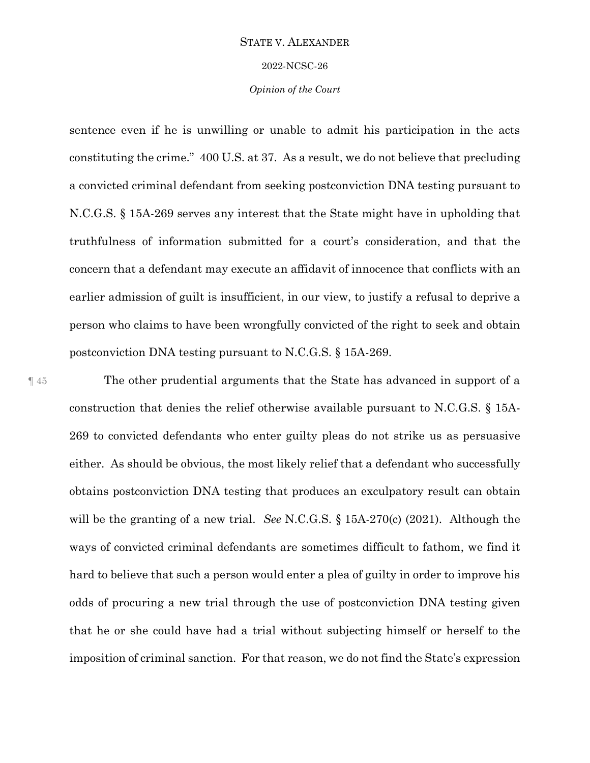sentence even if he is unwilling or unable to admit his participation in the acts constituting the crime." 400 U.S. at 37. As a result, we do not believe that precluding a convicted criminal defendant from seeking postconviction DNA testing pursuant to N.C.G.S. § 15A-269 serves any interest that the State might have in upholding that truthfulness of information submitted for a court's consideration, and that the concern that a defendant may execute an affidavit of innocence that conflicts with an earlier admission of guilt is insufficient, in our view, to justify a refusal to deprive a person who claims to have been wrongfully convicted of the right to seek and obtain postconviction DNA testing pursuant to N.C.G.S. § 15A-269.

¶ 45 The other prudential arguments that the State has advanced in support of a construction that denies the relief otherwise available pursuant to N.C.G.S. § 15A-269 to convicted defendants who enter guilty pleas do not strike us as persuasive either. As should be obvious, the most likely relief that a defendant who successfully obtains postconviction DNA testing that produces an exculpatory result can obtain will be the granting of a new trial. *See* N.C.G.S. § 15A-270(c) (2021). Although the ways of convicted criminal defendants are sometimes difficult to fathom, we find it hard to believe that such a person would enter a plea of guilty in order to improve his odds of procuring a new trial through the use of postconviction DNA testing given that he or she could have had a trial without subjecting himself or herself to the imposition of criminal sanction. For that reason, we do not find the State's expression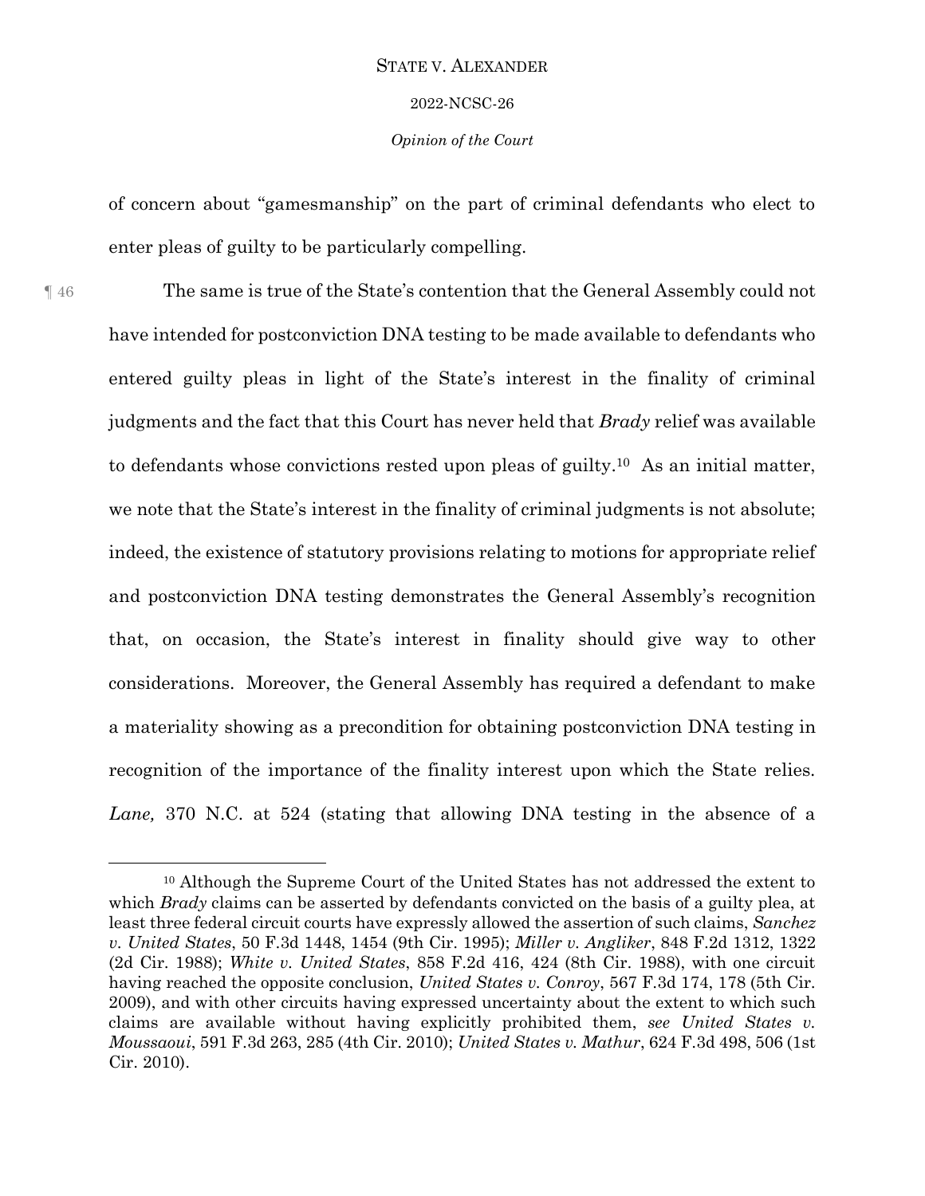of concern about "gamesmanship" on the part of criminal defendants who elect to enter pleas of guilty to be particularly compelling.

¶ 46 The same is true of the State's contention that the General Assembly could not have intended for postconviction DNA testing to be made available to defendants who entered guilty pleas in light of the State's interest in the finality of criminal judgments and the fact that this Court has never held that *Brady* relief was available to defendants whose convictions rested upon pleas of guilty.[10] As an initial matter, we note that the State's interest in the finality of criminal judgments is not absolute; indeed, the existence of statutory provisions relating to motions for appropriate relief and postconviction DNA testing demonstrates the General Assembly's recognition that, on occasion, the State's interest in finality should give way to other considerations. Moreover, the General Assembly has required a defendant to make a materiality showing as a precondition for obtaining postconviction DNA testing in recognition of the importance of the finality interest upon which the State relies. *Lane,* 370 N.C. at 524 (stating that allowing DNA testing in the absence of a

---

[10] Although the Supreme Court of the United States has not addressed the extent to which *Brady* claims can be asserted by defendants convicted on the basis of a guilty plea, at least three federal circuit courts have expressly allowed the assertion of such claims, *Sanchez v. United States*, 50 F.3d 1448, 1454 (9th Cir. 1995); *Miller v. Angliker*, 848 F.2d 1312, 1322 (2d Cir. 1988); *White v. United States*, 858 F.2d 416, 424 (8th Cir. 1988), with one circuit having reached the opposite conclusion, *United States v. Conroy*, 567 F.3d 174, 178 (5th Cir. 2009), and with other circuits having expressed uncertainty about the extent to which such claims are available without having explicitly prohibited them, *see United States v. Moussaoui*, 591 F.3d 263, 285 (4th Cir. 2010); *United States v. Mathur*, 624 F.3d 498, 506 (1st Cir. 2010).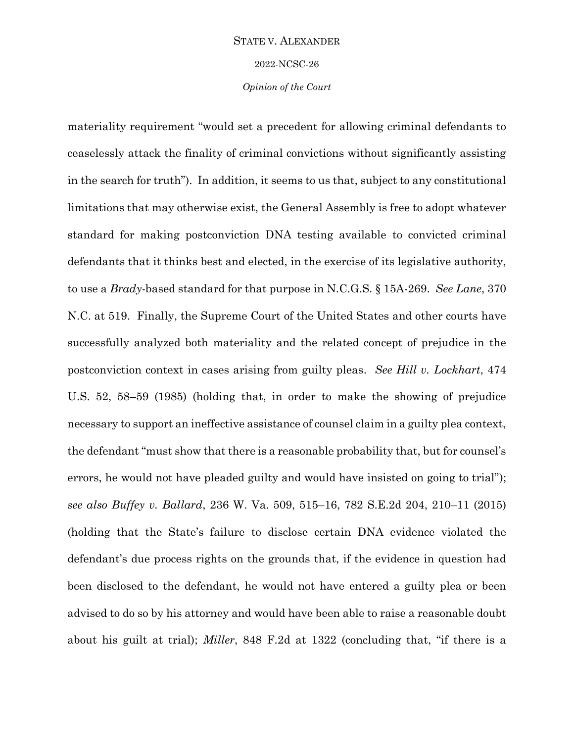materiality requirement "would set a precedent for allowing criminal defendants to ceaselessly attack the finality of criminal convictions without significantly assisting in the search for truth"). In addition, it seems to us that, subject to any constitutional limitations that may otherwise exist, the General Assembly is free to adopt whatever standard for making postconviction DNA testing available to convicted criminal defendants that it thinks best and elected, in the exercise of its legislative authority, to use a *Brady*-based standard for that purpose in N.C.G.S. § 15A-269. *See Lane*, 370 N.C. at 519. Finally, the Supreme Court of the United States and other courts have successfully analyzed both materiality and the related concept of prejudice in the postconviction context in cases arising from guilty pleas. *See Hill v. Lockhart*, 474 U.S. 52, 58–59 (1985) (holding that, in order to make the showing of prejudice necessary to support an ineffective assistance of counsel claim in a guilty plea context, the defendant "must show that there is a reasonable probability that, but for counsel's errors, he would not have pleaded guilty and would have insisted on going to trial"); *see also Buffey v. Ballard*, 236 W. Va. 509, 515–16, 782 S.E.2d 204, 210–11 (2015) (holding that the State's failure to disclose certain DNA evidence violated the defendant's due process rights on the grounds that, if the evidence in question had been disclosed to the defendant, he would not have entered a guilty plea or been advised to do so by his attorney and would have been able to raise a reasonable doubt about his guilt at trial); *Miller*, 848 F.2d at 1322 (concluding that, "if there is a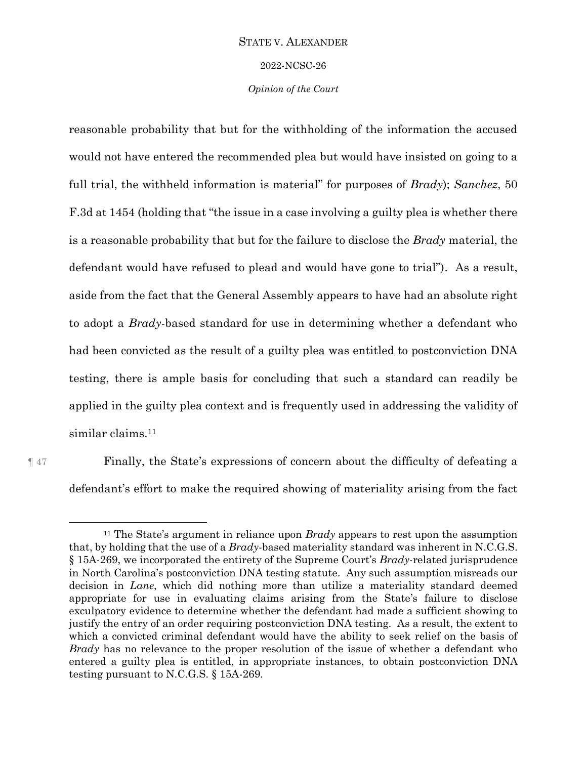reasonable probability that but for the withholding of the information the accused would not have entered the recommended plea but would have insisted on going to a full trial, the withheld information is material" for purposes of *Brady*); *Sanchez*, 50 F.3d at 1454 (holding that "the issue in a case involving a guilty plea is whether there is a reasonable probability that but for the failure to disclose the *Brady* material, the defendant would have refused to plead and would have gone to trial"). As a result, aside from the fact that the General Assembly appears to have had an absolute right to adopt a *Brady*-based standard for use in determining whether a defendant who had been convicted as the result of a guilty plea was entitled to postconviction DNA testing, there is ample basis for concluding that such a standard can readily be applied in the guilty plea context and is frequently used in addressing the validity of similar claims.[11]

¶ 47 Finally, the State's expressions of concern about the difficulty of defeating a defendant's effort to make the required showing of materiality arising from the fact

---

[11] The State's argument in reliance upon *Brady* appears to rest upon the assumption that, by holding that the use of a *Brady*-based materiality standard was inherent in N.C.G.S. § 15A-269, we incorporated the entirety of the Supreme Court's *Brady*-related jurisprudence in North Carolina's postconviction DNA testing statute. Any such assumption misreads our decision in *Lane*, which did nothing more than utilize a materiality standard deemed appropriate for use in evaluating claims arising from the State's failure to disclose exculpatory evidence to determine whether the defendant had made a sufficient showing to justify the entry of an order requiring postconviction DNA testing. As a result, the extent to which a convicted criminal defendant would have the ability to seek relief on the basis of *Brady* has no relevance to the proper resolution of the issue of whether a defendant who entered a guilty plea is entitled, in appropriate instances, to obtain postconviction DNA testing pursuant to N.C.G.S. § 15A-269.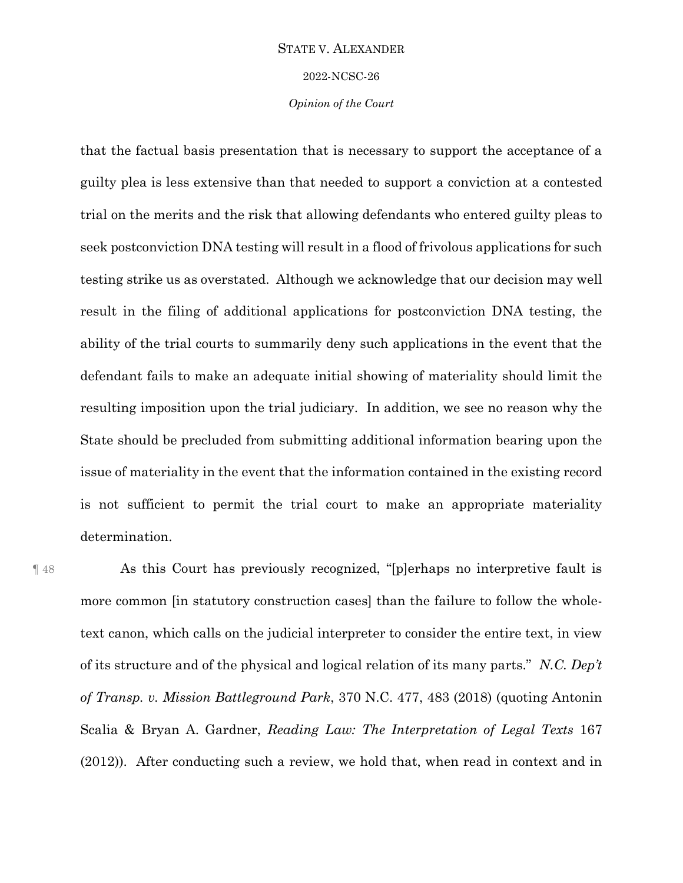that the factual basis presentation that is necessary to support the acceptance of a guilty plea is less extensive than that needed to support a conviction at a contested trial on the merits and the risk that allowing defendants who entered guilty pleas to seek postconviction DNA testing will result in a flood of frivolous applications for such testing strike us as overstated. Although we acknowledge that our decision may well result in the filing of additional applications for postconviction DNA testing, the ability of the trial courts to summarily deny such applications in the event that the defendant fails to make an adequate initial showing of materiality should limit the resulting imposition upon the trial judiciary. In addition, we see no reason why the State should be precluded from submitting additional information bearing upon the issue of materiality in the event that the information contained in the existing record is not sufficient to permit the trial court to make an appropriate materiality determination.

¶ 48 As this Court has previously recognized, "[p]erhaps no interpretive fault is more common [in statutory construction cases] than the failure to follow the whole-text canon, which calls on the judicial interpreter to consider the entire text, in view of its structure and of the physical and logical relation of its many parts." *N.C. Dep't of Transp. v. Mission Battleground Park*, 370 N.C. 477, 483 (2018) (quoting Antonin Scalia & Bryan A. Gardner, *Reading Law: The Interpretation of Legal Texts* 167 (2012)). After conducting such a review, we hold that, when read in context and in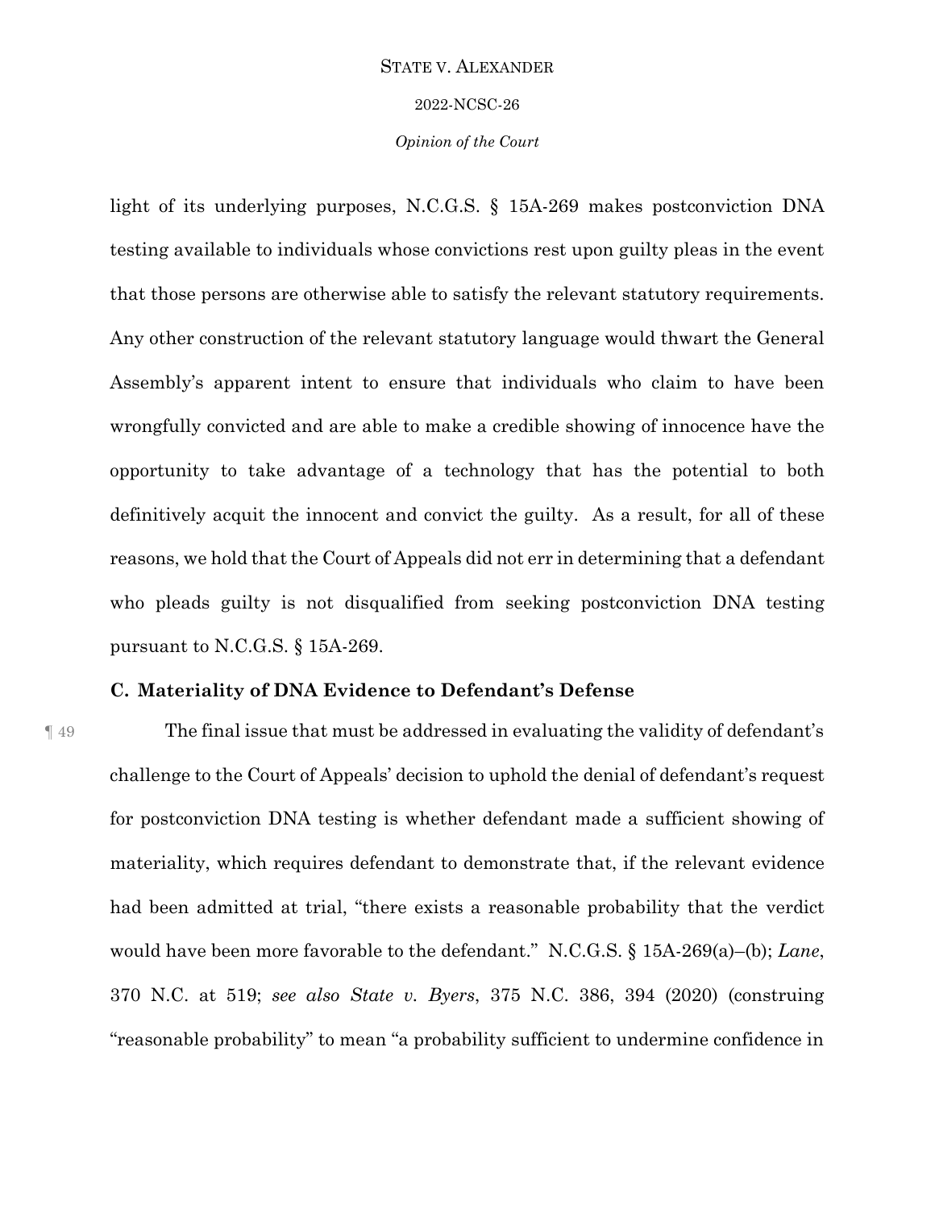light of its underlying purposes, N.C.G.S. § 15A-269 makes postconviction DNA testing available to individuals whose convictions rest upon guilty pleas in the event that those persons are otherwise able to satisfy the relevant statutory requirements. Any other construction of the relevant statutory language would thwart the General Assembly's apparent intent to ensure that individuals who claim to have been wrongfully convicted and are able to make a credible showing of innocence have the opportunity to take advantage of a technology that has the potential to both definitively acquit the innocent and convict the guilty. As a result, for all of these reasons, we hold that the Court of Appeals did not err in determining that a defendant who pleads guilty is not disqualified from seeking postconviction DNA testing pursuant to N.C.G.S. § 15A-269.

### C. Materiality of DNA Evidence to Defendant's Defense

¶ 49 The final issue that must be addressed in evaluating the validity of defendant's challenge to the Court of Appeals' decision to uphold the denial of defendant's request for postconviction DNA testing is whether defendant made a sufficient showing of materiality, which requires defendant to demonstrate that, if the relevant evidence had been admitted at trial, "there exists a reasonable probability that the verdict would have been more favorable to the defendant." N.C.G.S. § 15A-269(a)–(b); *Lane*, 370 N.C. at 519; *see also State v. Byers*, 375 N.C. 386, 394 (2020) (construing "reasonable probability" to mean "a probability sufficient to undermine confidence in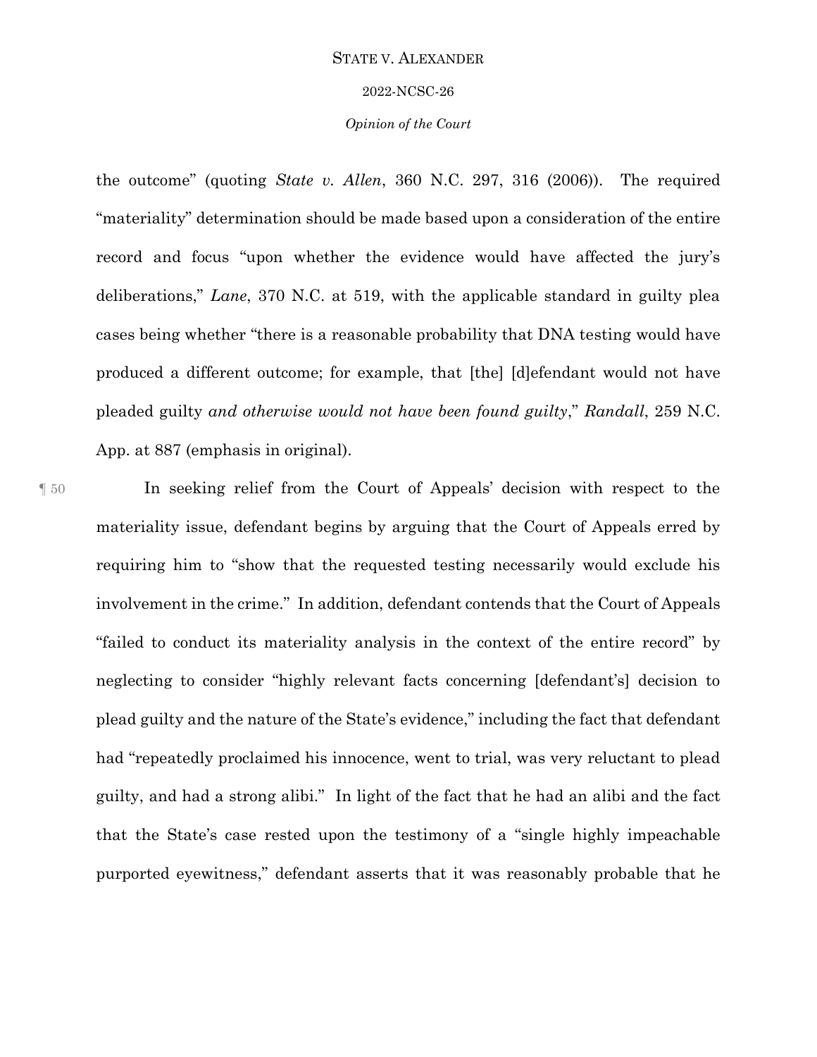the outcome" (quoting *State v. Allen*, 360 N.C. 297, 316 (2006)). The required "materiality" determination should be made based upon a consideration of the entire record and focus "upon whether the evidence would have affected the jury's deliberations," *Lane*, 370 N.C. at 519, with the applicable standard in guilty plea cases being whether "there is a reasonable probability that DNA testing would have produced a different outcome; for example, that [the] [d]efendant would not have pleaded guilty *and otherwise would not have been found guilty*," *Randall*, 259 N.C. App. at 887 (emphasis in original).

¶ 50 In seeking relief from the Court of Appeals' decision with respect to the materiality issue, defendant begins by arguing that the Court of Appeals erred by requiring him to "show that the requested testing necessarily would exclude his involvement in the crime." In addition, defendant contends that the Court of Appeals "failed to conduct its materiality analysis in the context of the entire record" by neglecting to consider "highly relevant facts concerning [defendant's] decision to plead guilty and the nature of the State's evidence," including the fact that defendant had "repeatedly proclaimed his innocence, went to trial, was very reluctant to plead guilty, and had a strong alibi." In light of the fact that he had an alibi and the fact that the State's case rested upon the testimony of a "single highly impeachable purported eyewitness," defendant asserts that it was reasonably probable that he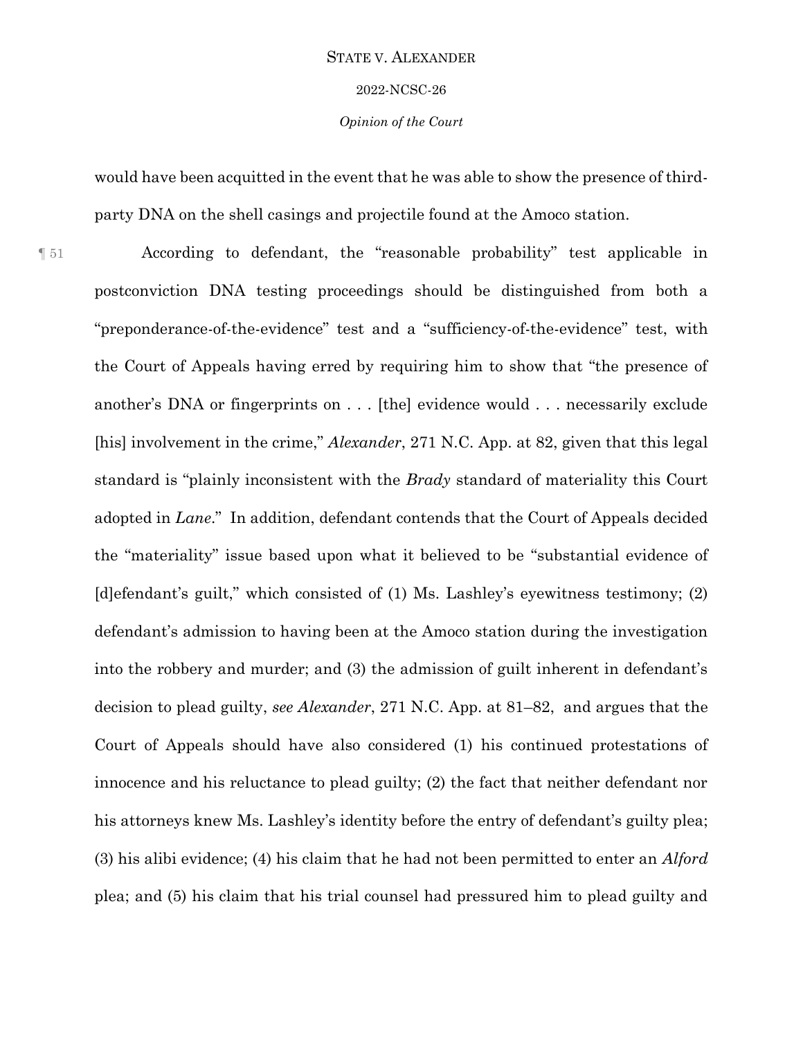would have been acquitted in the event that he was able to show the presence of third-party DNA on the shell casings and projectile found at the Amoco station.

¶ 51 According to defendant, the "reasonable probability" test applicable in postconviction DNA testing proceedings should be distinguished from both a "preponderance-of-the-evidence" test and a "sufficiency-of-the-evidence" test, with the Court of Appeals having erred by requiring him to show that "the presence of another's DNA or fingerprints on . . . [the] evidence would . . . necessarily exclude [his] involvement in the crime," *Alexander*, 271 N.C. App. at 82, given that this legal standard is "plainly inconsistent with the *Brady* standard of materiality this Court adopted in *Lane*." In addition, defendant contends that the Court of Appeals decided the "materiality" issue based upon what it believed to be "substantial evidence of [d]efendant's guilt," which consisted of (1) Ms. Lashley's eyewitness testimony; (2) defendant's admission to having been at the Amoco station during the investigation into the robbery and murder; and (3) the admission of guilt inherent in defendant's decision to plead guilty, *see Alexander*, 271 N.C. App. at 81–82, and argues that the Court of Appeals should have also considered (1) his continued protestations of innocence and his reluctance to plead guilty; (2) the fact that neither defendant nor his attorneys knew Ms. Lashley's identity before the entry of defendant's guilty plea; (3) his alibi evidence; (4) his claim that he had not been permitted to enter an *Alford* plea; and (5) his claim that his trial counsel had pressured him to plead guilty and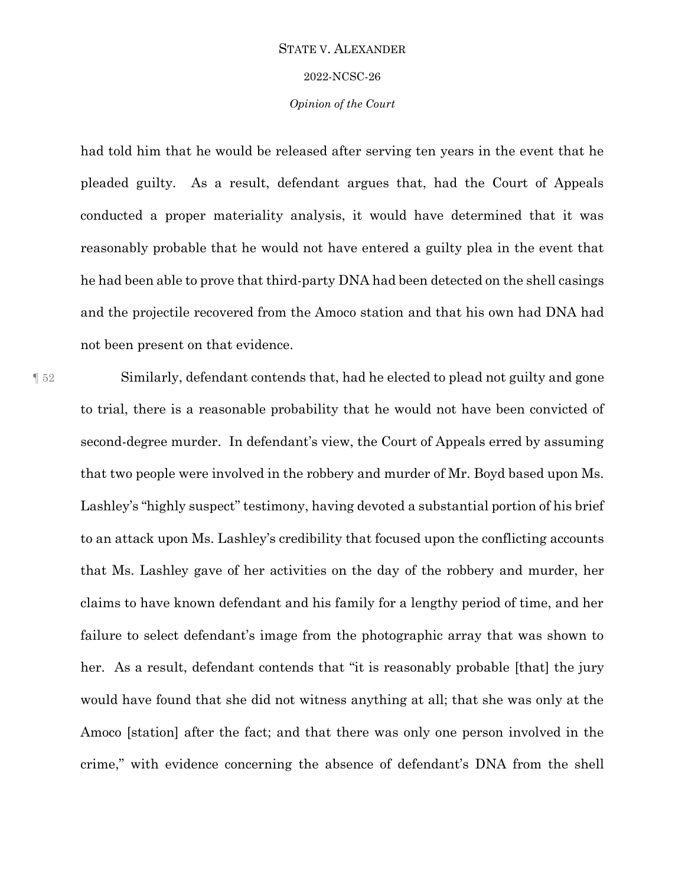had told him that he would be released after serving ten years in the event that he pleaded guilty. As a result, defendant argues that, had the Court of Appeals conducted a proper materiality analysis, it would have determined that it was reasonably probable that he would not have entered a guilty plea in the event that he had been able to prove that third-party DNA had been detected on the shell casings and the projectile recovered from the Amoco station and that his own had DNA had not been present on that evidence.

¶ 52 Similarly, defendant contends that, had he elected to plead not guilty and gone to trial, there is a reasonable probability that he would not have been convicted of second-degree murder. In defendant's view, the Court of Appeals erred by assuming that two people were involved in the robbery and murder of Mr. Boyd based upon Ms. Lashley's "highly suspect" testimony, having devoted a substantial portion of his brief to an attack upon Ms. Lashley's credibility that focused upon the conflicting accounts that Ms. Lashley gave of her activities on the day of the robbery and murder, her claims to have known defendant and his family for a lengthy period of time, and her failure to select defendant's image from the photographic array that was shown to her. As a result, defendant contends that "it is reasonably probable [that] the jury would have found that she did not witness anything at all; that she was only at the Amoco [station] after the fact; and that there was only one person involved in the crime," with evidence concerning the absence of defendant's DNA from the shell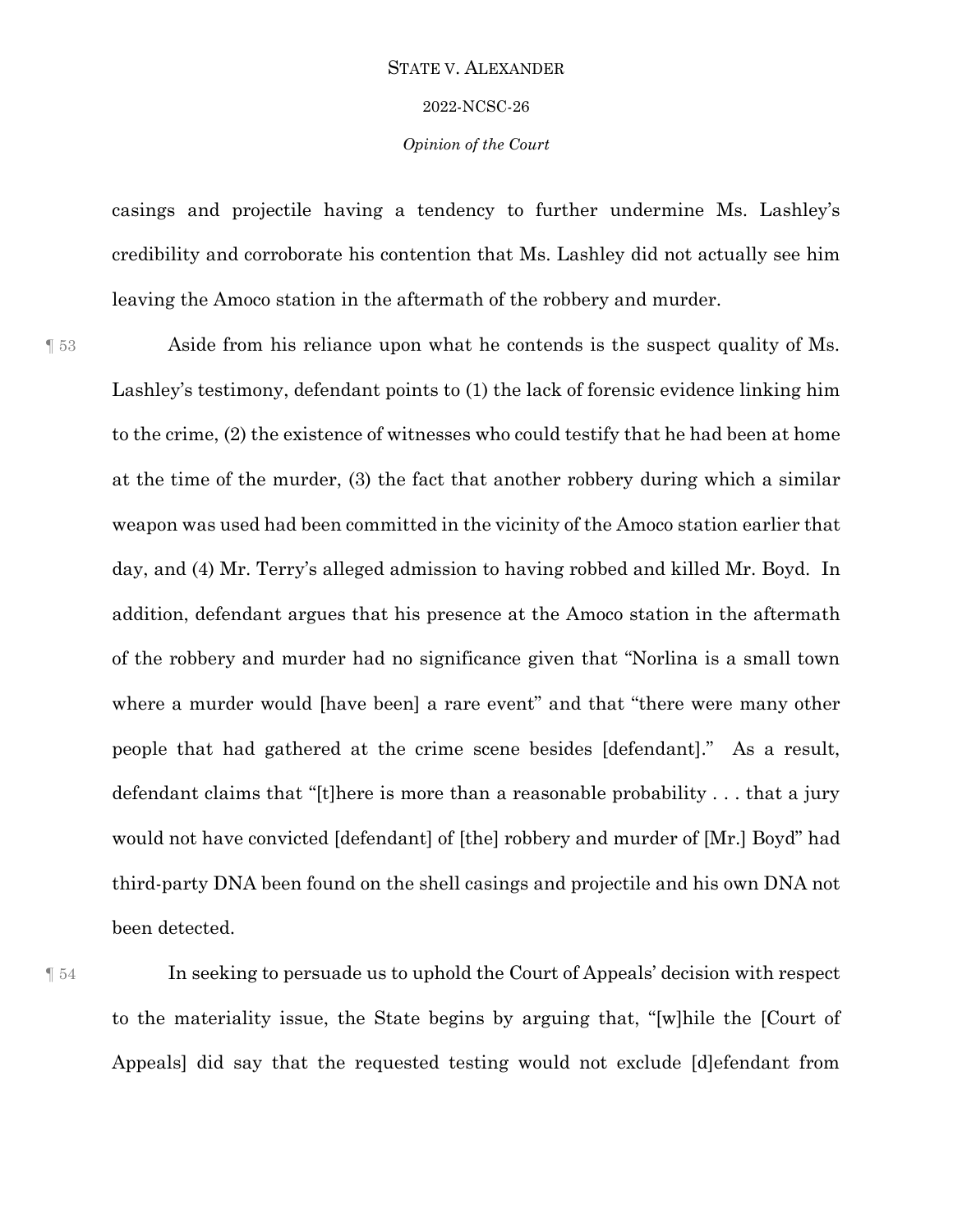casings and projectile having a tendency to further undermine Ms. Lashley's credibility and corroborate his contention that Ms. Lashley did not actually see him leaving the Amoco station in the aftermath of the robbery and murder.

¶ 53 Aside from his reliance upon what he contends is the suspect quality of Ms. Lashley's testimony, defendant points to (1) the lack of forensic evidence linking him to the crime, (2) the existence of witnesses who could testify that he had been at home at the time of the murder, (3) the fact that another robbery during which a similar weapon was used had been committed in the vicinity of the Amoco station earlier that day, and (4) Mr. Terry's alleged admission to having robbed and killed Mr. Boyd. In addition, defendant argues that his presence at the Amoco station in the aftermath of the robbery and murder had no significance given that "Norlina is a small town where a murder would [have been] a rare event" and that "there were many other people that had gathered at the crime scene besides [defendant]." As a result, defendant claims that "[t]here is more than a reasonable probability . . . that a jury would not have convicted [defendant] of [the] robbery and murder of [Mr.] Boyd" had third-party DNA been found on the shell casings and projectile and his own DNA not been detected.

¶ 54 In seeking to persuade us to uphold the Court of Appeals' decision with respect to the materiality issue, the State begins by arguing that, "[w]hile the [Court of Appeals] did say that the requested testing would not exclude [d]efendant from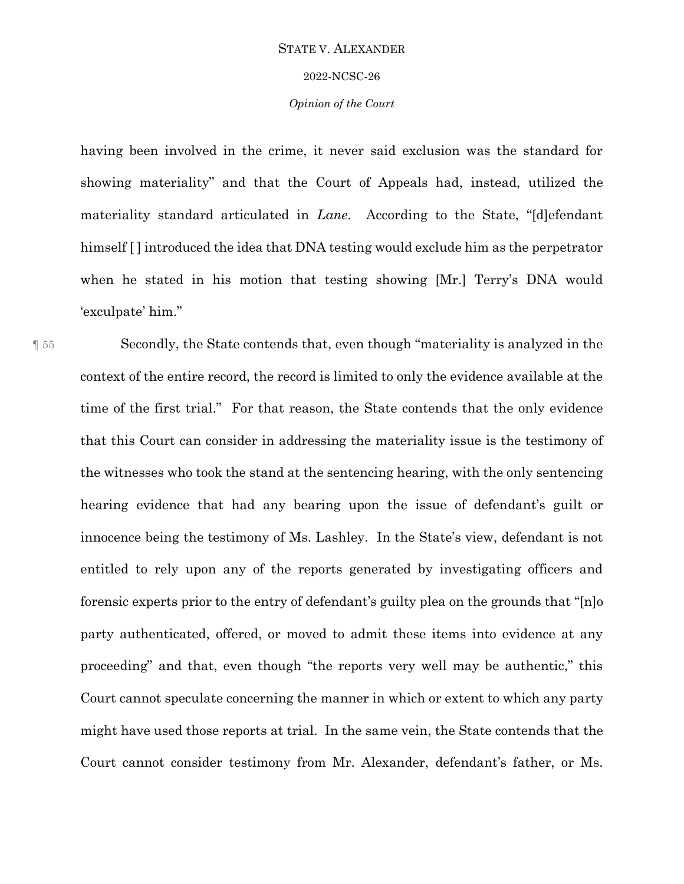having been involved in the crime, it never said exclusion was the standard for showing materiality" and that the Court of Appeals had, instead, utilized the materiality standard articulated in *Lane*. According to the State, "[d]efendant himself [ ] introduced the idea that DNA testing would exclude him as the perpetrator when he stated in his motion that testing showing [Mr.] Terry's DNA would 'exculpate' him."

¶ 55 Secondly, the State contends that, even though "materiality is analyzed in the context of the entire record, the record is limited to only the evidence available at the time of the first trial." For that reason, the State contends that the only evidence that this Court can consider in addressing the materiality issue is the testimony of the witnesses who took the stand at the sentencing hearing, with the only sentencing hearing evidence that had any bearing upon the issue of defendant's guilt or innocence being the testimony of Ms. Lashley. In the State's view, defendant is not entitled to rely upon any of the reports generated by investigating officers and forensic experts prior to the entry of defendant's guilty plea on the grounds that "[n]o party authenticated, offered, or moved to admit these items into evidence at any proceeding" and that, even though "the reports very well may be authentic," this Court cannot speculate concerning the manner in which or extent to which any party might have used those reports at trial. In the same vein, the State contends that the Court cannot consider testimony from Mr. Alexander, defendant's father, or Ms.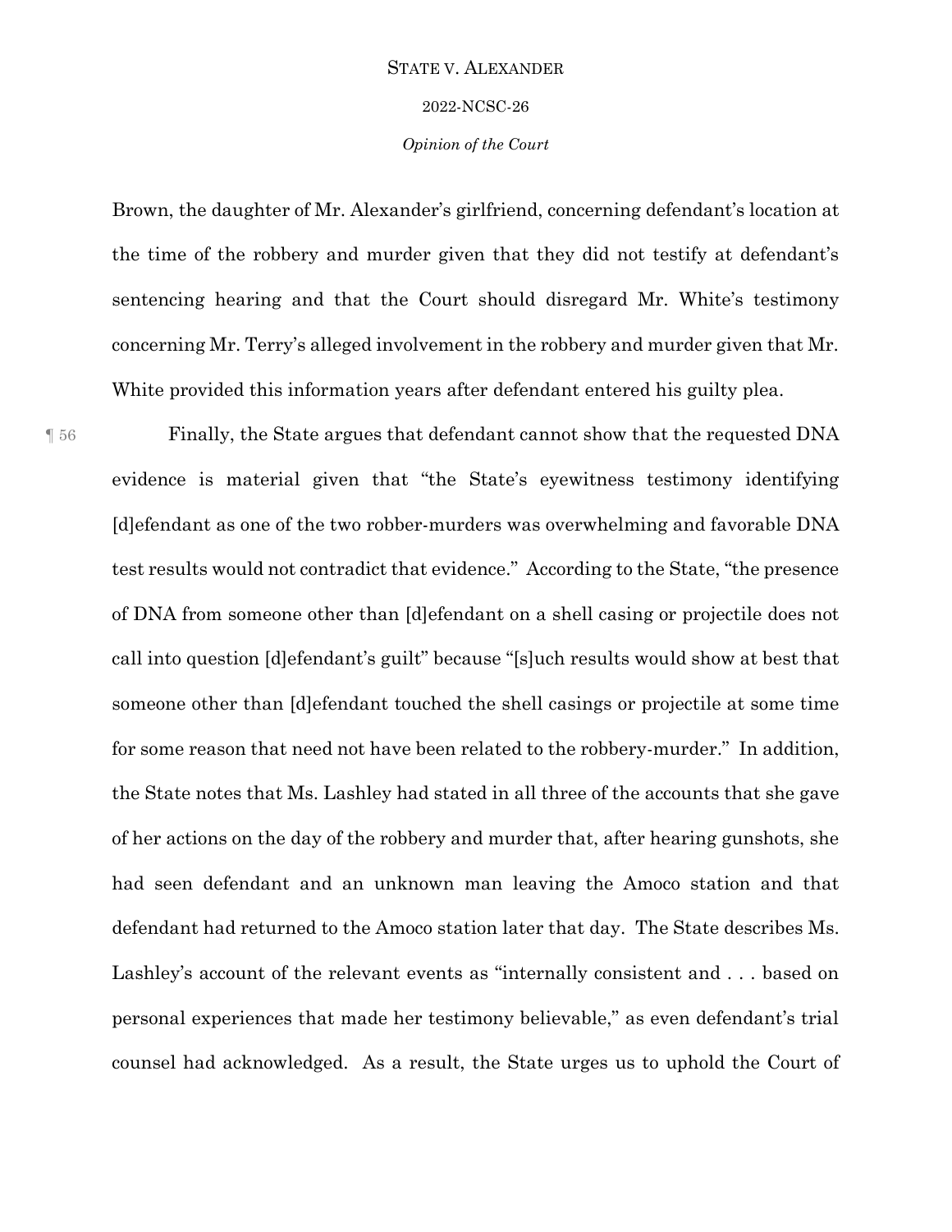Brown, the daughter of Mr. Alexander's girlfriend, concerning defendant's location at the time of the robbery and murder given that they did not testify at defendant's sentencing hearing and that the Court should disregard Mr. White's testimony concerning Mr. Terry's alleged involvement in the robbery and murder given that Mr. White provided this information years after defendant entered his guilty plea.

¶ 56 Finally, the State argues that defendant cannot show that the requested DNA evidence is material given that "the State's eyewitness testimony identifying [d]efendant as one of the two robber-murders was overwhelming and favorable DNA test results would not contradict that evidence." According to the State, "the presence of DNA from someone other than [d]efendant on a shell casing or projectile does not call into question [d]efendant's guilt" because "[s]uch results would show at best that someone other than [d]efendant touched the shell casings or projectile at some time for some reason that need not have been related to the robbery-murder." In addition, the State notes that Ms. Lashley had stated in all three of the accounts that she gave of her actions on the day of the robbery and murder that, after hearing gunshots, she had seen defendant and an unknown man leaving the Amoco station and that defendant had returned to the Amoco station later that day. The State describes Ms. Lashley's account of the relevant events as "internally consistent and . . . based on personal experiences that made her testimony believable," as even defendant's trial counsel had acknowledged. As a result, the State urges us to uphold the Court of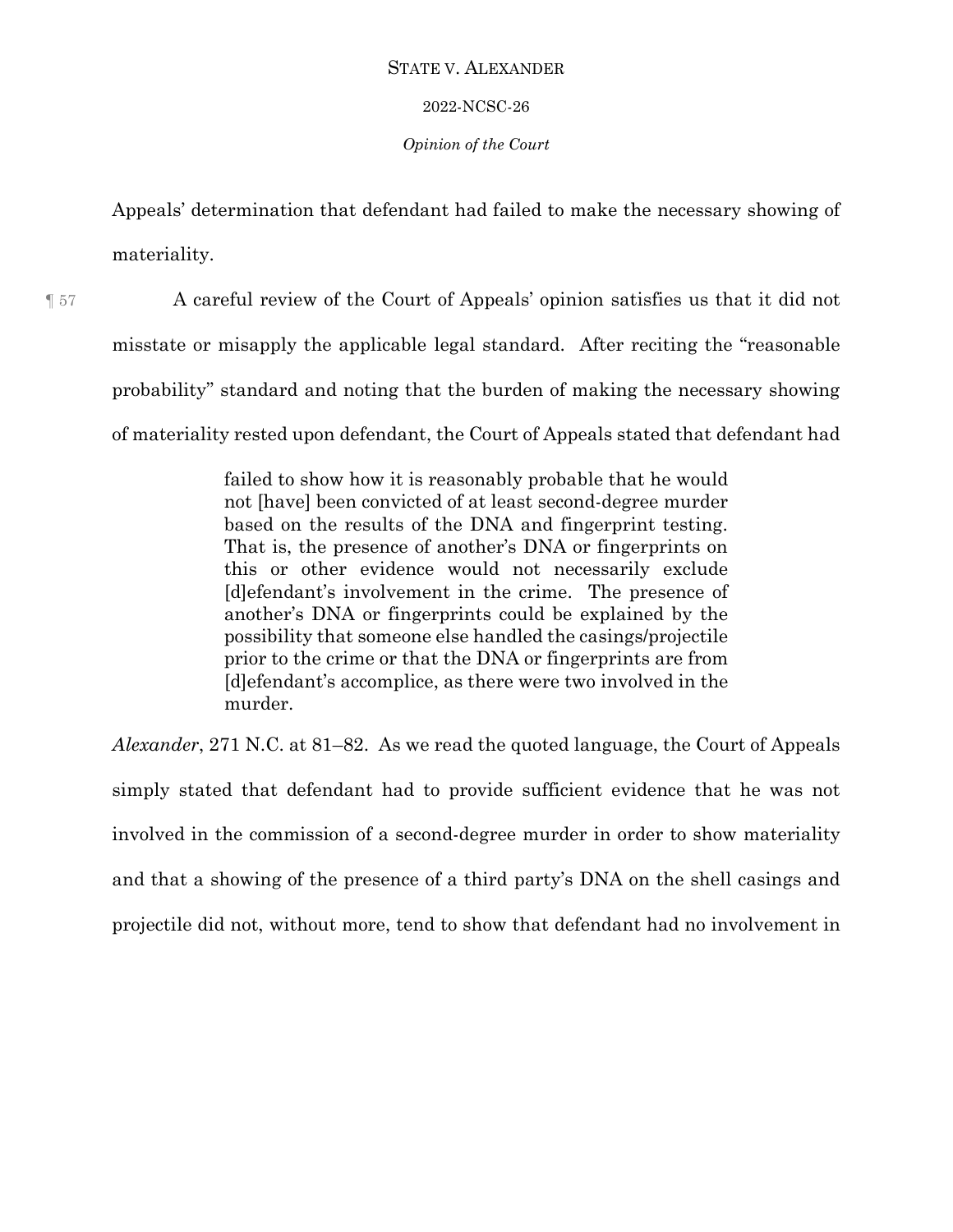Appeals' determination that defendant had failed to make the necessary showing of materiality.

¶ 57 A careful review of the Court of Appeals' opinion satisfies us that it did not misstate or misapply the applicable legal standard. After reciting the "reasonable probability" standard and noting that the burden of making the necessary showing of materiality rested upon defendant, the Court of Appeals stated that defendant had

> failed to show how it is reasonably probable that he would not [have] been convicted of at least second-degree murder based on the results of the DNA and fingerprint testing. That is, the presence of another's DNA or fingerprints on this or other evidence would not necessarily exclude [d]efendant's involvement in the crime. The presence of another's DNA or fingerprints could be explained by the possibility that someone else handled the casings/projectile prior to the crime or that the DNA or fingerprints are from [d]efendant's accomplice, as there were two involved in the murder.

*Alexander*, 271 N.C. at 81–82. As we read the quoted language, the Court of Appeals simply stated that defendant had to provide sufficient evidence that he was not involved in the commission of a second-degree murder in order to show materiality and that a showing of the presence of a third party's DNA on the shell casings and projectile did not, without more, tend to show that defendant had no involvement in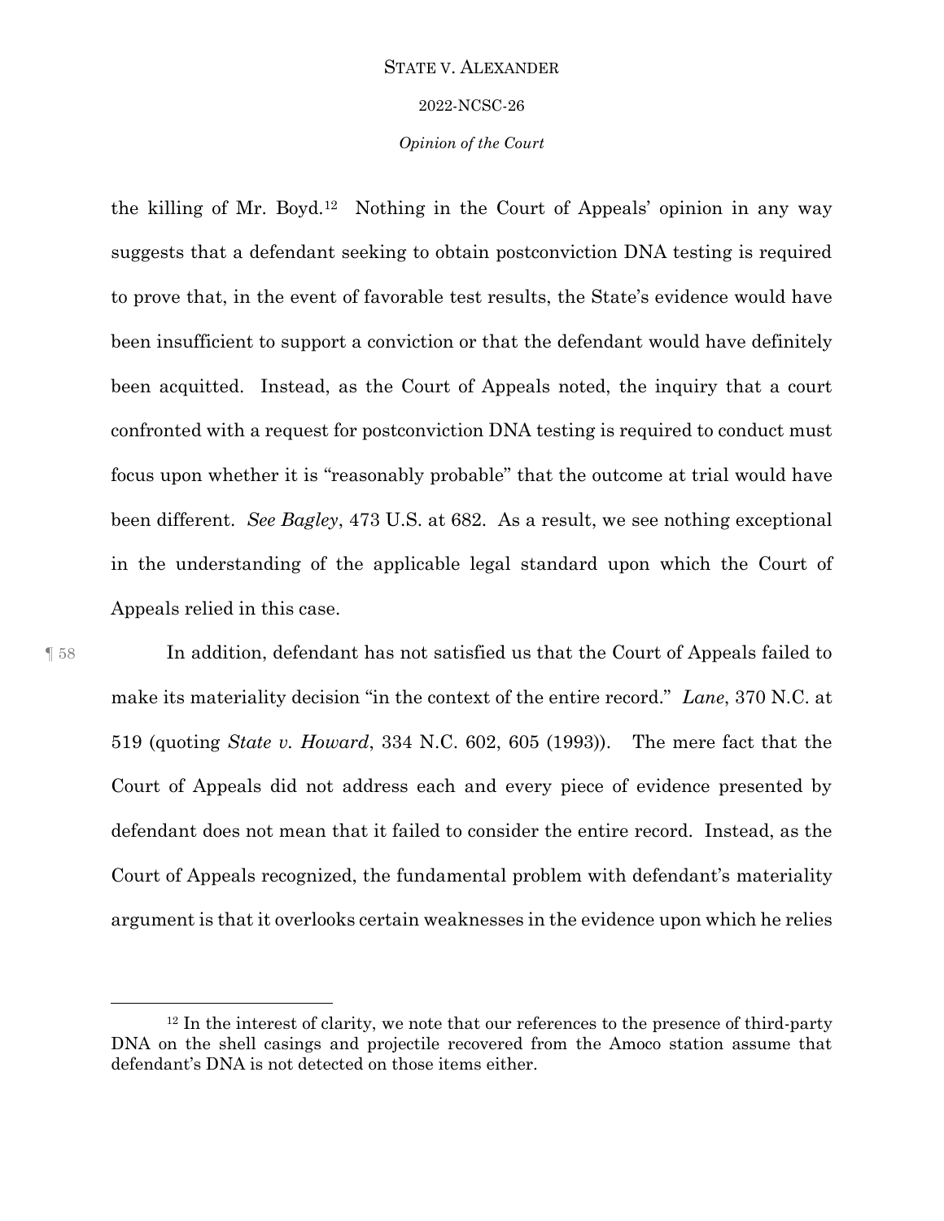the killing of Mr. Boyd.[12] Nothing in the Court of Appeals' opinion in any way suggests that a defendant seeking to obtain postconviction DNA testing is required to prove that, in the event of favorable test results, the State's evidence would have been insufficient to support a conviction or that the defendant would have definitely been acquitted. Instead, as the Court of Appeals noted, the inquiry that a court confronted with a request for postconviction DNA testing is required to conduct must focus upon whether it is "reasonably probable" that the outcome at trial would have been different. *See Bagley*, 473 U.S. at 682. As a result, we see nothing exceptional in the understanding of the applicable legal standard upon which the Court of Appeals relied in this case.

¶ 58 In addition, defendant has not satisfied us that the Court of Appeals failed to make its materiality decision "in the context of the entire record." *Lane*, 370 N.C. at 519 (quoting *State v. Howard*, 334 N.C. 602, 605 (1993)). The mere fact that the Court of Appeals did not address each and every piece of evidence presented by defendant does not mean that it failed to consider the entire record. Instead, as the Court of Appeals recognized, the fundamental problem with defendant's materiality argument is that it overlooks certain weaknesses in the evidence upon which he relies

---

[12] In the interest of clarity, we note that our references to the presence of third-party DNA on the shell casings and projectile recovered from the Amoco station assume that defendant's DNA is not detected on those items either.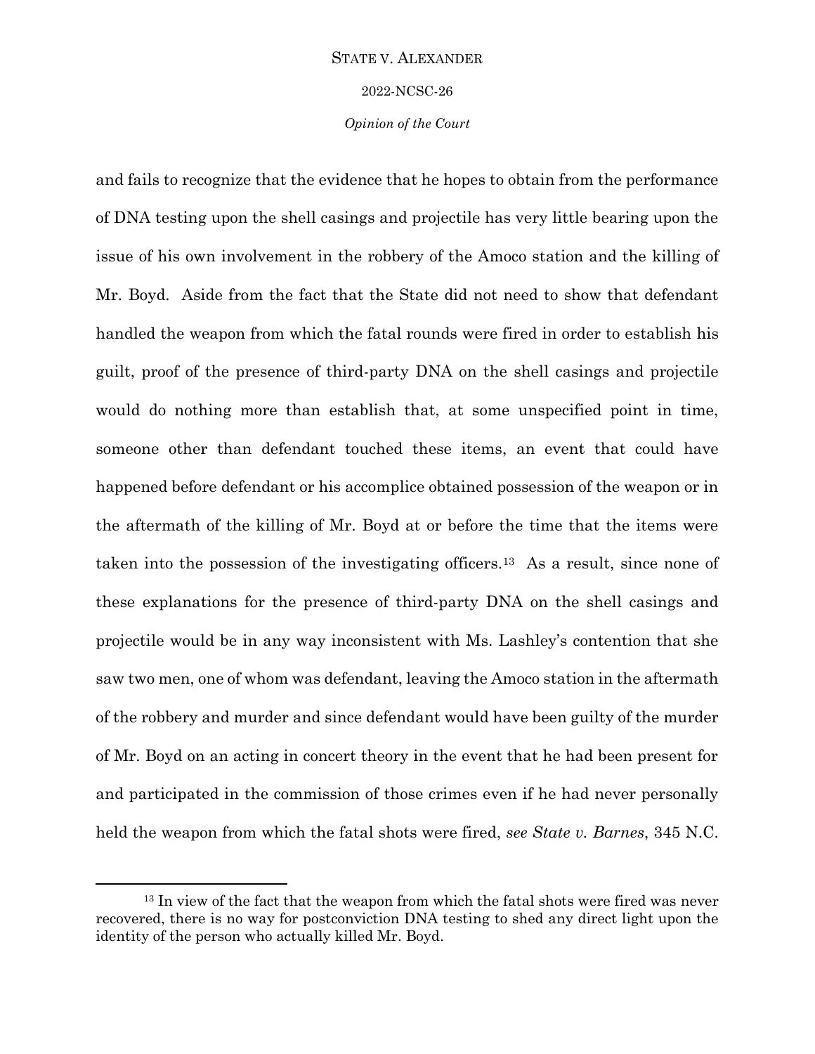and fails to recognize that the evidence that he hopes to obtain from the performance of DNA testing upon the shell casings and projectile has very little bearing upon the issue of his own involvement in the robbery of the Amoco station and the killing of Mr. Boyd. Aside from the fact that the State did not need to show that defendant handled the weapon from which the fatal rounds were fired in order to establish his guilt, proof of the presence of third-party DNA on the shell casings and projectile would do nothing more than establish that, at some unspecified point in time, someone other than defendant touched these items, an event that could have happened before defendant or his accomplice obtained possession of the weapon or in the aftermath of the killing of Mr. Boyd at or before the time that the items were taken into the possession of the investigating officers.[13] As a result, since none of these explanations for the presence of third-party DNA on the shell casings and projectile would be in any way inconsistent with Ms. Lashley's contention that she saw two men, one of whom was defendant, leaving the Amoco station in the aftermath of the robbery and murder and since defendant would have been guilty of the murder of Mr. Boyd on an acting in concert theory in the event that he had been present for and participated in the commission of those crimes even if he had never personally held the weapon from which the fatal shots were fired, *see State v. Barnes*, 345 N.C.

---

[13] In view of the fact that the weapon from which the fatal shots were fired was never recovered, there is no way for postconviction DNA testing to shed any direct light upon the identity of the person who actually killed Mr. Boyd.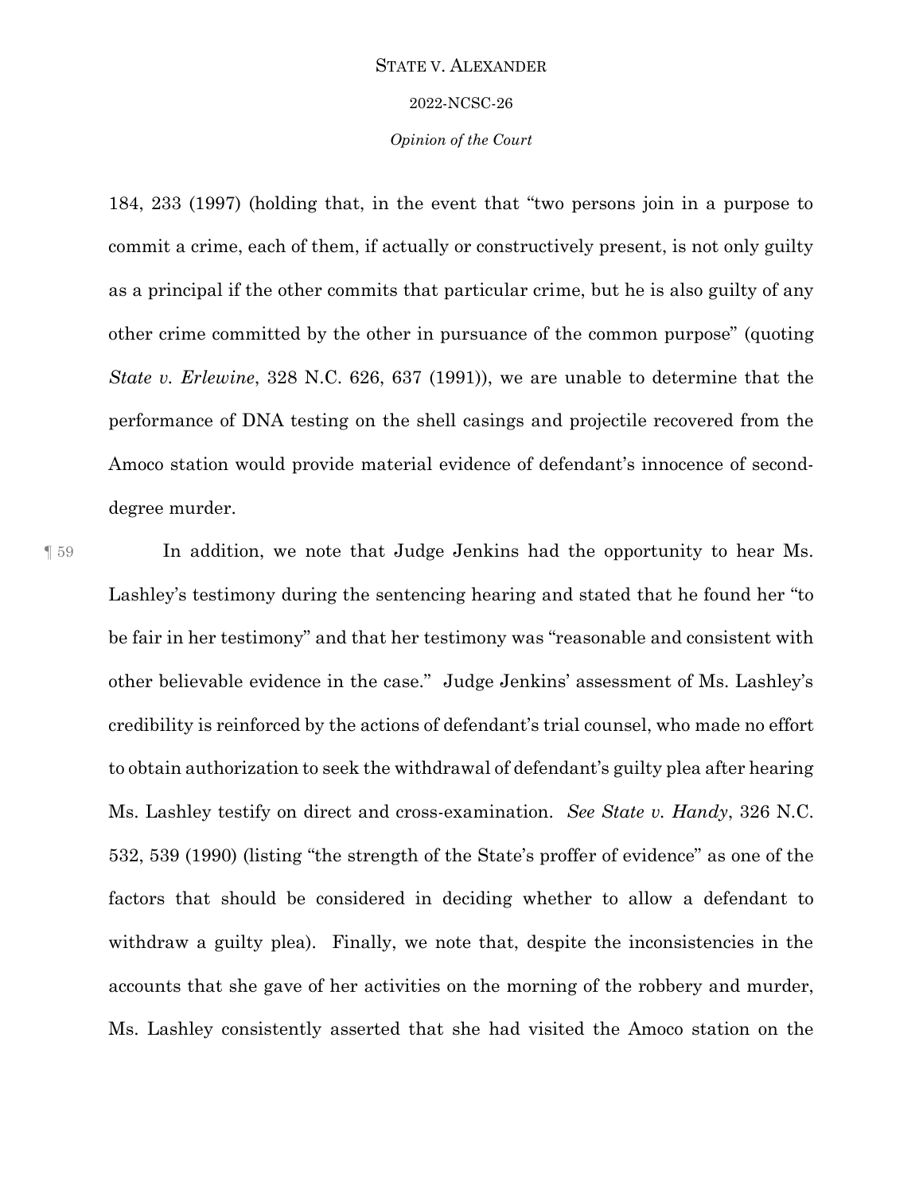184, 233 (1997) (holding that, in the event that "two persons join in a purpose to commit a crime, each of them, if actually or constructively present, is not only guilty as a principal if the other commits that particular crime, but he is also guilty of any other crime committed by the other in pursuance of the common purpose" (quoting *State v. Erlewine*, 328 N.C. 626, 637 (1991)), we are unable to determine that the performance of DNA testing on the shell casings and projectile recovered from the Amoco station would provide material evidence of defendant's innocence of second-degree murder.

¶ 59 In addition, we note that Judge Jenkins had the opportunity to hear Ms. Lashley's testimony during the sentencing hearing and stated that he found her "to be fair in her testimony" and that her testimony was "reasonable and consistent with other believable evidence in the case." Judge Jenkins' assessment of Ms. Lashley's credibility is reinforced by the actions of defendant's trial counsel, who made no effort to obtain authorization to seek the withdrawal of defendant's guilty plea after hearing Ms. Lashley testify on direct and cross-examination. *See State v. Handy*, 326 N.C. 532, 539 (1990) (listing "the strength of the State's proffer of evidence" as one of the factors that should be considered in deciding whether to allow a defendant to withdraw a guilty plea). Finally, we note that, despite the inconsistencies in the accounts that she gave of her activities on the morning of the robbery and murder, Ms. Lashley consistently asserted that she had visited the Amoco station on the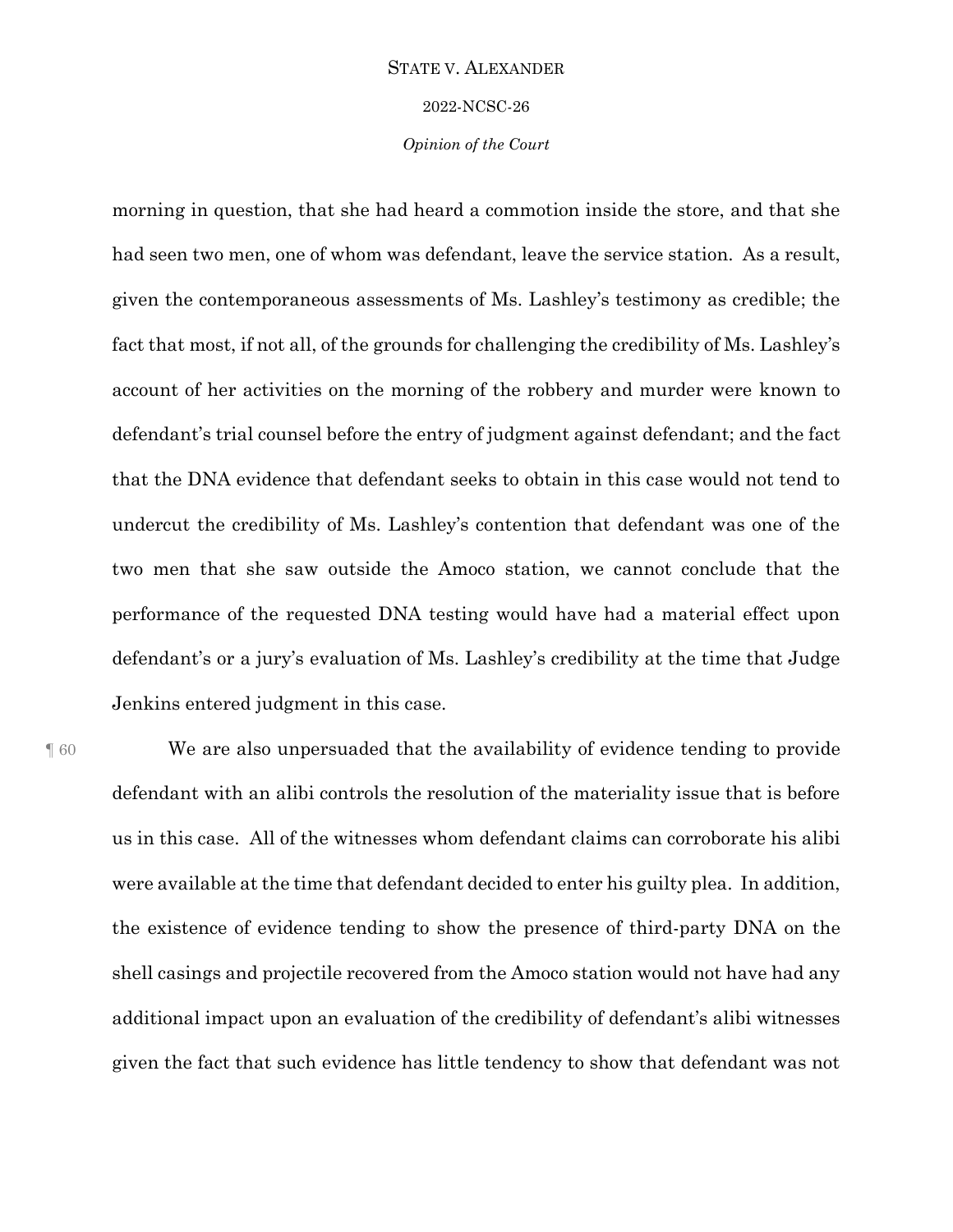morning in question, that she had heard a commotion inside the store, and that she had seen two men, one of whom was defendant, leave the service station. As a result, given the contemporaneous assessments of Ms. Lashley's testimony as credible; the fact that most, if not all, of the grounds for challenging the credibility of Ms. Lashley's account of her activities on the morning of the robbery and murder were known to defendant's trial counsel before the entry of judgment against defendant; and the fact that the DNA evidence that defendant seeks to obtain in this case would not tend to undercut the credibility of Ms. Lashley's contention that defendant was one of the two men that she saw outside the Amoco station, we cannot conclude that the performance of the requested DNA testing would have had a material effect upon defendant's or a jury's evaluation of Ms. Lashley's credibility at the time that Judge Jenkins entered judgment in this case.

¶ 60 We are also unpersuaded that the availability of evidence tending to provide defendant with an alibi controls the resolution of the materiality issue that is before us in this case. All of the witnesses whom defendant claims can corroborate his alibi were available at the time that defendant decided to enter his guilty plea. In addition, the existence of evidence tending to show the presence of third-party DNA on the shell casings and projectile recovered from the Amoco station would not have had any additional impact upon an evaluation of the credibility of defendant's alibi witnesses given the fact that such evidence has little tendency to show that defendant was not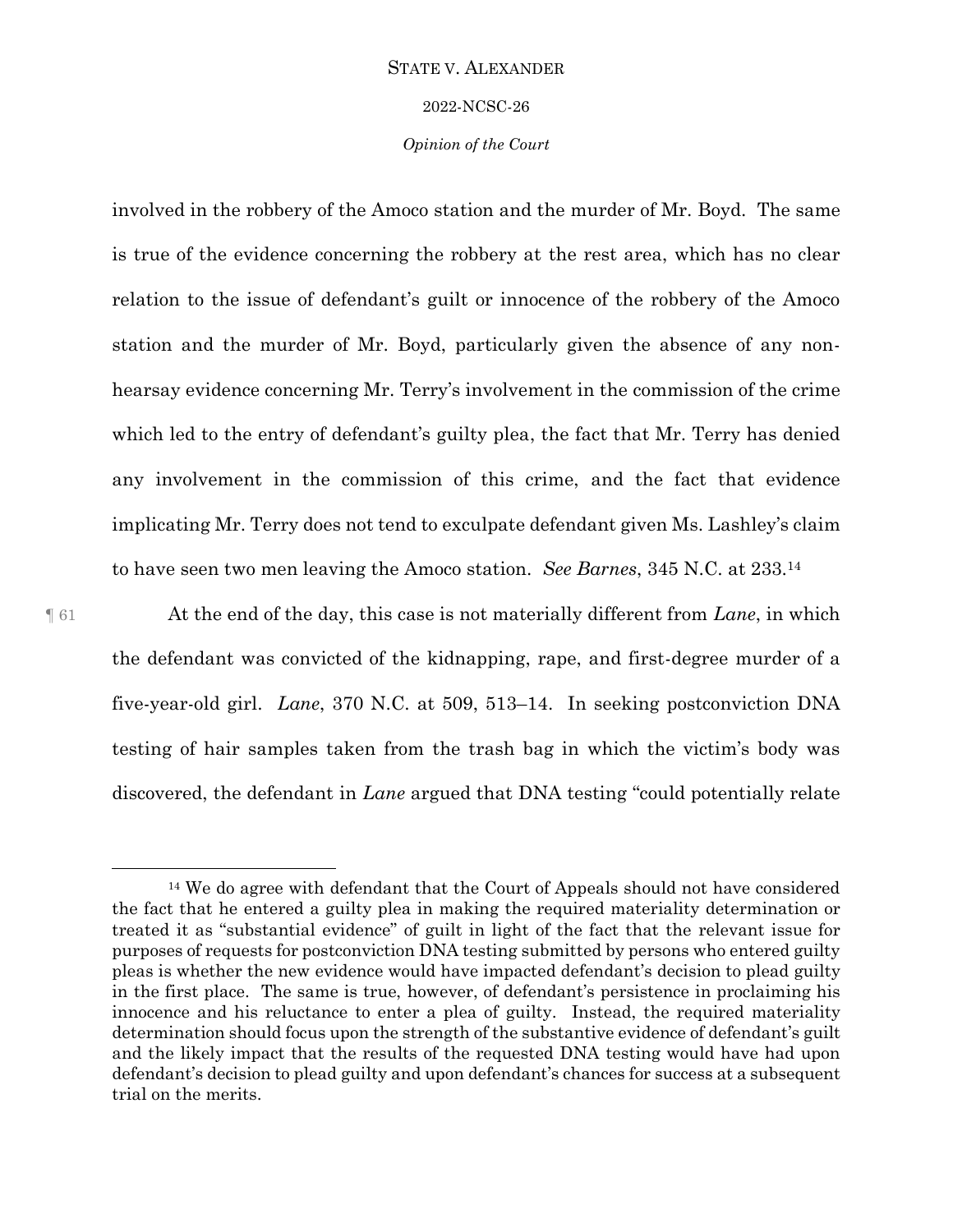involved in the robbery of the Amoco station and the murder of Mr. Boyd. The same is true of the evidence concerning the robbery at the rest area, which has no clear relation to the issue of defendant's guilt or innocence of the robbery of the Amoco station and the murder of Mr. Boyd, particularly given the absence of any non-hearsay evidence concerning Mr. Terry's involvement in the commission of the crime which led to the entry of defendant's guilty plea, the fact that Mr. Terry has denied any involvement in the commission of this crime, and the fact that evidence implicating Mr. Terry does not tend to exculpate defendant given Ms. Lashley's claim to have seen two men leaving the Amoco station. *See Barnes*, 345 N.C. at 233.[14]

¶ 61 At the end of the day, this case is not materially different from *Lane*, in which the defendant was convicted of the kidnapping, rape, and first-degree murder of a five-year-old girl. *Lane*, 370 N.C. at 509, 513–14. In seeking postconviction DNA testing of hair samples taken from the trash bag in which the victim's body was discovered, the defendant in *Lane* argued that DNA testing "could potentially relate

---

[14] We do agree with defendant that the Court of Appeals should not have considered the fact that he entered a guilty plea in making the required materiality determination or treated it as "substantial evidence" of guilt in light of the fact that the relevant issue for purposes of requests for postconviction DNA testing submitted by persons who entered guilty pleas is whether the new evidence would have impacted defendant's decision to plead guilty in the first place. The same is true, however, of defendant's persistence in proclaiming his innocence and his reluctance to enter a plea of guilty. Instead, the required materiality determination should focus upon the strength of the substantive evidence of defendant's guilt and the likely impact that the results of the requested DNA testing would have had upon defendant's decision to plead guilty and upon defendant's chances for success at a subsequent trial on the merits.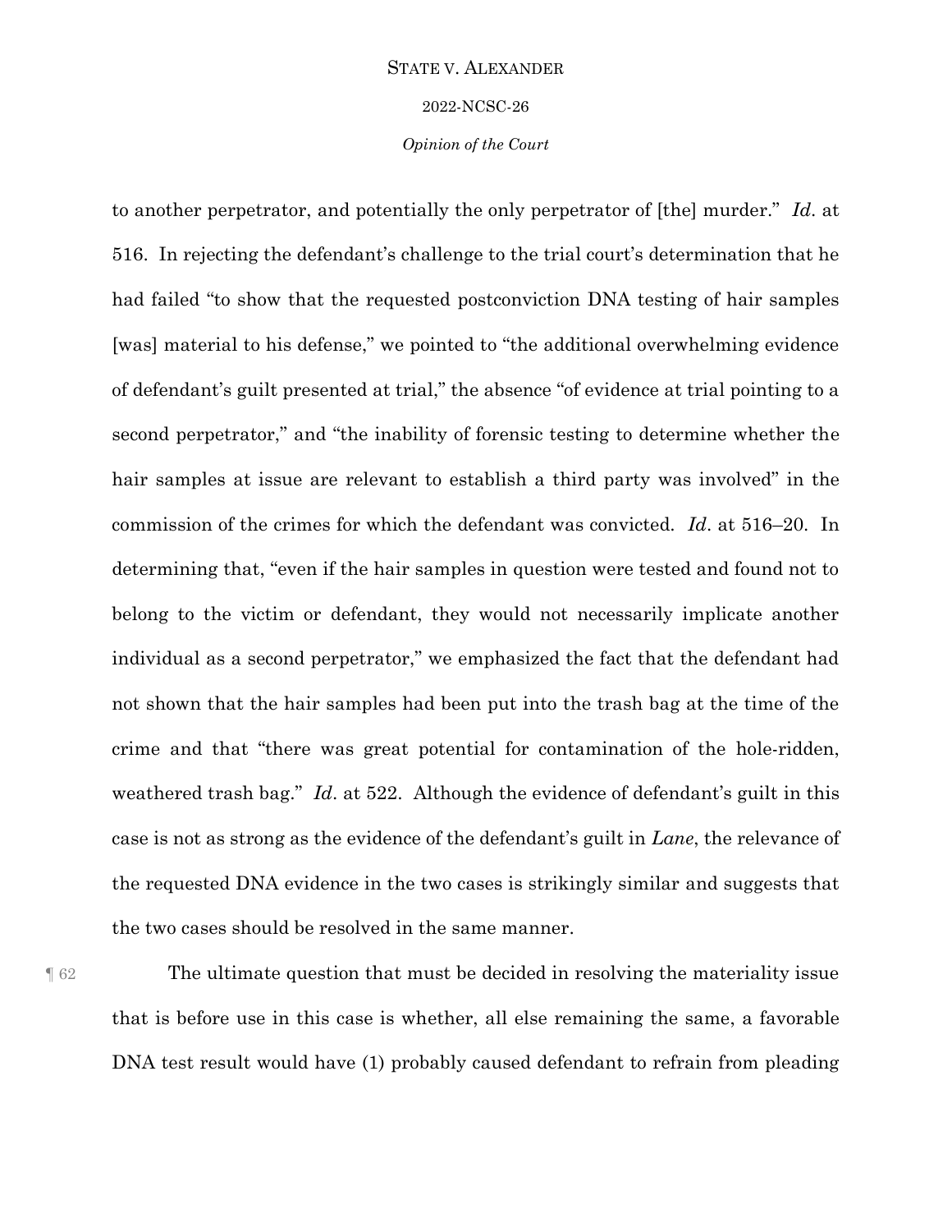to another perpetrator, and potentially the only perpetrator of [the] murder." *Id*. at 516. In rejecting the defendant's challenge to the trial court's determination that he had failed "to show that the requested postconviction DNA testing of hair samples [was] material to his defense," we pointed to "the additional overwhelming evidence of defendant's guilt presented at trial," the absence "of evidence at trial pointing to a second perpetrator," and "the inability of forensic testing to determine whether the hair samples at issue are relevant to establish a third party was involved" in the commission of the crimes for which the defendant was convicted. *Id*. at 516–20. In determining that, "even if the hair samples in question were tested and found not to belong to the victim or defendant, they would not necessarily implicate another individual as a second perpetrator," we emphasized the fact that the defendant had not shown that the hair samples had been put into the trash bag at the time of the crime and that "there was great potential for contamination of the hole-ridden, weathered trash bag." *Id*. at 522. Although the evidence of defendant's guilt in this case is not as strong as the evidence of the defendant's guilt in *Lane*, the relevance of the requested DNA evidence in the two cases is strikingly similar and suggests that the two cases should be resolved in the same manner.

¶ 62 The ultimate question that must be decided in resolving the materiality issue that is before use in this case is whether, all else remaining the same, a favorable DNA test result would have (1) probably caused defendant to refrain from pleading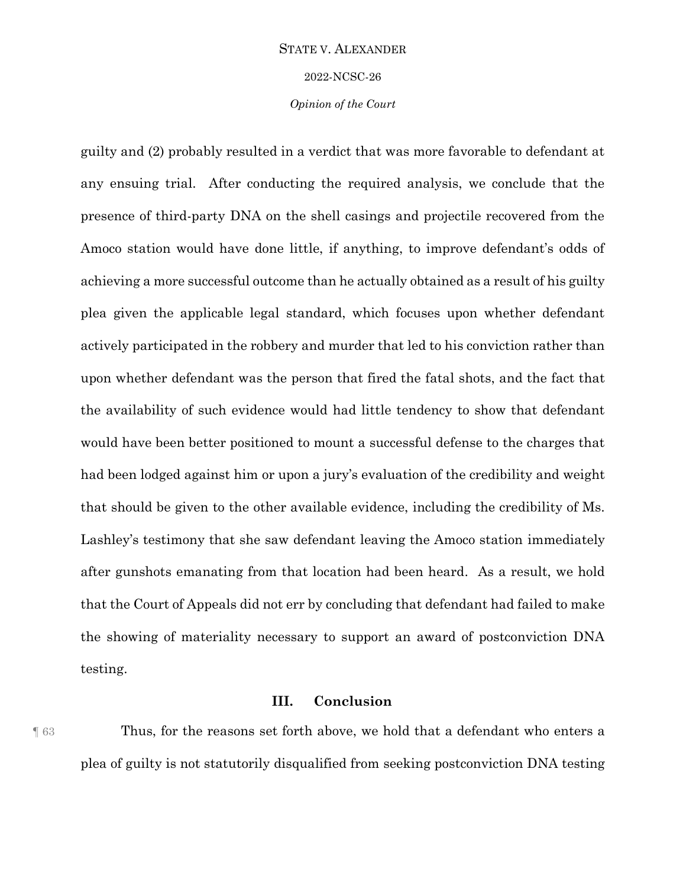guilty and (2) probably resulted in a verdict that was more favorable to defendant at any ensuing trial. After conducting the required analysis, we conclude that the presence of third-party DNA on the shell casings and projectile recovered from the Amoco station would have done little, if anything, to improve defendant's odds of achieving a more successful outcome than he actually obtained as a result of his guilty plea given the applicable legal standard, which focuses upon whether defendant actively participated in the robbery and murder that led to his conviction rather than upon whether defendant was the person that fired the fatal shots, and the fact that the availability of such evidence would had little tendency to show that defendant would have been better positioned to mount a successful defense to the charges that had been lodged against him or upon a jury's evaluation of the credibility and weight that should be given to the other available evidence, including the credibility of Ms. Lashley's testimony that she saw defendant leaving the Amoco station immediately after gunshots emanating from that location had been heard. As a result, we hold that the Court of Appeals did not err by concluding that defendant had failed to make the showing of materiality necessary to support an award of postconviction DNA testing.

## III. Conclusion

¶ 63 Thus, for the reasons set forth above, we hold that a defendant who enters a plea of guilty is not statutorily disqualified from seeking postconviction DNA testing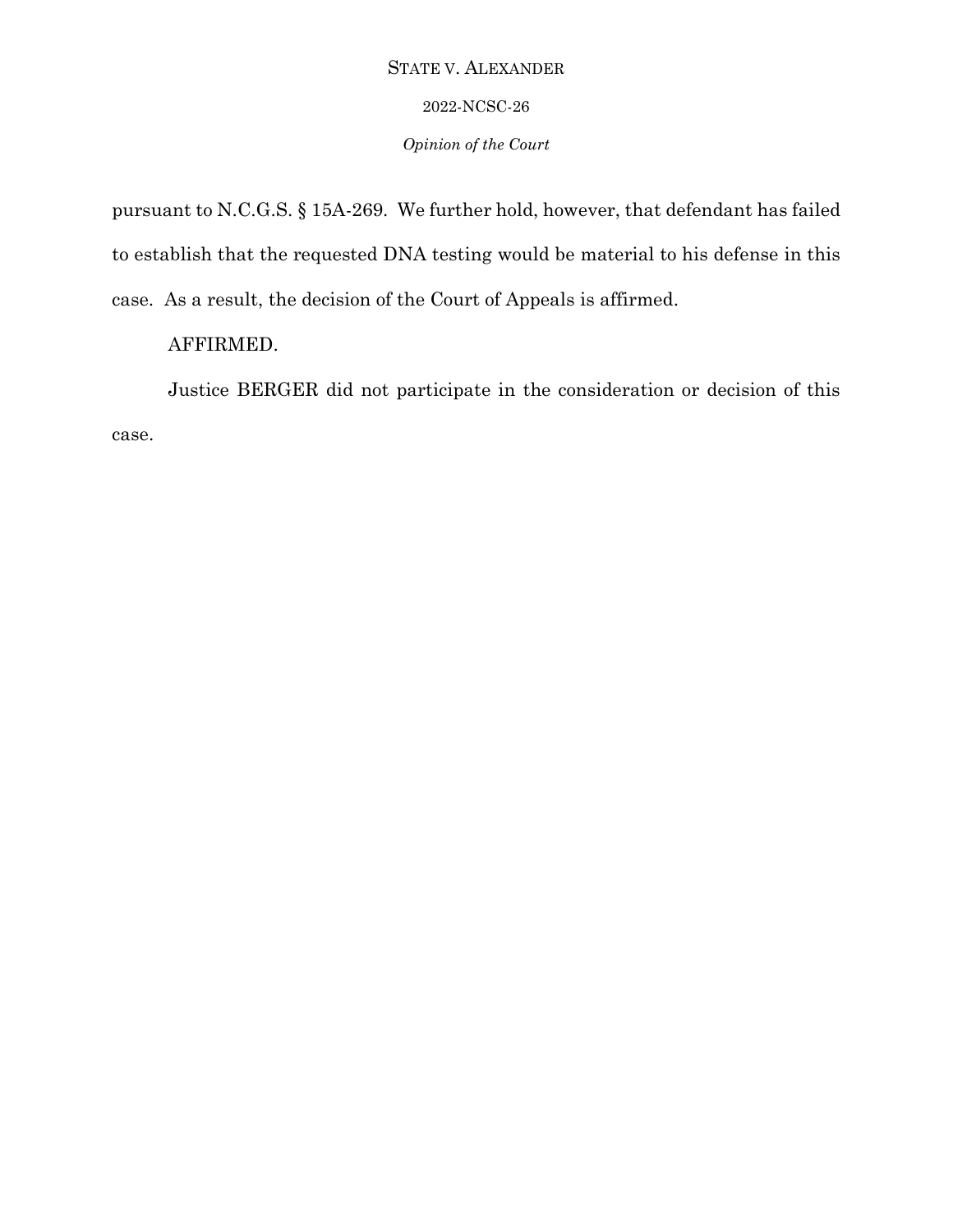pursuant to N.C.G.S. § 15A-269. We further hold, however, that defendant has failed to establish that the requested DNA testing would be material to his defense in this case. As a result, the decision of the Court of Appeals is affirmed.

AFFIRMED.

Justice BERGER did not participate in the consideration or decision of this case.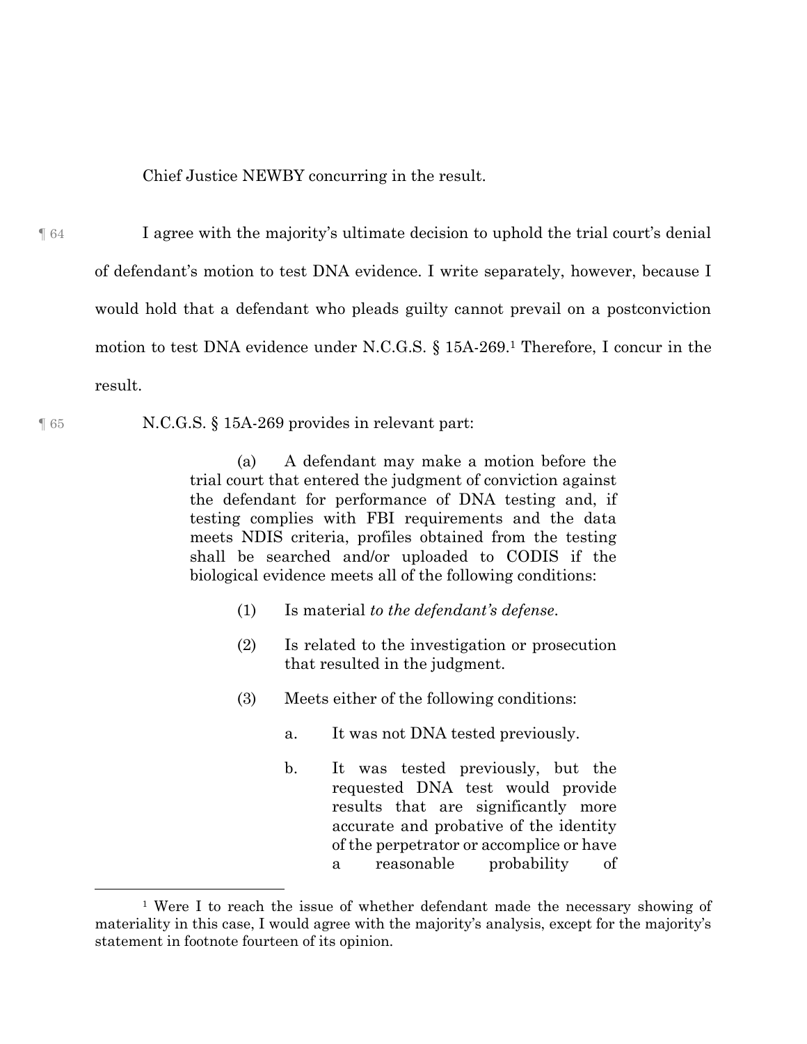Chief Justice NEWBY concurring in the result.

¶ 64 I agree with the majority's ultimate decision to uphold the trial court's denial of defendant's motion to test DNA evidence. I write separately, however, because I would hold that a defendant who pleads guilty cannot prevail on a postconviction motion to test DNA evidence under N.C.G.S. § 15A-269.[1] Therefore, I concur in the result.

¶ 65 N.C.G.S. § 15A-269 provides in relevant part:

> (a) A defendant may make a motion before the trial court that entered the judgment of conviction against the defendant for performance of DNA testing and, if testing complies with FBI requirements and the data meets NDIS criteria, profiles obtained from the testing shall be searched and/or uploaded to CODIS if the biological evidence meets all of the following conditions:
>
> (1) Is material *to the defendant's defense*.
>
> (2) Is related to the investigation or prosecution that resulted in the judgment.
>
> (3) Meets either of the following conditions:
>
> a. It was not DNA tested previously.
>
> b. It was tested previously, but the requested DNA test would provide results that are significantly more accurate and probative of the identity of the perpetrator or accomplice or have a reasonable probability of

---

[1] Were I to reach the issue of whether defendant made the necessary showing of materiality in this case, I would agree with the majority's analysis, except for the majority's statement in footnote fourteen of its opinion.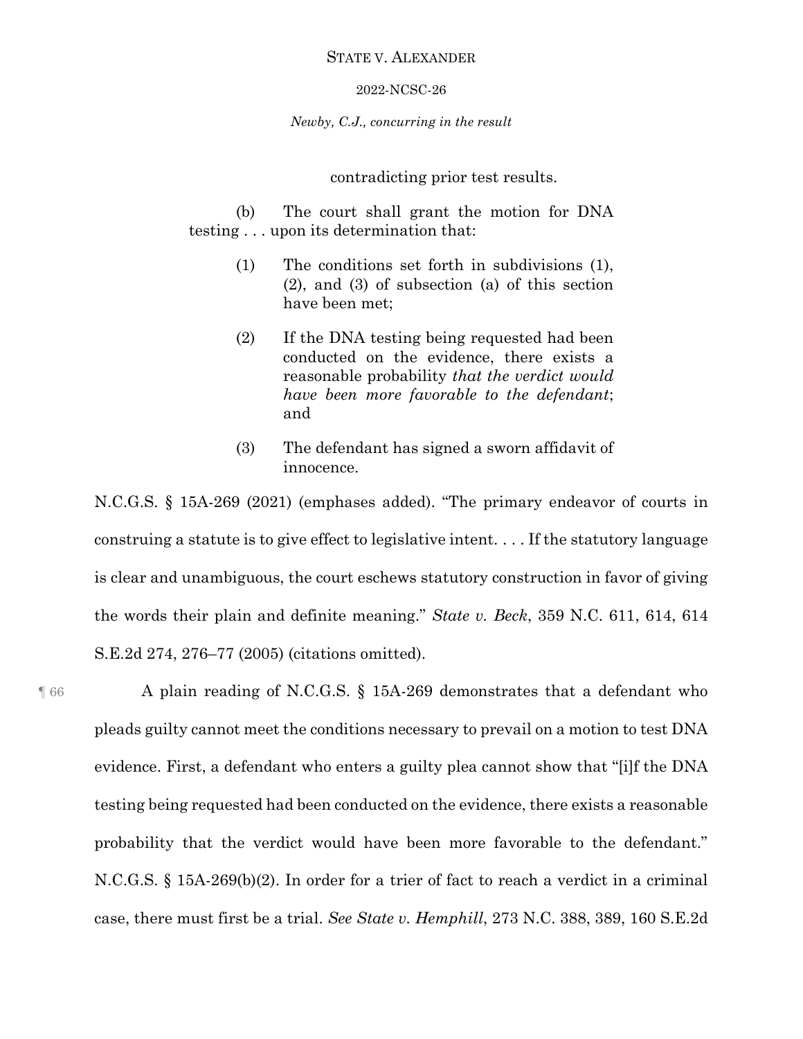> contradicting prior test results.
>
> (b) The court shall grant the motion for DNA testing . . . upon its determination that:
>
> (1) The conditions set forth in subdivisions (1), (2), and (3) of subsection (a) of this section have been met;
>
> (2) If the DNA testing being requested had been conducted on the evidence, there exists a reasonable probability *that the verdict would have been more favorable to the defendant*; and
>
> (3) The defendant has signed a sworn affidavit of innocence.

N.C.G.S. § 15A-269 (2021) (emphases added). "The primary endeavor of courts in construing a statute is to give effect to legislative intent. . . . If the statutory language is clear and unambiguous, the court eschews statutory construction in favor of giving the words their plain and definite meaning." *State v. Beck*, 359 N.C. 611, 614, 614 S.E.2d 274, 276–77 (2005) (citations omitted).

¶ 66 A plain reading of N.C.G.S. § 15A-269 demonstrates that a defendant who pleads guilty cannot meet the conditions necessary to prevail on a motion to test DNA evidence. First, a defendant who enters a guilty plea cannot show that "[i]f the DNA testing being requested had been conducted on the evidence, there exists a reasonable probability that the verdict would have been more favorable to the defendant." N.C.G.S. § 15A-269(b)(2). In order for a trier of fact to reach a verdict in a criminal case, there must first be a trial. *See State v. Hemphill*, 273 N.C. 388, 389, 160 S.E.2d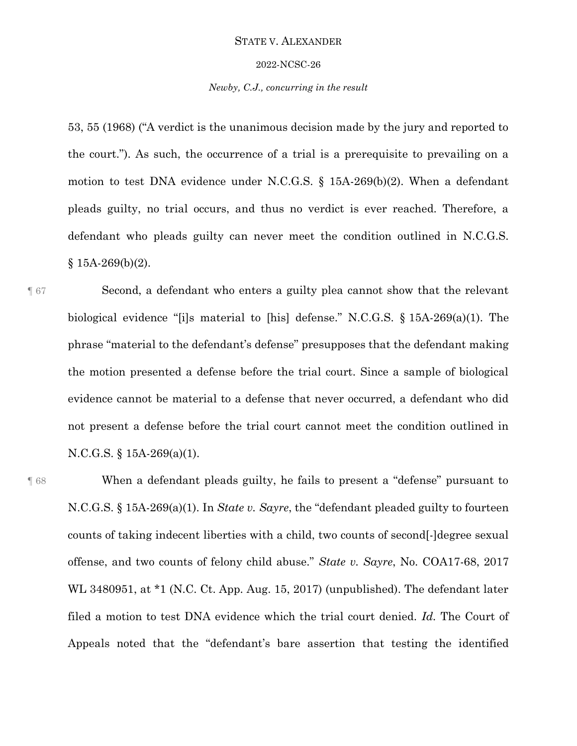53, 55 (1968) ("A verdict is the unanimous decision made by the jury and reported to the court."). As such, the occurrence of a trial is a prerequisite to prevailing on a motion to test DNA evidence under N.C.G.S. § 15A-269(b)(2). When a defendant pleads guilty, no trial occurs, and thus no verdict is ever reached. Therefore, a defendant who pleads guilty can never meet the condition outlined in N.C.G.S. § 15A-269(b)(2).

¶ 67 Second, a defendant who enters a guilty plea cannot show that the relevant biological evidence "[i]s material to [his] defense." N.C.G.S. § 15A-269(a)(1). The phrase "material to the defendant's defense" presupposes that the defendant making the motion presented a defense before the trial court. Since a sample of biological evidence cannot be material to a defense that never occurred, a defendant who did not present a defense before the trial court cannot meet the condition outlined in N.C.G.S. § 15A-269(a)(1).

¶ 68 When a defendant pleads guilty, he fails to present a "defense" pursuant to N.C.G.S. § 15A-269(a)(1). In *State v. Sayre*, the "defendant pleaded guilty to fourteen counts of taking indecent liberties with a child, two counts of second[-]degree sexual offense, and two counts of felony child abuse." *State v. Sayre*, No. COA17-68, 2017 WL 3480951, at *1 (N.C. Ct. App. Aug. 15, 2017) (unpublished). The defendant later filed a motion to test DNA evidence which the trial court denied. *Id.* The Court of Appeals noted that the "defendant's bare assertion that testing the identified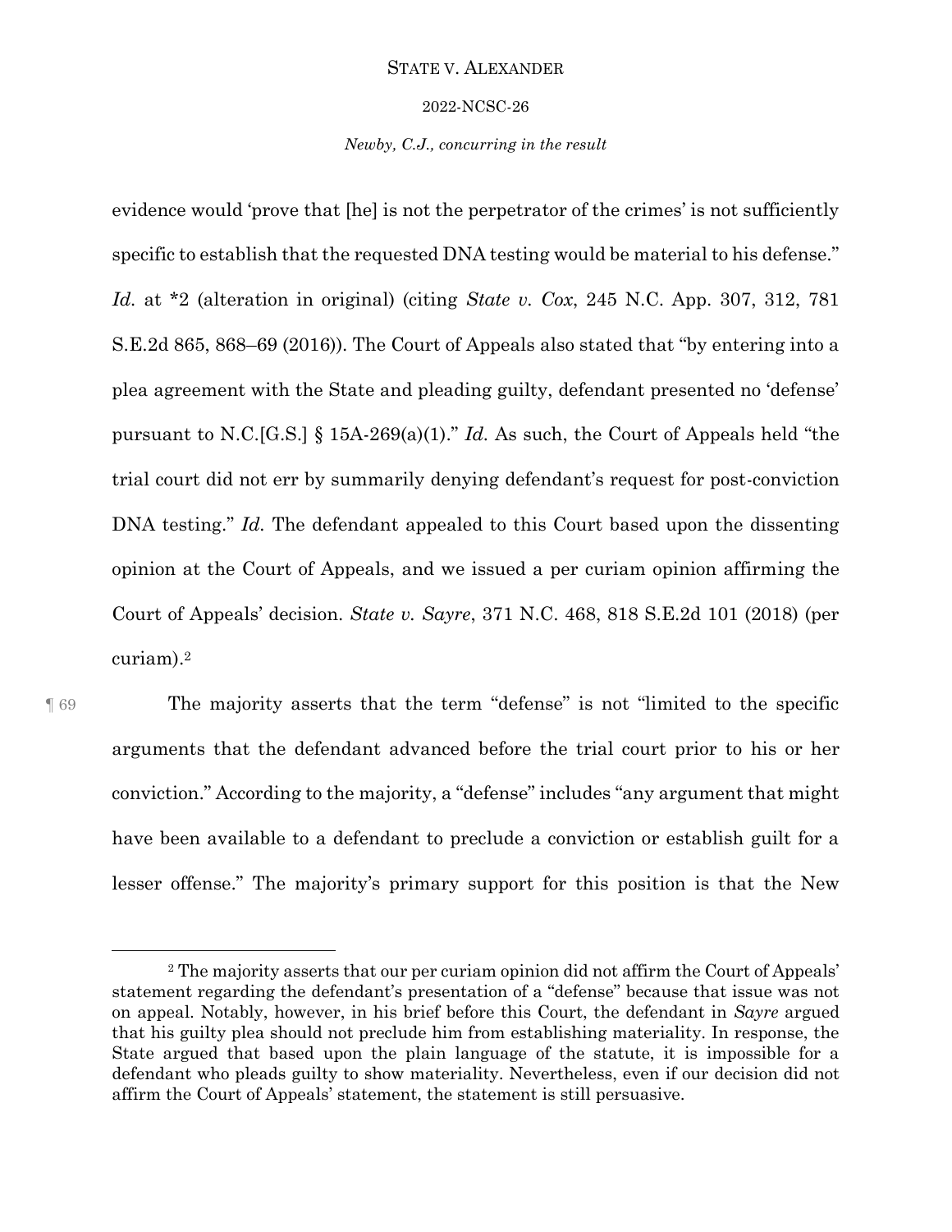evidence would 'prove that [he] is not the perpetrator of the crimes' is not sufficiently specific to establish that the requested DNA testing would be material to his defense." *Id.* at *2 (alteration in original) (citing *State v. Cox*, 245 N.C. App. 307, 312, 781 S.E.2d 865, 868–69 (2016)). The Court of Appeals also stated that "by entering into a plea agreement with the State and pleading guilty, defendant presented no 'defense' pursuant to N.C.[G.S.] § 15A-269(a)(1)." *Id.* As such, the Court of Appeals held "the trial court did not err by summarily denying defendant's request for post-conviction DNA testing." *Id.* The defendant appealed to this Court based upon the dissenting opinion at the Court of Appeals, and we issued a per curiam opinion affirming the Court of Appeals' decision. *State v. Sayre*, 371 N.C. 468, 818 S.E.2d 101 (2018) (per curiam).[2]

¶ 69 The majority asserts that the term "defense" is not "limited to the specific arguments that the defendant advanced before the trial court prior to his or her conviction." According to the majority, a "defense" includes "any argument that might have been available to a defendant to preclude a conviction or establish guilt for a lesser offense." The majority's primary support for this position is that the New

---

[2] The majority asserts that our per curiam opinion did not affirm the Court of Appeals' statement regarding the defendant's presentation of a "defense" because that issue was not on appeal. Notably, however, in his brief before this Court, the defendant in *Sayre* argued that his guilty plea should not preclude him from establishing materiality. In response, the State argued that based upon the plain language of the statute, it is impossible for a defendant who pleads guilty to show materiality. Nevertheless, even if our decision did not affirm the Court of Appeals' statement, the statement is still persuasive.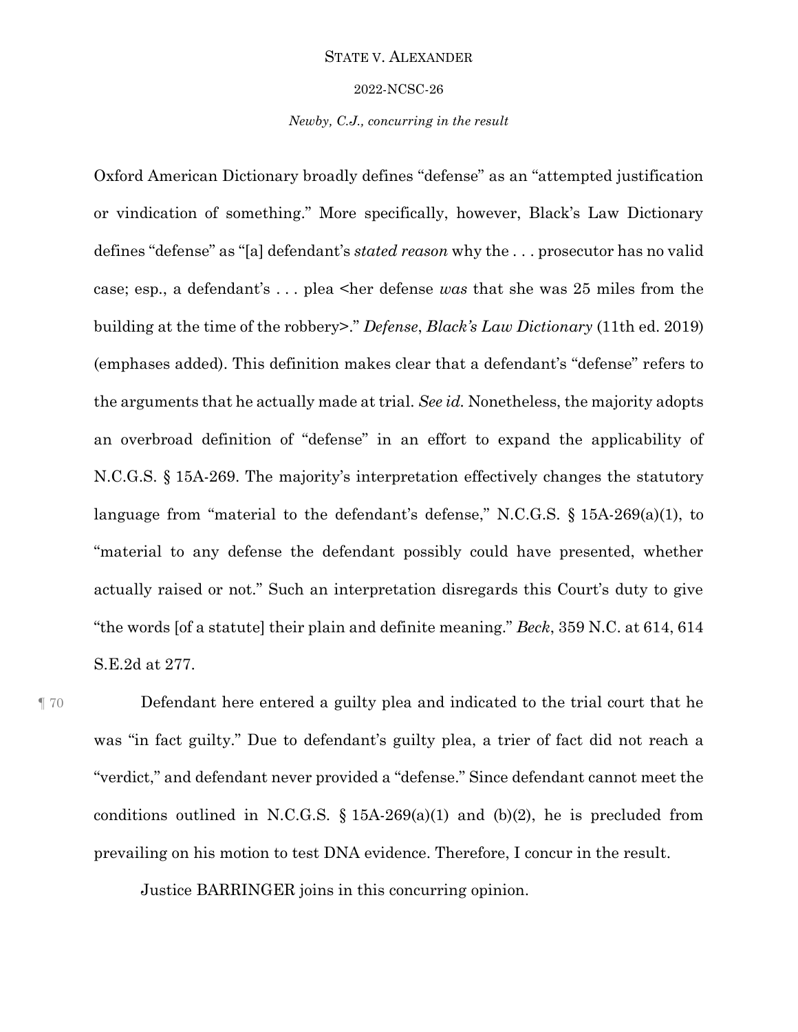Oxford American Dictionary broadly defines "defense" as an "attempted justification or vindication of something." More specifically, however, Black's Law Dictionary defines "defense" as "[a] defendant's *stated reason* why the . . . prosecutor has no valid case; esp., a defendant's . . . plea <her defense *was* that she was 25 miles from the building at the time of the robbery>." *Defense*, *Black's Law Dictionary* (11th ed. 2019) (emphases added). This definition makes clear that a defendant's "defense" refers to the arguments that he actually made at trial. *See id.* Nonetheless, the majority adopts an overbroad definition of "defense" in an effort to expand the applicability of N.C.G.S. § 15A-269. The majority's interpretation effectively changes the statutory language from "material to the defendant's defense," N.C.G.S. § 15A-269(a)(1), to "material to any defense the defendant possibly could have presented, whether actually raised or not." Such an interpretation disregards this Court's duty to give "the words [of a statute] their plain and definite meaning." *Beck*, 359 N.C. at 614, 614 S.E.2d at 277.

¶ 70 Defendant here entered a guilty plea and indicated to the trial court that he was "in fact guilty." Due to defendant's guilty plea, a trier of fact did not reach a "verdict," and defendant never provided a "defense." Since defendant cannot meet the conditions outlined in N.C.G.S. § 15A-269(a)(1) and (b)(2), he is precluded from prevailing on his motion to test DNA evidence. Therefore, I concur in the result.

Justice BARRINGER joins in this concurring opinion.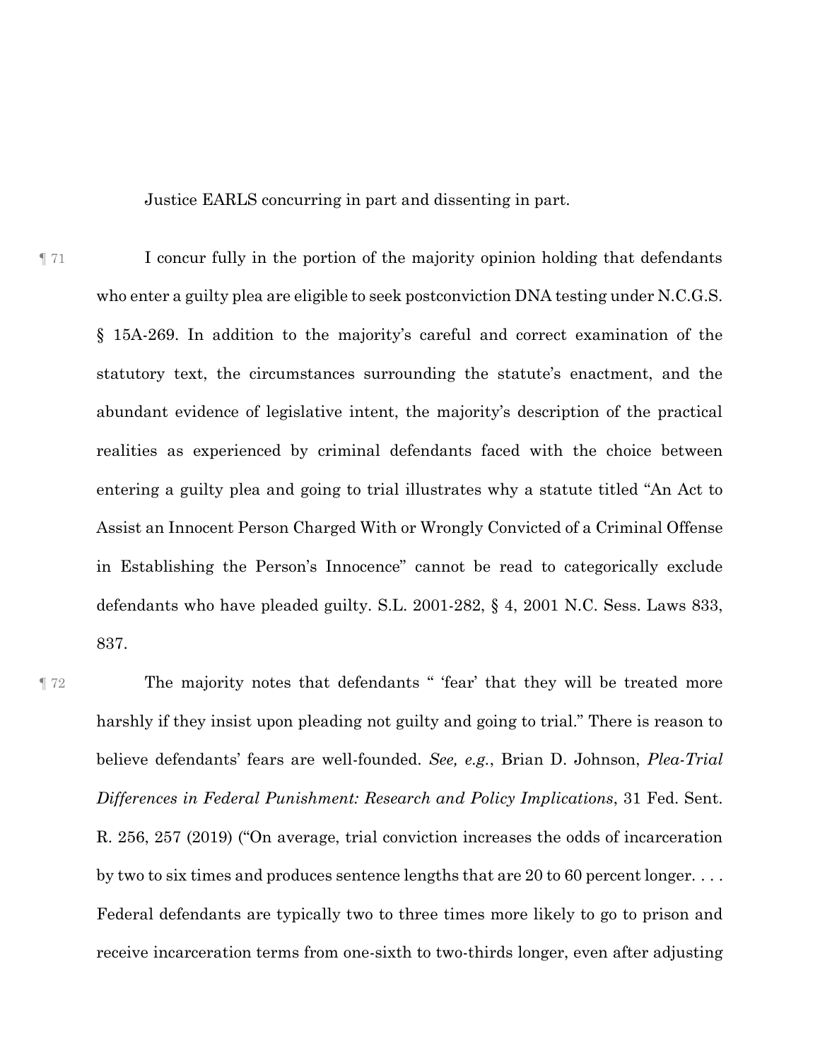Justice EARLS concurring in part and dissenting in part.

¶ 71 I concur fully in the portion of the majority opinion holding that defendants who enter a guilty plea are eligible to seek postconviction DNA testing under N.C.G.S. § 15A-269. In addition to the majority's careful and correct examination of the statutory text, the circumstances surrounding the statute's enactment, and the abundant evidence of legislative intent, the majority's description of the practical realities as experienced by criminal defendants faced with the choice between entering a guilty plea and going to trial illustrates why a statute titled "An Act to Assist an Innocent Person Charged With or Wrongly Convicted of a Criminal Offense in Establishing the Person's Innocence" cannot be read to categorically exclude defendants who have pleaded guilty. S.L. 2001-282, § 4, 2001 N.C. Sess. Laws 833, 837.

¶ 72 The majority notes that defendants " 'fear' that they will be treated more harshly if they insist upon pleading not guilty and going to trial." There is reason to believe defendants' fears are well-founded. *See, e.g.*, Brian D. Johnson, *Plea-Trial Differences in Federal Punishment: Research and Policy Implications*, 31 Fed. Sent. R. 256, 257 (2019) ("On average, trial conviction increases the odds of incarceration by two to six times and produces sentence lengths that are 20 to 60 percent longer. . . . Federal defendants are typically two to three times more likely to go to prison and receive incarceration terms from one-sixth to two-thirds longer, even after adjusting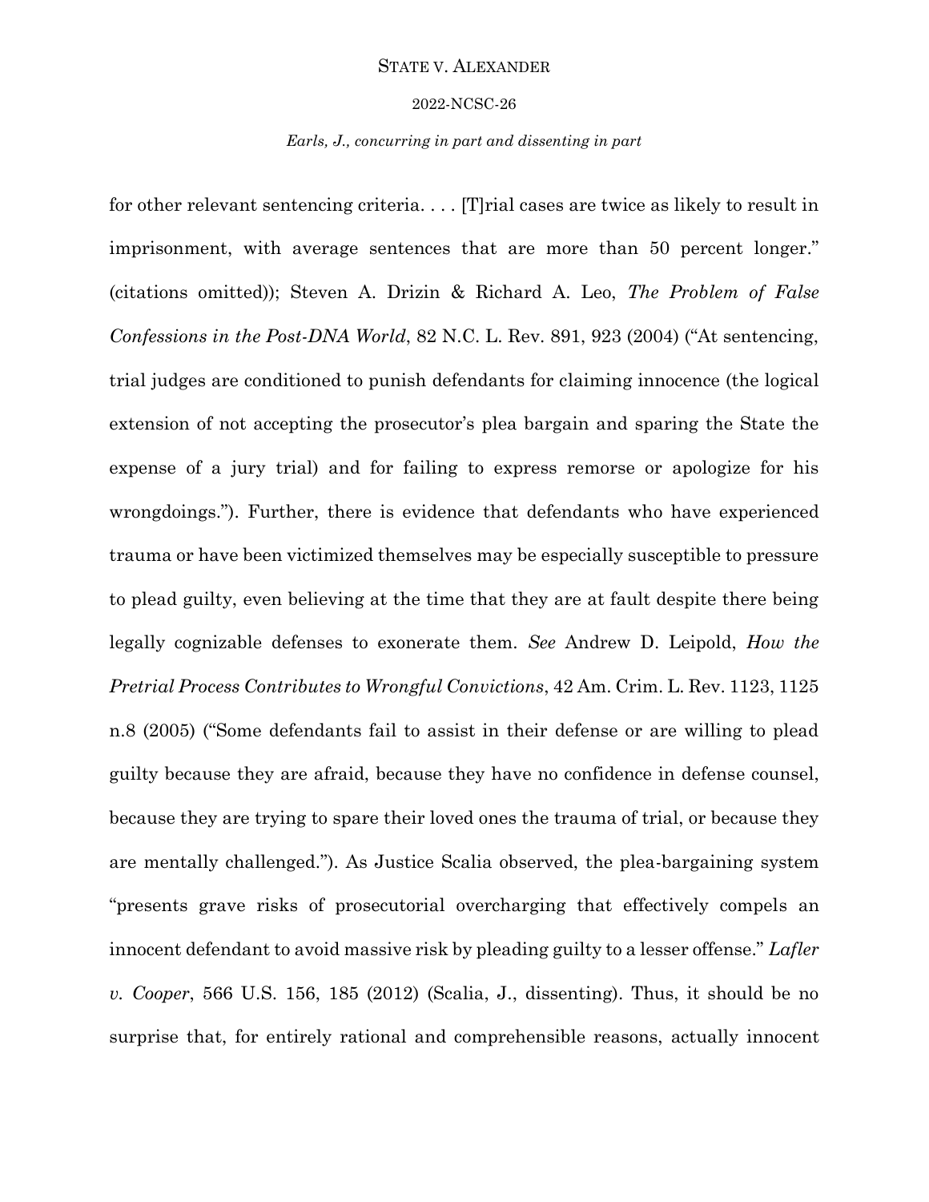for other relevant sentencing criteria. . . . [T]rial cases are twice as likely to result in imprisonment, with average sentences that are more than 50 percent longer." (citations omitted)); Steven A. Drizin & Richard A. Leo, *The Problem of False Confessions in the Post-DNA World*, 82 N.C. L. Rev. 891, 923 (2004) ("At sentencing, trial judges are conditioned to punish defendants for claiming innocence (the logical extension of not accepting the prosecutor's plea bargain and sparing the State the expense of a jury trial) and for failing to express remorse or apologize for his wrongdoings."). Further, there is evidence that defendants who have experienced trauma or have been victimized themselves may be especially susceptible to pressure to plead guilty, even believing at the time that they are at fault despite there being legally cognizable defenses to exonerate them. *See* Andrew D. Leipold, *How the Pretrial Process Contributes to Wrongful Convictions*, 42 Am. Crim. L. Rev. 1123, 1125 n.8 (2005) ("Some defendants fail to assist in their defense or are willing to plead guilty because they are afraid, because they have no confidence in defense counsel, because they are trying to spare their loved ones the trauma of trial, or because they are mentally challenged."). As Justice Scalia observed, the plea-bargaining system "presents grave risks of prosecutorial overcharging that effectively compels an innocent defendant to avoid massive risk by pleading guilty to a lesser offense." *Lafler v. Cooper*, 566 U.S. 156, 185 (2012) (Scalia, J., dissenting). Thus, it should be no surprise that, for entirely rational and comprehensible reasons, actually innocent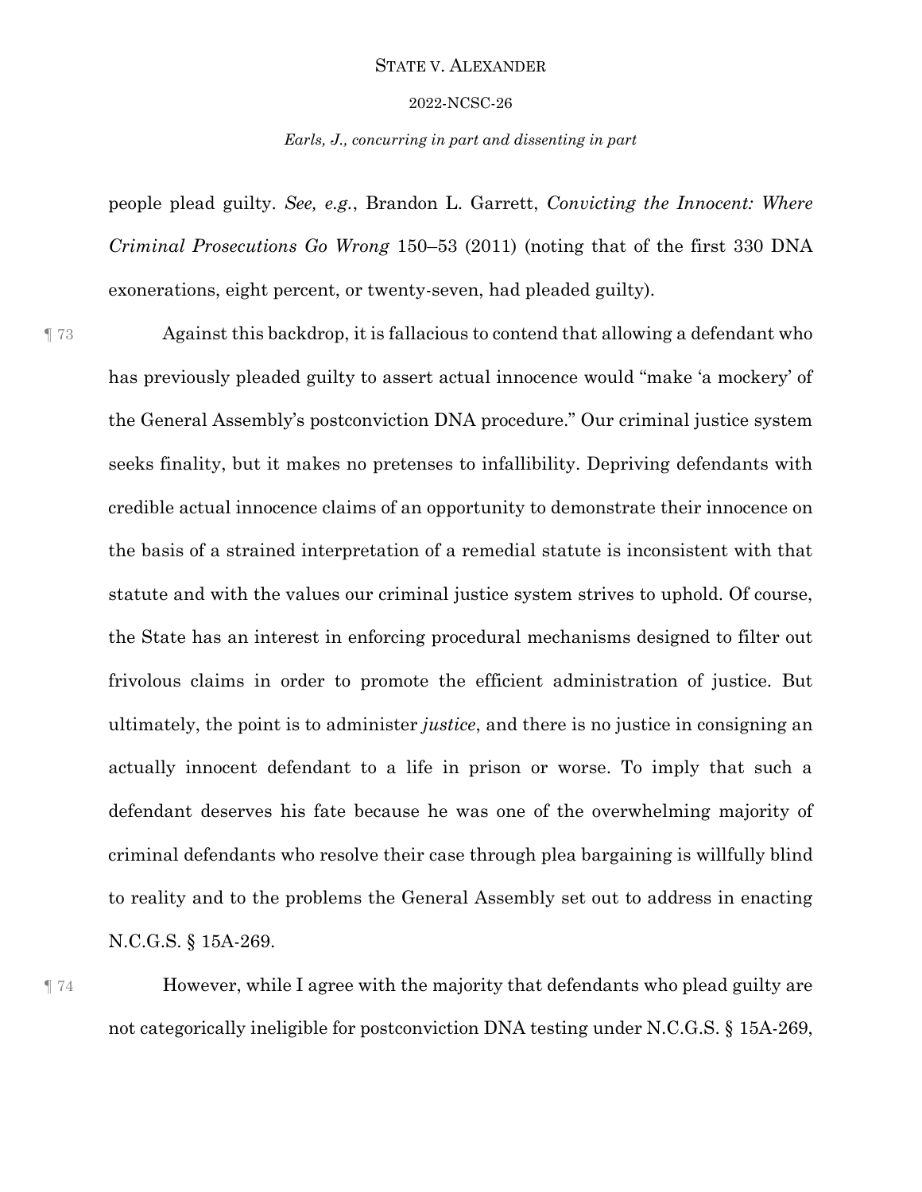people plead guilty. *See, e.g.*, Brandon L. Garrett, *Convicting the Innocent: Where Criminal Prosecutions Go Wrong* 150–53 (2011) (noting that of the first 330 DNA exonerations, eight percent, or twenty-seven, had pleaded guilty).

¶ 73 Against this backdrop, it is fallacious to contend that allowing a defendant who has previously pleaded guilty to assert actual innocence would "make 'a mockery' of the General Assembly's postconviction DNA procedure." Our criminal justice system seeks finality, but it makes no pretenses to infallibility. Depriving defendants with credible actual innocence claims of an opportunity to demonstrate their innocence on the basis of a strained interpretation of a remedial statute is inconsistent with that statute and with the values our criminal justice system strives to uphold. Of course, the State has an interest in enforcing procedural mechanisms designed to filter out frivolous claims in order to promote the efficient administration of justice. But ultimately, the point is to administer *justice*, and there is no justice in consigning an actually innocent defendant to a life in prison or worse. To imply that such a defendant deserves his fate because he was one of the overwhelming majority of criminal defendants who resolve their case through plea bargaining is willfully blind to reality and to the problems the General Assembly set out to address in enacting N.C.G.S. § 15A-269.

¶ 74 However, while I agree with the majority that defendants who plead guilty are not categorically ineligible for postconviction DNA testing under N.C.G.S. § 15A-269,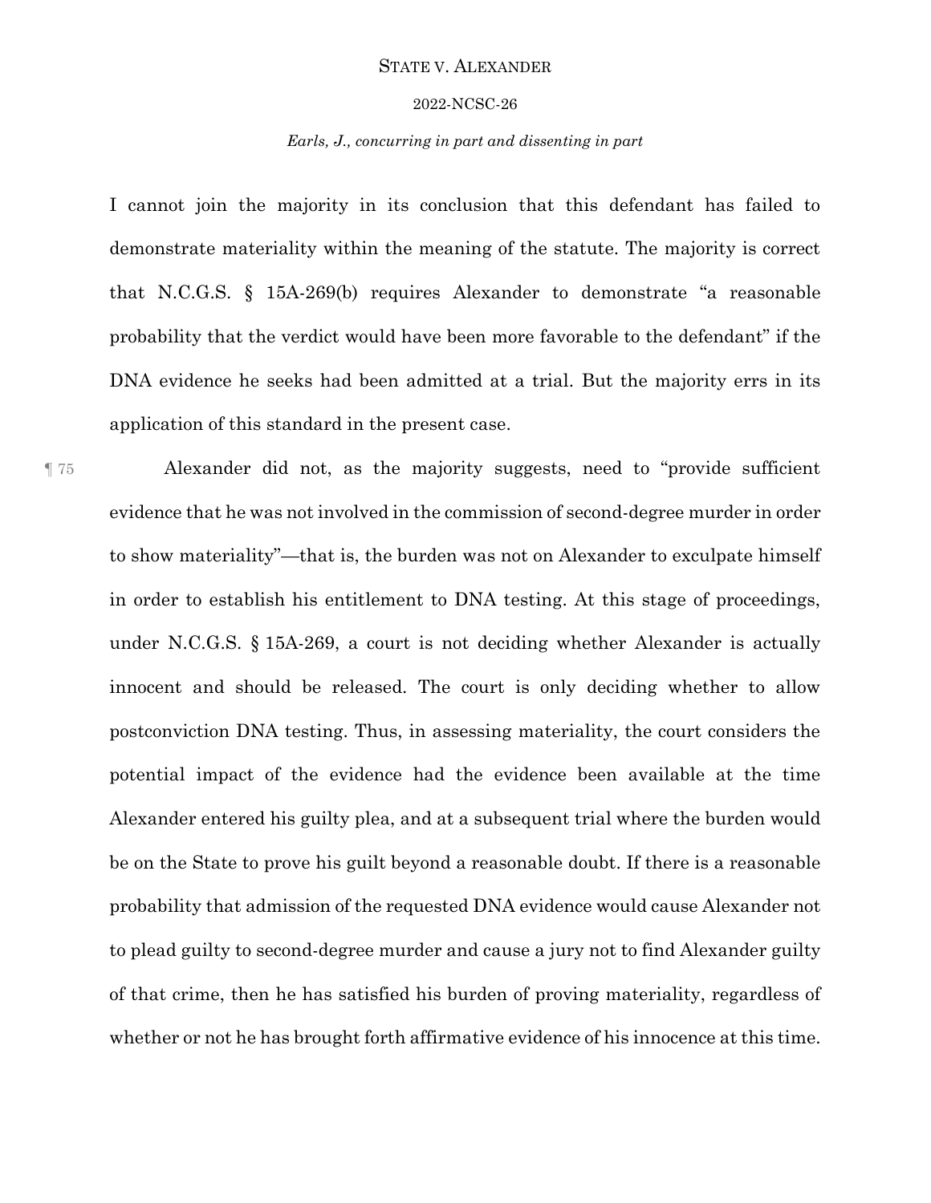I cannot join the majority in its conclusion that this defendant has failed to demonstrate materiality within the meaning of the statute. The majority is correct that N.C.G.S. § 15A-269(b) requires Alexander to demonstrate "a reasonable probability that the verdict would have been more favorable to the defendant" if the DNA evidence he seeks had been admitted at a trial. But the majority errs in its application of this standard in the present case.

¶ 75 Alexander did not, as the majority suggests, need to "provide sufficient evidence that he was not involved in the commission of second-degree murder in order to show materiality"—that is, the burden was not on Alexander to exculpate himself in order to establish his entitlement to DNA testing. At this stage of proceedings, under N.C.G.S. § 15A-269, a court is not deciding whether Alexander is actually innocent and should be released. The court is only deciding whether to allow postconviction DNA testing. Thus, in assessing materiality, the court considers the potential impact of the evidence had the evidence been available at the time Alexander entered his guilty plea, and at a subsequent trial where the burden would be on the State to prove his guilt beyond a reasonable doubt. If there is a reasonable probability that admission of the requested DNA evidence would cause Alexander not to plead guilty to second-degree murder and cause a jury not to find Alexander guilty of that crime, then he has satisfied his burden of proving materiality, regardless of whether or not he has brought forth affirmative evidence of his innocence at this time.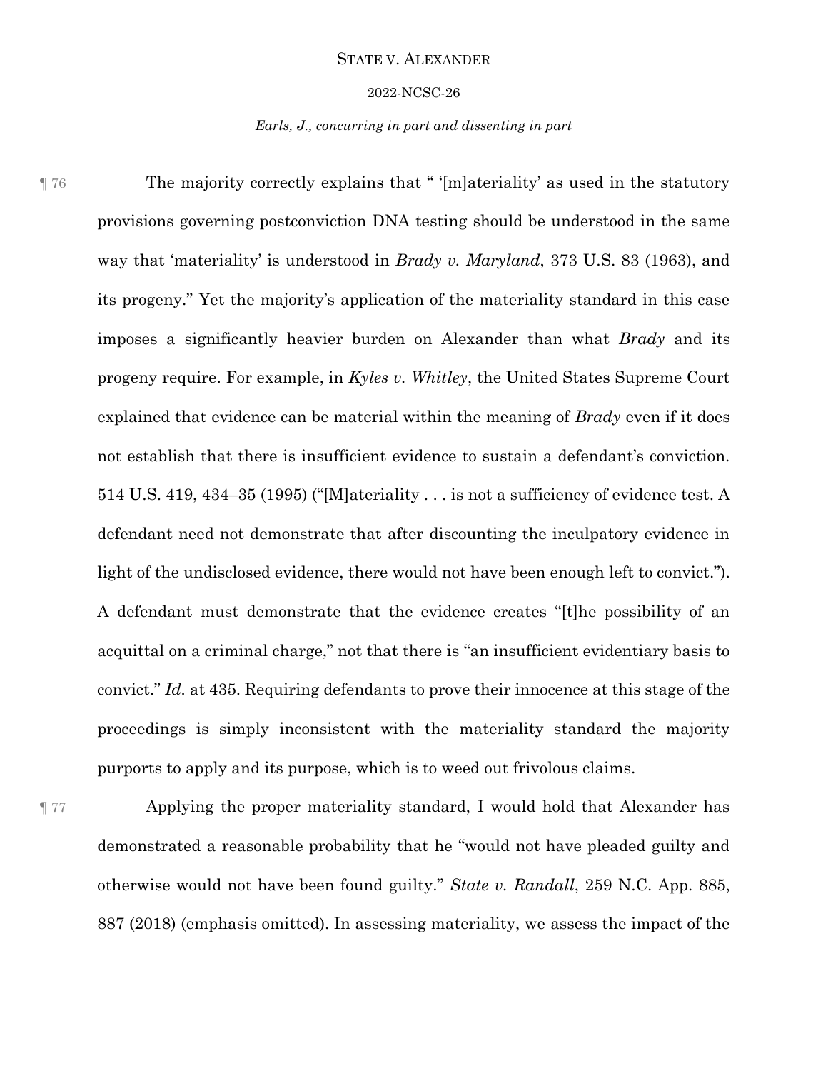¶ 76 The majority correctly explains that " '[m]ateriality' as used in the statutory provisions governing postconviction DNA testing should be understood in the same way that 'materiality' is understood in *Brady v. Maryland*, 373 U.S. 83 (1963), and its progeny." Yet the majority's application of the materiality standard in this case imposes a significantly heavier burden on Alexander than what *Brady* and its progeny require. For example, in *Kyles v. Whitley*, the United States Supreme Court explained that evidence can be material within the meaning of *Brady* even if it does not establish that there is insufficient evidence to sustain a defendant's conviction. 514 U.S. 419, 434–35 (1995) ("[M]ateriality . . . is not a sufficiency of evidence test. A defendant need not demonstrate that after discounting the inculpatory evidence in light of the undisclosed evidence, there would not have been enough left to convict."). A defendant must demonstrate that the evidence creates "[t]he possibility of an acquittal on a criminal charge," not that there is "an insufficient evidentiary basis to convict." *Id.* at 435. Requiring defendants to prove their innocence at this stage of the proceedings is simply inconsistent with the materiality standard the majority purports to apply and its purpose, which is to weed out frivolous claims.

¶ 77 Applying the proper materiality standard, I would hold that Alexander has demonstrated a reasonable probability that he "would not have pleaded guilty and otherwise would not have been found guilty." *State v. Randall*, 259 N.C. App. 885, 887 (2018) (emphasis omitted). In assessing materiality, we assess the impact of the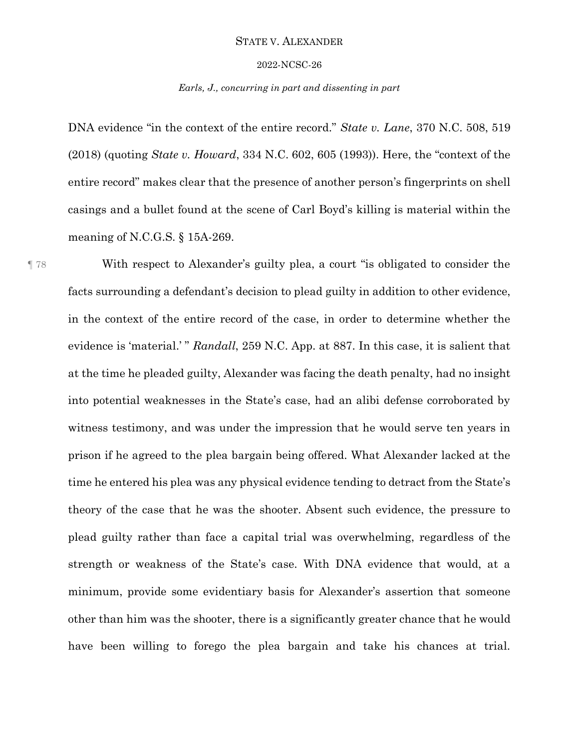DNA evidence "in the context of the entire record." *State v. Lane*, 370 N.C. 508, 519 (2018) (quoting *State v. Howard*, 334 N.C. 602, 605 (1993)). Here, the "context of the entire record" makes clear that the presence of another person's fingerprints on shell casings and a bullet found at the scene of Carl Boyd's killing is material within the meaning of N.C.G.S. § 15A-269.

¶ 78 With respect to Alexander's guilty plea, a court "is obligated to consider the facts surrounding a defendant's decision to plead guilty in addition to other evidence, in the context of the entire record of the case, in order to determine whether the evidence is 'material.' " *Randall*, 259 N.C. App. at 887. In this case, it is salient that at the time he pleaded guilty, Alexander was facing the death penalty, had no insight into potential weaknesses in the State's case, had an alibi defense corroborated by witness testimony, and was under the impression that he would serve ten years in prison if he agreed to the plea bargain being offered. What Alexander lacked at the time he entered his plea was any physical evidence tending to detract from the State's theory of the case that he was the shooter. Absent such evidence, the pressure to plead guilty rather than face a capital trial was overwhelming, regardless of the strength or weakness of the State's case. With DNA evidence that would, at a minimum, provide some evidentiary basis for Alexander's assertion that someone other than him was the shooter, there is a significantly greater chance that he would have been willing to forego the plea bargain and take his chances at trial.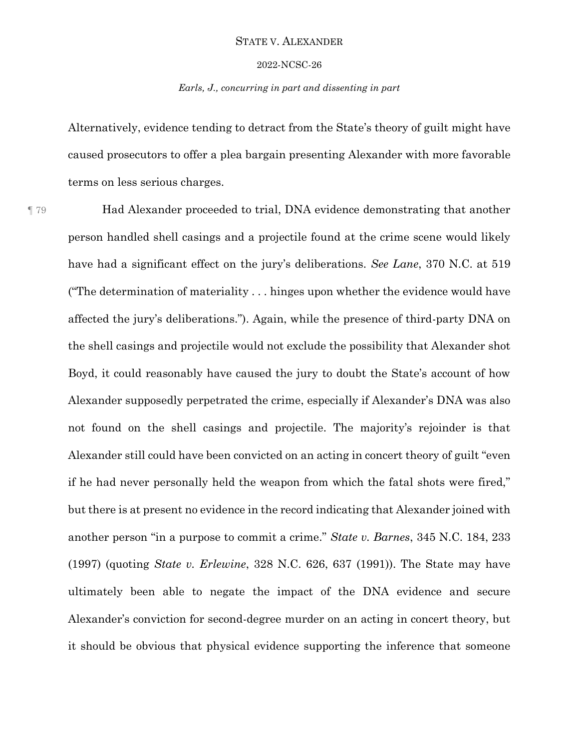Alternatively, evidence tending to detract from the State's theory of guilt might have caused prosecutors to offer a plea bargain presenting Alexander with more favorable terms on less serious charges.

¶ 79 Had Alexander proceeded to trial, DNA evidence demonstrating that another person handled shell casings and a projectile found at the crime scene would likely have had a significant effect on the jury's deliberations. *See Lane*, 370 N.C. at 519 ("The determination of materiality . . . hinges upon whether the evidence would have affected the jury's deliberations."). Again, while the presence of third-party DNA on the shell casings and projectile would not exclude the possibility that Alexander shot Boyd, it could reasonably have caused the jury to doubt the State's account of how Alexander supposedly perpetrated the crime, especially if Alexander's DNA was also not found on the shell casings and projectile. The majority's rejoinder is that Alexander still could have been convicted on an acting in concert theory of guilt "even if he had never personally held the weapon from which the fatal shots were fired," but there is at present no evidence in the record indicating that Alexander joined with another person "in a purpose to commit a crime." *State v. Barnes*, 345 N.C. 184, 233 (1997) (quoting *State v. Erlewine*, 328 N.C. 626, 637 (1991)). The State may have ultimately been able to negate the impact of the DNA evidence and secure Alexander's conviction for second-degree murder on an acting in concert theory, but it should be obvious that physical evidence supporting the inference that someone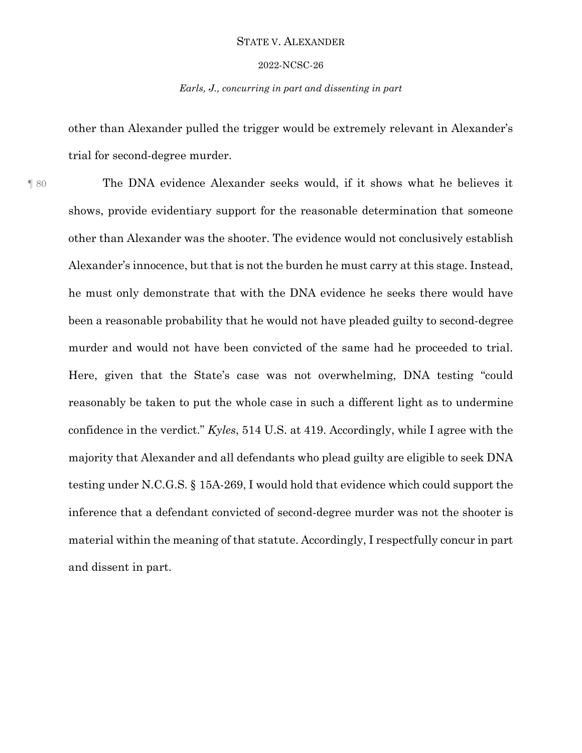other than Alexander pulled the trigger would be extremely relevant in Alexander's trial for second-degree murder.

¶ 80 The DNA evidence Alexander seeks would, if it shows what he believes it shows, provide evidentiary support for the reasonable determination that someone other than Alexander was the shooter. The evidence would not conclusively establish Alexander's innocence, but that is not the burden he must carry at this stage. Instead, he must only demonstrate that with the DNA evidence he seeks there would have been a reasonable probability that he would not have pleaded guilty to second-degree murder and would not have been convicted of the same had he proceeded to trial. Here, given that the State's case was not overwhelming, DNA testing "could reasonably be taken to put the whole case in such a different light as to undermine confidence in the verdict." *Kyles*, 514 U.S. at 419. Accordingly, while I agree with the majority that Alexander and all defendants who plead guilty are eligible to seek DNA testing under N.C.G.S. § 15A-269, I would hold that evidence which could support the inference that a defendant convicted of second-degree murder was not the shooter is material within the meaning of that statute. Accordingly, I respectfully concur in part and dissent in part.